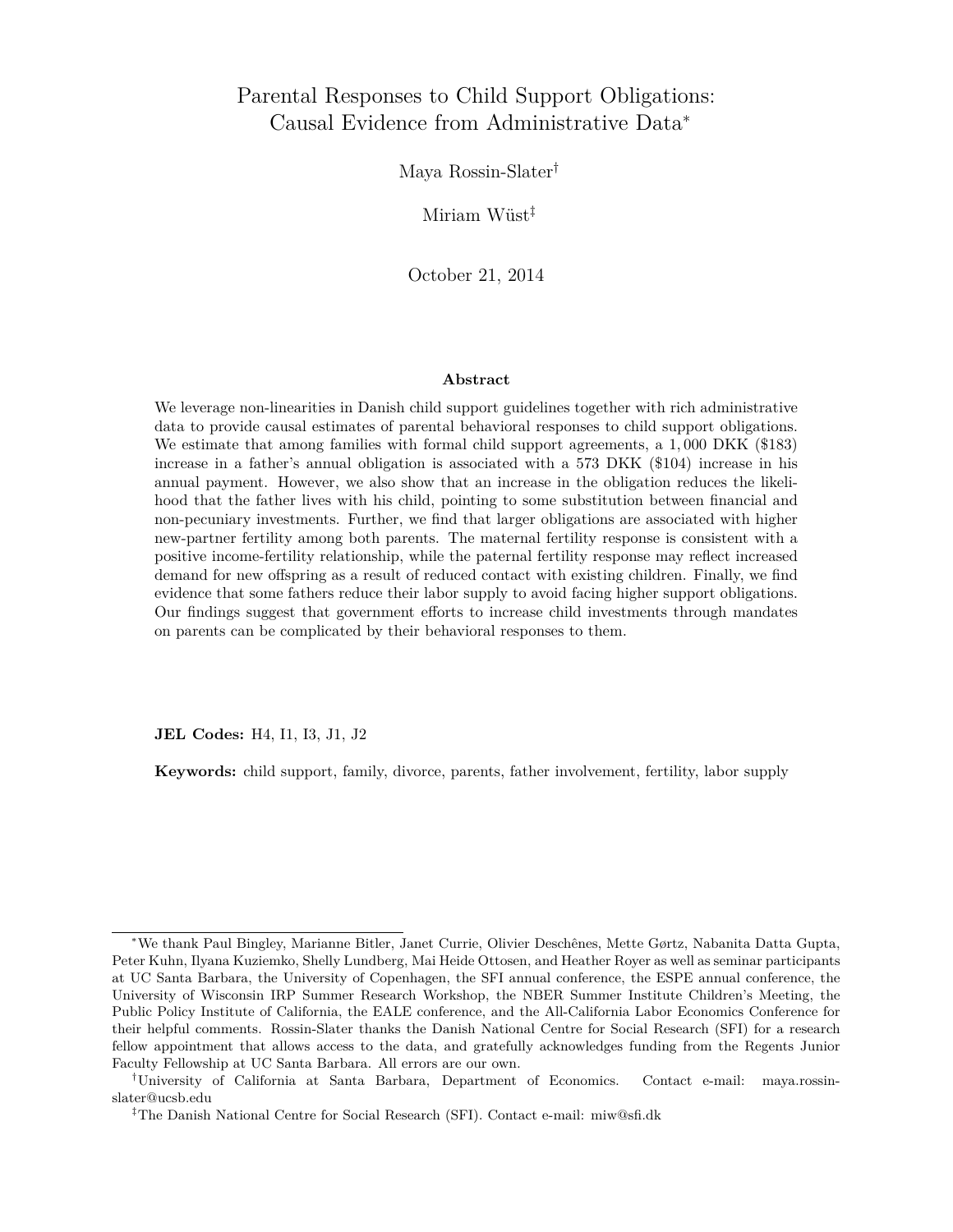# Parental Responses to Child Support Obligations: Causal Evidence from Administrative Data*

Maya Rossin-Slater†

Miriam Wüst‡

October 21, 2014

## Abstract

We leverage non-linearities in Danish child support guidelines together with rich administrative data to provide causal estimates of parental behavioral responses to child support obligations. We estimate that among families with formal child support agreements, a 1,000 DKK ($183) increase in a father's annual obligation is associated with a 573 DKK ($104) increase in his annual payment. However, we also show that an increase in the obligation reduces the likelihood that the father lives with his child, pointing to some substitution between financial and non-pecuniary investments. Further, we find that larger obligations are associated with higher new-partner fertility among both parents. The maternal fertility response is consistent with a positive income-fertility relationship, while the paternal fertility response may reflect increased demand for new offspring as a result of reduced contact with existing children. Finally, we find evidence that some fathers reduce their labor supply to avoid facing higher support obligations. Our findings suggest that government efforts to increase child investments through mandates on parents can be complicated by their behavioral responses to them.

**JEL Codes:** H4, I1, I3, J1, J2

**Keywords:** child support, family, divorce, parents, father involvement, fertility, labor supply

---

*We thank Paul Bingley, Marianne Bitler, Janet Currie, Olivier Deschênes, Mette Gørtz, Nabanita Datta Gupta, Peter Kuhn, Ilyana Kuziemko, Shelly Lundberg, Mai Heide Ottosen, and Heather Royer as well as seminar participants at UC Santa Barbara, the University of Copenhagen, the SFI annual conference, the ESPE annual conference, the University of Wisconsin IRP Summer Research Workshop, the NBER Summer Institute Children's Meeting, the Public Policy Institute of California, the EALE conference, and the All-California Labor Economics Conference for their helpful comments. Rossin-Slater thanks the Danish National Centre for Social Research (SFI) for a research fellow appointment that allows access to the data, and gratefully acknowledges funding from the Regents Junior Faculty Fellowship at UC Santa Barbara. All errors are our own.

†University of California at Santa Barbara, Department of Economics. Contact e-mail: maya.rossin-slater@ucsb.edu

‡The Danish National Centre for Social Research (SFI). Contact e-mail: miw@sfi.dk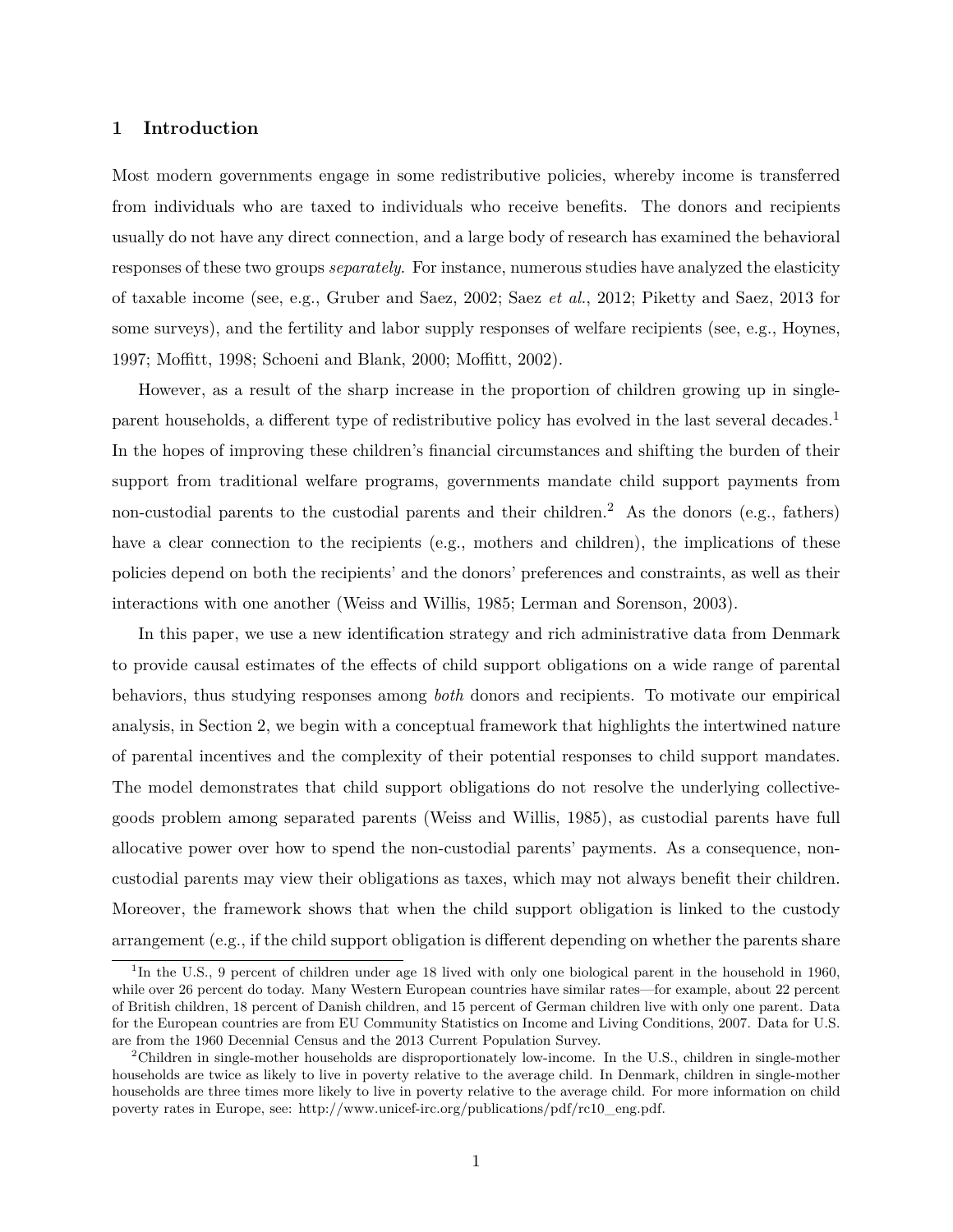# 1 Introduction

Most modern governments engage in some redistributive policies, whereby income is transferred from individuals who are taxed to individuals who receive benefits. The donors and recipients usually do not have any direct connection, and a large body of research has examined the behavioral responses of these two groups *separately*. For instance, numerous studies have analyzed the elasticity of taxable income (see, e.g., Gruber and Saez, 2002; Saez *et al.*, 2012; Piketty and Saez, 2013 for some surveys), and the fertility and labor supply responses of welfare recipients (see, e.g., Hoynes, 1997; Moffitt, 1998; Schoeni and Blank, 2000; Moffitt, 2002).

However, as a result of the sharp increase in the proportion of children growing up in single-parent households, a different type of redistributive policy has evolved in the last several decades.[1] In the hopes of improving these children's financial circumstances and shifting the burden of their support from traditional welfare programs, governments mandate child support payments from non-custodial parents to the custodial parents and their children.[2] As the donors (e.g., fathers) have a clear connection to the recipients (e.g., mothers and children), the implications of these policies depend on both the recipients' and the donors' preferences and constraints, as well as their interactions with one another (Weiss and Willis, 1985; Lerman and Sorenson, 2003).

In this paper, we use a new identification strategy and rich administrative data from Denmark to provide causal estimates of the effects of child support obligations on a wide range of parental behaviors, thus studying responses among *both* donors and recipients. To motivate our empirical analysis, in Section 2, we begin with a conceptual framework that highlights the intertwined nature of parental incentives and the complexity of their potential responses to child support mandates. The model demonstrates that child support obligations do not resolve the underlying collective-goods problem among separated parents (Weiss and Willis, 1985), as custodial parents have full allocative power over how to spend the non-custodial parents' payments. As a consequence, non-custodial parents may view their obligations as taxes, which may not always benefit their children. Moreover, the framework shows that when the child support obligation is linked to the custody arrangement (e.g., if the child support obligation is different depending on whether the parents share

[1]In the U.S., 9 percent of children under age 18 lived with only one biological parent in the household in 1960, while over 26 percent do today. Many Western European countries have similar rates—for example, about 22 percent of British children, 18 percent of Danish children, and 15 percent of German children live with only one parent. Data for the European countries are from EU Community Statistics on Income and Living Conditions, 2007. Data for U.S. are from the 1960 Decennial Census and the 2013 Current Population Survey.

[2]Children in single-mother households are disproportionately low-income. In the U.S., children in single-mother households are twice as likely to live in poverty relative to the average child. In Denmark, children in single-mother households are three times more likely to live in poverty relative to the average child. For more information on child poverty rates in Europe, see: http://www.unicef-irc.org/publications/pdf/rc10_eng.pdf.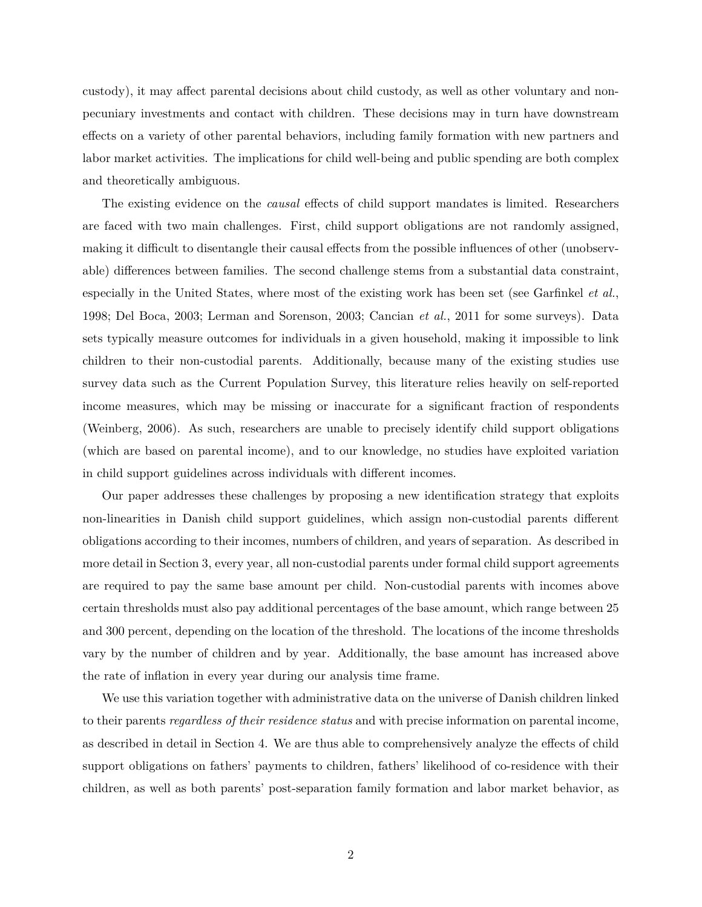custody), it may affect parental decisions about child custody, as well as other voluntary and non-pecuniary investments and contact with children. These decisions may in turn have downstream effects on a variety of other parental behaviors, including family formation with new partners and labor market activities. The implications for child well-being and public spending are both complex and theoretically ambiguous.

The existing evidence on the *causal* effects of child support mandates is limited. Researchers are faced with two main challenges. First, child support obligations are not randomly assigned, making it difficult to disentangle their causal effects from the possible influences of other (unobservable) differences between families. The second challenge stems from a substantial data constraint, especially in the United States, where most of the existing work has been set (see Garfinkel *et al.*, 1998; Del Boca, 2003; Lerman and Sorenson, 2003; Cancian *et al.*, 2011 for some surveys). Data sets typically measure outcomes for individuals in a given household, making it impossible to link children to their non-custodial parents. Additionally, because many of the existing studies use survey data such as the Current Population Survey, this literature relies heavily on self-reported income measures, which may be missing or inaccurate for a significant fraction of respondents (Weinberg, 2006). As such, researchers are unable to precisely identify child support obligations (which are based on parental income), and to our knowledge, no studies have exploited variation in child support guidelines across individuals with different incomes.

Our paper addresses these challenges by proposing a new identification strategy that exploits non-linearities in Danish child support guidelines, which assign non-custodial parents different obligations according to their incomes, numbers of children, and years of separation. As described in more detail in Section 3, every year, all non-custodial parents under formal child support agreements are required to pay the same base amount per child. Non-custodial parents with incomes above certain thresholds must also pay additional percentages of the base amount, which range between 25 and 300 percent, depending on the location of the threshold. The locations of the income thresholds vary by the number of children and by year. Additionally, the base amount has increased above the rate of inflation in every year during our analysis time frame.

We use this variation together with administrative data on the universe of Danish children linked to their parents *regardless of their residence status* and with precise information on parental income, as described in detail in Section 4. We are thus able to comprehensively analyze the effects of child support obligations on fathers' payments to children, fathers' likelihood of co-residence with their children, as well as both parents' post-separation family formation and labor market behavior, as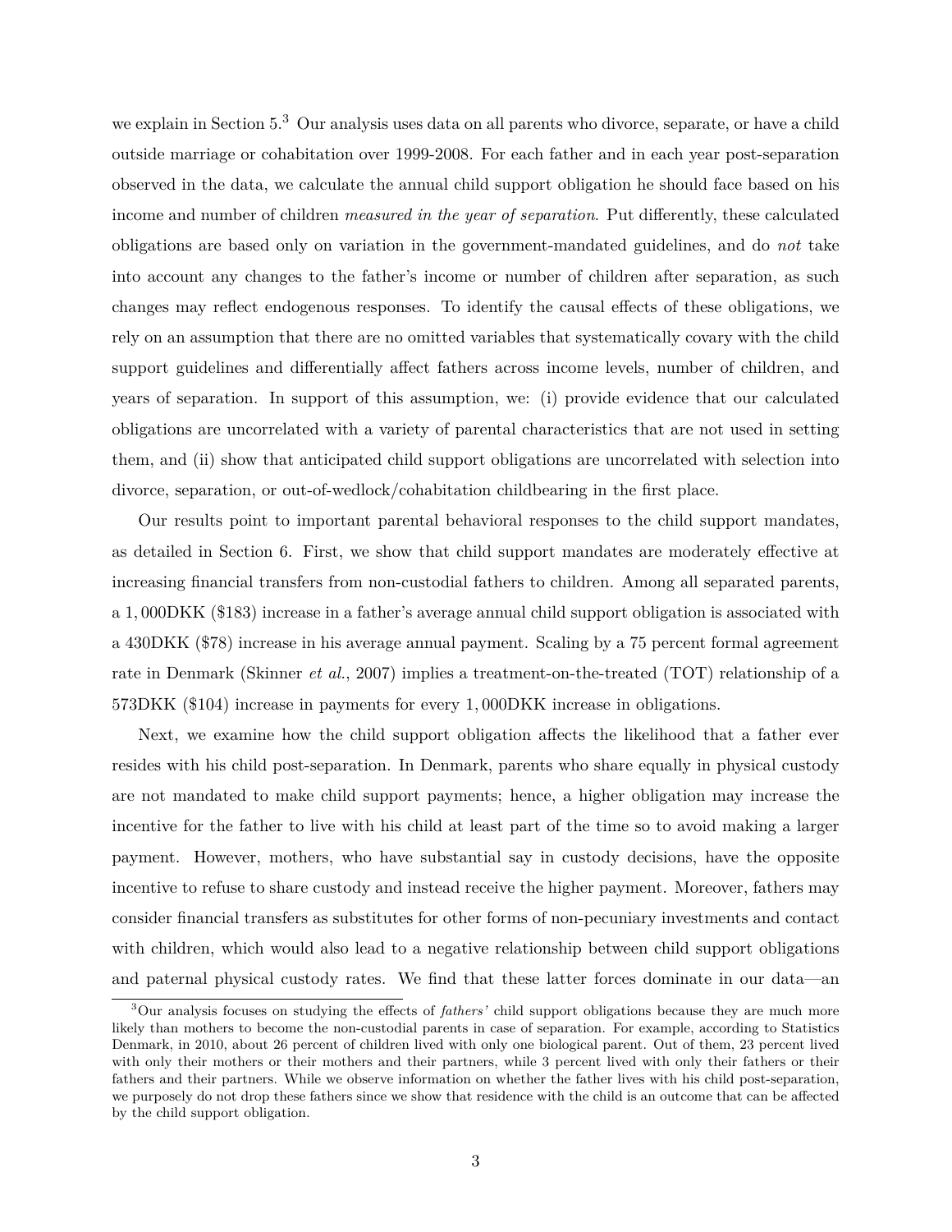we explain in Section 5.[3] Our analysis uses data on all parents who divorce, separate, or have a child outside marriage or cohabitation over 1999-2008. For each father and in each year post-separation observed in the data, we calculate the annual child support obligation he should face based on his income and number of children *measured in the year of separation*. Put differently, these calculated obligations are based only on variation in the government-mandated guidelines, and do *not* take into account any changes to the father's income or number of children after separation, as such changes may reflect endogenous responses. To identify the causal effects of these obligations, we rely on an assumption that there are no omitted variables that systematically covary with the child support guidelines and differentially affect fathers across income levels, number of children, and years of separation. In support of this assumption, we: (i) provide evidence that our calculated obligations are uncorrelated with a variety of parental characteristics that are not used in setting them, and (ii) show that anticipated child support obligations are uncorrelated with selection into divorce, separation, or out-of-wedlock/cohabitation childbearing in the first place.

Our results point to important parental behavioral responses to the child support mandates, as detailed in Section 6. First, we show that child support mandates are moderately effective at increasing financial transfers from non-custodial fathers to children. Among all separated parents, a 1,000DKK ($183) increase in a father's average annual child support obligation is associated with a 430DKK ($78) increase in his average annual payment. Scaling by a 75 percent formal agreement rate in Denmark (Skinner *et al.*, 2007) implies a treatment-on-the-treated (TOT) relationship of a 573DKK ($104) increase in payments for every 1,000DKK increase in obligations.

Next, we examine how the child support obligation affects the likelihood that a father ever resides with his child post-separation. In Denmark, parents who share equally in physical custody are not mandated to make child support payments; hence, a higher obligation may increase the incentive for the father to live with his child at least part of the time so to avoid making a larger payment. However, mothers, who have substantial say in custody decisions, have the opposite incentive to refuse to share custody and instead receive the higher payment. Moreover, fathers may consider financial transfers as substitutes for other forms of non-pecuniary investments and contact with children, which would also lead to a negative relationship between child support obligations and paternal physical custody rates. We find that these latter forces dominate in our data—an

[3] Our analysis focuses on studying the effects of *fathers'* child support obligations because they are much more likely than mothers to become the non-custodial parents in case of separation. For example, according to Statistics Denmark, in 2010, about 26 percent of children lived with only one biological parent. Out of them, 23 percent lived with only their mothers or their mothers and their partners, while 3 percent lived with only their fathers or their fathers and their partners. While we observe information on whether the father lives with his child post-separation, we purposely do not drop these fathers since we show that residence with the child is an outcome that can be affected by the child support obligation.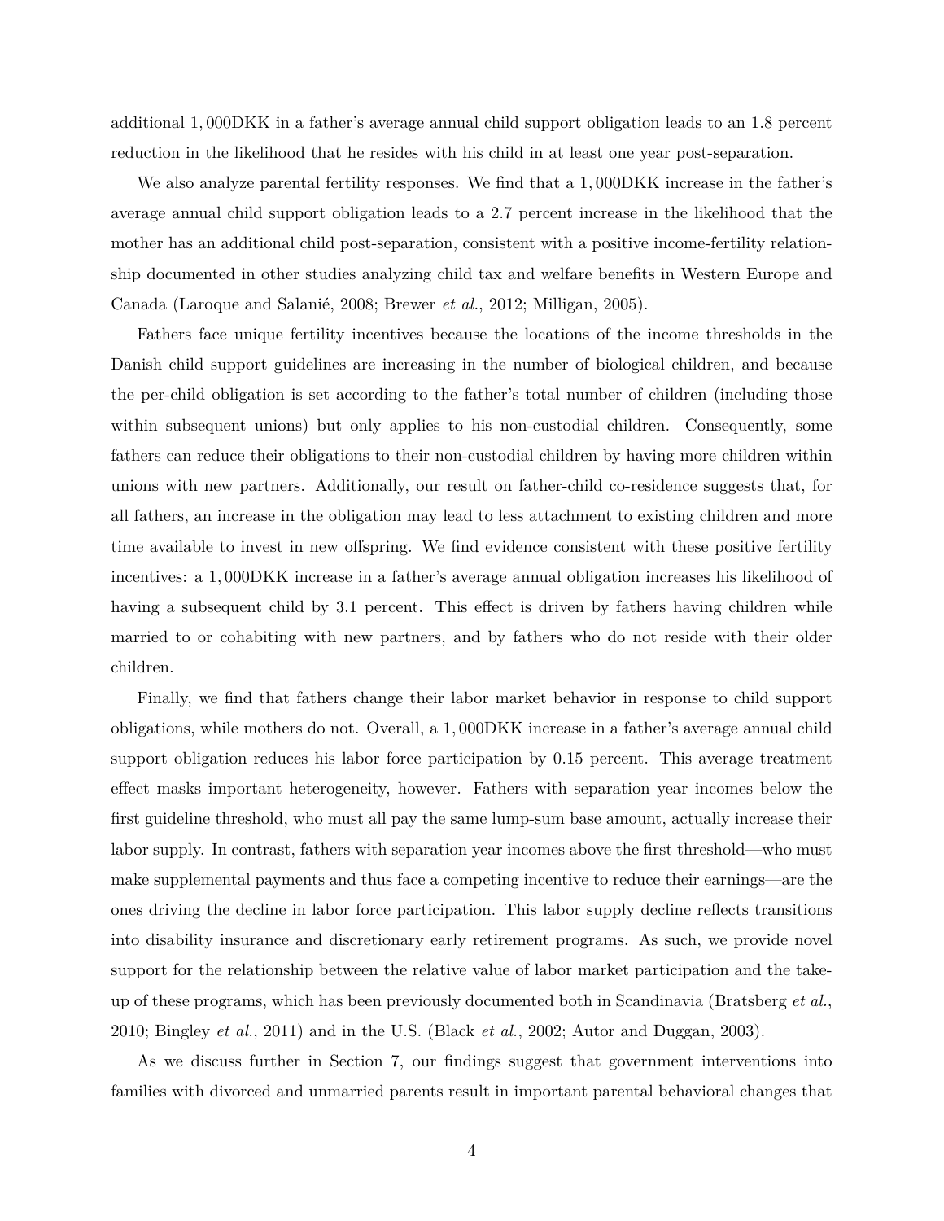additional $1,000$DKK in a father's average annual child support obligation leads to an 1.8 percent reduction in the likelihood that he resides with his child in at least one year post-separation.

We also analyze parental fertility responses. We find that a $1,000$DKK increase in the father's average annual child support obligation leads to a 2.7 percent increase in the likelihood that the mother has an additional child post-separation, consistent with a positive income-fertility relationship documented in other studies analyzing child tax and welfare benefits in Western Europe and Canada (Laroque and Salanié, 2008; Brewer *et al.*, 2012; Milligan, 2005).

Fathers face unique fertility incentives because the locations of the income thresholds in the Danish child support guidelines are increasing in the number of biological children, and because the per-child obligation is set according to the father's total number of children (including those within subsequent unions) but only applies to his non-custodial children. Consequently, some fathers can reduce their obligations to their non-custodial children by having more children within unions with new partners. Additionally, our result on father-child co-residence suggests that, for all fathers, an increase in the obligation may lead to less attachment to existing children and more time available to invest in new offspring. We find evidence consistent with these positive fertility incentives: a $1,000$DKK increase in a father's average annual obligation increases his likelihood of having a subsequent child by 3.1 percent. This effect is driven by fathers having children while married to or cohabiting with new partners, and by fathers who do not reside with their older children.

Finally, we find that fathers change their labor market behavior in response to child support obligations, while mothers do not. Overall, a $1,000$DKK increase in a father's average annual child support obligation reduces his labor force participation by 0.15 percent. This average treatment effect masks important heterogeneity, however. Fathers with separation year incomes below the first guideline threshold, who must all pay the same lump-sum base amount, actually increase their labor supply. In contrast, fathers with separation year incomes above the first threshold—who must make supplemental payments and thus face a competing incentive to reduce their earnings—are the ones driving the decline in labor force participation. This labor supply decline reflects transitions into disability insurance and discretionary early retirement programs. As such, we provide novel support for the relationship between the relative value of labor market participation and the take-up of these programs, which has been previously documented both in Scandinavia (Bratsberg *et al.*, 2010; Bingley *et al.*, 2011) and in the U.S. (Black *et al.*, 2002; Autor and Duggan, 2003).

As we discuss further in Section 7, our findings suggest that government interventions into families with divorced and unmarried parents result in important parental behavioral changes that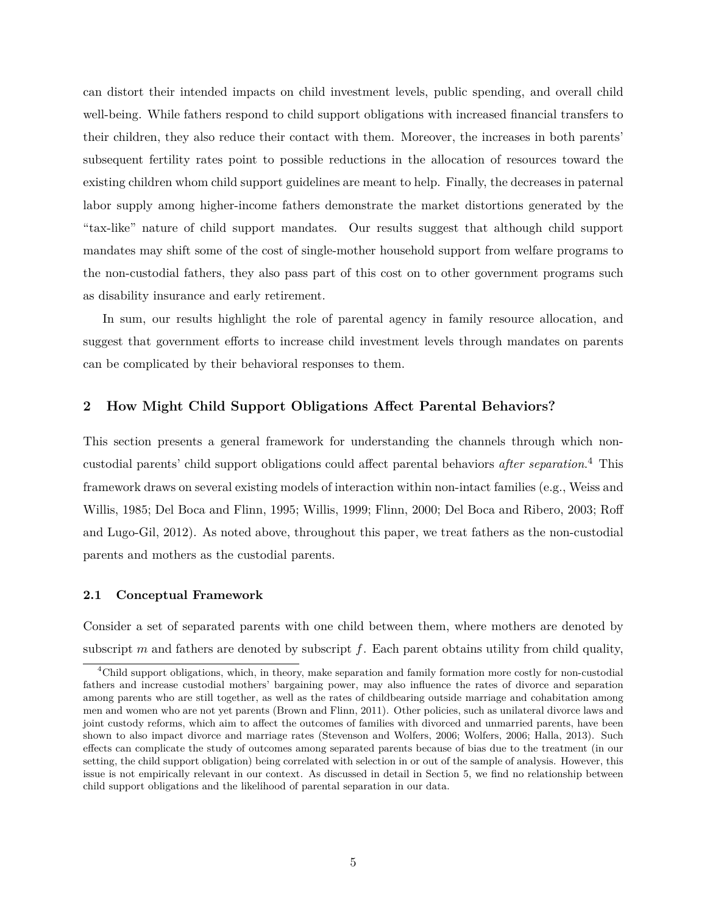can distort their intended impacts on child investment levels, public spending, and overall child well-being. While fathers respond to child support obligations with increased financial transfers to their children, they also reduce their contact with them. Moreover, the increases in both parents' subsequent fertility rates point to possible reductions in the allocation of resources toward the existing children whom child support guidelines are meant to help. Finally, the decreases in paternal labor supply among higher-income fathers demonstrate the market distortions generated by the "tax-like" nature of child support mandates. Our results suggest that although child support mandates may shift some of the cost of single-mother household support from welfare programs to the non-custodial fathers, they also pass part of this cost on to other government programs such as disability insurance and early retirement.

In sum, our results highlight the role of parental agency in family resource allocation, and suggest that government efforts to increase child investment levels through mandates on parents can be complicated by their behavioral responses to them.

## 2 How Might Child Support Obligations Affect Parental Behaviors?

This section presents a general framework for understanding the channels through which non-custodial parents' child support obligations could affect parental behaviors *after separation*.[4] This framework draws on several existing models of interaction within non-intact families (e.g., Weiss and Willis, 1985; Del Boca and Flinn, 1995; Willis, 1999; Flinn, 2000; Del Boca and Ribero, 2003; Roff and Lugo-Gil, 2012). As noted above, throughout this paper, we treat fathers as the non-custodial parents and mothers as the custodial parents.

### 2.1 Conceptual Framework

Consider a set of separated parents with one child between them, where mothers are denoted by subscript $m$ and fathers are denoted by subscript $f$. Each parent obtains utility from child quality,

[4] Child support obligations, which, in theory, make separation and family formation more costly for non-custodial fathers and increase custodial mothers' bargaining power, may also influence the rates of divorce and separation among parents who are still together, as well as the rates of childbearing outside marriage and cohabitation among men and women who are not yet parents (Brown and Flinn, 2011). Other policies, such as unilateral divorce laws and joint custody reforms, which aim to affect the outcomes of families with divorced and unmarried parents, have been shown to also impact divorce and marriage rates (Stevenson and Wolfers, 2006; Wolfers, 2006; Halla, 2013). Such effects can complicate the study of outcomes among separated parents because of bias due to the treatment (in our setting, the child support obligation) being correlated with selection in or out of the sample of analysis. However, this issue is not empirically relevant in our context. As discussed in detail in Section 5, we find no relationship between child support obligations and the likelihood of parental separation in our data.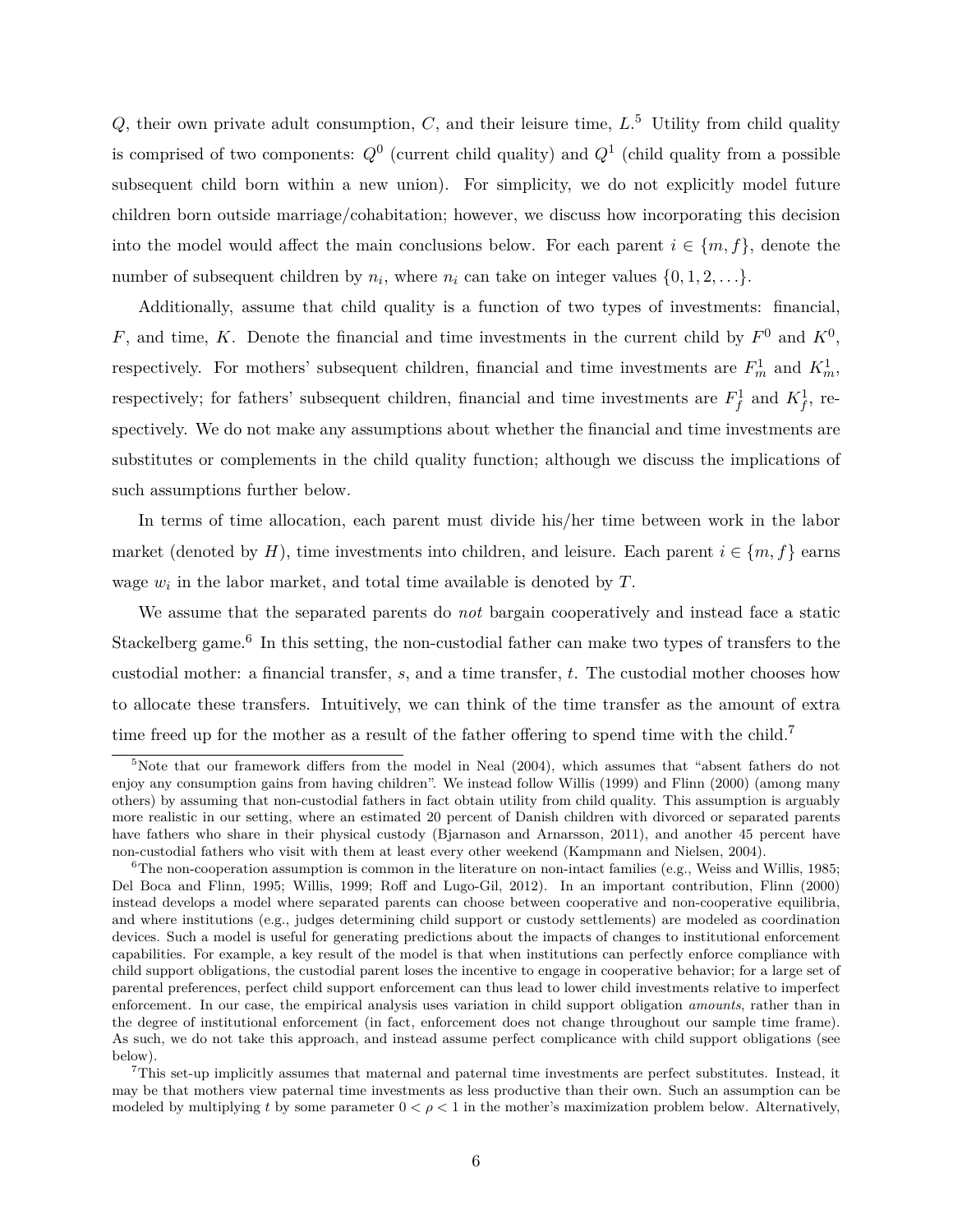$Q$, their own private adult consumption, $C$, and their leisure time, $L$.[5] Utility from child quality is comprised of two components: $Q^0$ (current child quality) and $Q^1$ (child quality from a possible subsequent child born within a new union). For simplicity, we do not explicitly model future children born outside marriage/cohabitation; however, we discuss how incorporating this decision into the model would affect the main conclusions below. For each parent $i \in \{m, f\}$, denote the number of subsequent children by $n_i$, where $n_i$ can take on integer values $\{0, 1, 2, \ldots\}$.

Additionally, assume that child quality is a function of two types of investments: financial, $F$, and time, $K$. Denote the financial and time investments in the current child by $F^0$ and $K^0$, respectively. For mothers' subsequent children, financial and time investments are $F_m^1$ and $K_m^1$, respectively; for fathers' subsequent children, financial and time investments are $F_f^1$ and $K_f^1$, respectively. We do not make any assumptions about whether the financial and time investments are substitutes or complements in the child quality function; although we discuss the implications of such assumptions further below.

In terms of time allocation, each parent must divide his/her time between work in the labor market (denoted by $H$), time investments into children, and leisure. Each parent $i \in \{m, f\}$ earns wage $w_i$ in the labor market, and total time available is denoted by $T$.

We assume that the separated parents do *not* bargain cooperatively and instead face a static Stackelberg game.[6] In this setting, the non-custodial father can make two types of transfers to the custodial mother: a financial transfer, $s$, and a time transfer, $t$. The custodial mother chooses how to allocate these transfers. Intuitively, we can think of the time transfer as the amount of extra time freed up for the mother as a result of the father offering to spend time with the child.[7]

---

[5] Note that our framework differs from the model in Neal (2004), which assumes that "absent fathers do not enjoy any consumption gains from having children". We instead follow Willis (1999) and Flinn (2000) (among many others) by assuming that non-custodial fathers in fact obtain utility from child quality. This assumption is arguably more realistic in our setting, where an estimated 20 percent of Danish children with divorced or separated parents have fathers who share in their physical custody (Bjarnason and Arnarsson, 2011), and another 45 percent have non-custodial fathers who visit with them at least every other weekend (Kampmann and Nielsen, 2004).

[6] The non-cooperation assumption is common in the literature on non-intact families (e.g., Weiss and Willis, 1985; Del Boca and Flinn, 1995; Willis, 1999; Roff and Lugo-Gil, 2012). In an important contribution, Flinn (2000) instead develops a model where separated parents can choose between cooperative and non-cooperative equilibria, and where institutions (e.g., judges determining child support or custody settlements) are modeled as coordination devices. Such a model is useful for generating predictions about the impacts of changes to institutional enforcement capabilities. For example, a key result of the model is that when institutions can perfectly enforce compliance with child support obligations, the custodial parent loses the incentive to engage in cooperative behavior; for a large set of parental preferences, perfect child support enforcement can thus lead to lower child investments relative to imperfect enforcement. In our case, the empirical analysis uses variation in child support obligation *amounts*, rather than in the degree of institutional enforcement (in fact, enforcement does not change throughout our sample time frame). As such, we do not take this approach, and instead assume perfect complicance with child support obligations (see below).

[7] This set-up implicitly assumes that maternal and paternal time investments are perfect substitutes. Instead, it may be that mothers view paternal time investments as less productive than their own. Such an assumption can be modeled by multiplying $t$ by some parameter $0 < \rho < 1$ in the mother's maximization problem below. Alternatively,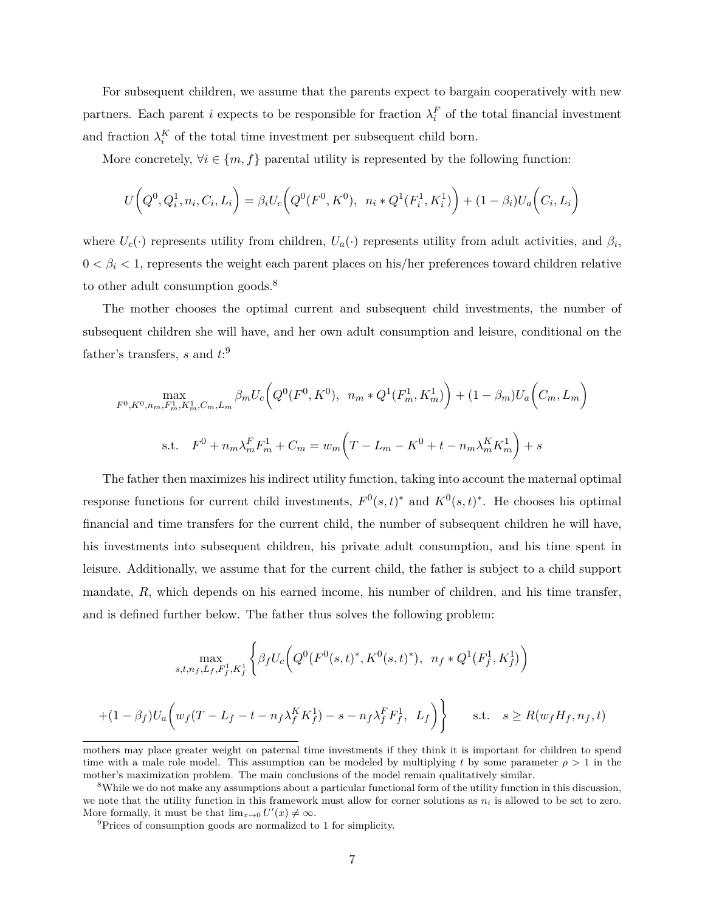For subsequent children, we assume that the parents expect to bargain cooperatively with new partners. Each parent $i$ expects to be responsible for fraction $\lambda_i^F$ of the total financial investment and fraction $\lambda_i^K$ of the total time investment per subsequent child born.

More concretely, $\forall i \in \{m, f\}$ parental utility is represented by the following function:

$$U\Big(Q^0, Q_i^1, n_i, C_i, L_i\Big) = \beta_i U_c\Big(Q^0(F^0, K^0),\ \ n_i * Q^1(F_i^1, K_i^1)\Big) + (1 - \beta_i) U_a\Big(C_i, L_i\Big)$$

where $U_c(\cdot)$ represents utility from children, $U_a(\cdot)$ represents utility from adult activities, and $\beta_i$, $0 < \beta_i < 1$, represents the weight each parent places on his/her preferences toward children relative to other adult consumption goods.[8]

The mother chooses the optimal current and subsequent child investments, the number of subsequent children she will have, and her own adult consumption and leisure, conditional on the father's transfers, $s$ and $t$:[9]

$$\max_{F^0, K^0, n_m, F_m^1, K_m^1, C_m, L_m} \beta_m U_c\Big(Q^0(F^0, K^0),\ \ n_m * Q^1(F_m^1, K_m^1)\Big) + (1 - \beta_m) U_a\Big(C_m, L_m\Big)$$

$$\text{s.t.} \quad F^0 + n_m \lambda_m^F F_m^1 + C_m = w_m\Big(T - L_m - K^0 + t - n_m \lambda_m^K K_m^1\Big) + s$$

The father then maximizes his indirect utility function, taking into account the maternal optimal response functions for current child investments, $F^0(s,t)^*$ and $K^0(s,t)^*$. He chooses his optimal financial and time transfers for the current child, the number of subsequent children he will have, his investments into subsequent children, his private adult consumption, and his time spent in leisure. Additionally, we assume that for the current child, the father is subject to a child support mandate, $R$, which depends on his earned income, his number of children, and his time transfer, and is defined further below. The father thus solves the following problem:

$$\max_{s, t, n_f, L_f, F_f^1, K_f^1} \Bigg\{ \beta_f U_c\Big(Q^0(F^0(s,t)^*, K^0(s,t)^*),\ \ n_f * Q^1(F_f^1, K_f^1)\Big)$$

$$+ (1 - \beta_f) U_a\Big(w_f(T - L_f - t - n_f \lambda_f^K K_f^1) - s - n_f \lambda_f^F F_f^1,\ \ L_f\Big)\Bigg\} \qquad \text{s.t.} \quad s \geq R(w_f H_f, n_f, t)$$

---

mothers may place greater weight on paternal time investments if they think it is important for children to spend time with a male role model. This assumption can be modeled by multiplying $t$ by some parameter $\rho > 1$ in the mother's maximization problem. The main conclusions of the model remain qualitatively similar.

[8] While we do not make any assumptions about a particular functional form of the utility function in this discussion, we note that the utility function in this framework must allow for corner solutions as $n_i$ is allowed to be set to zero. More formally, it must be that $\lim_{x \to 0} U'(x) \neq \infty$.

[9] Prices of consumption goods are normalized to 1 for simplicity.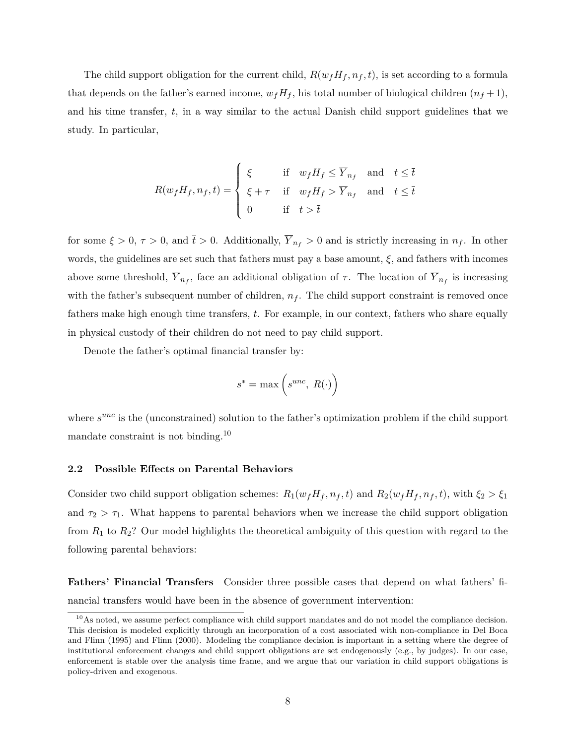The child support obligation for the current child, $R(w_f H_f, n_f, t)$, is set according to a formula that depends on the father's earned income, $w_f H_f$, his total number of biological children ($n_f + 1$), and his time transfer, $t$, in a way similar to the actual Danish child support guidelines that we study. In particular,

$$R(w_f H_f, n_f, t) = \begin{cases} \xi & \text{if} \quad w_f H_f \leq \overline{Y}_{n_f} \quad \text{and} \quad t \leq \overline{t} \\ \xi + \tau & \text{if} \quad w_f H_f > \overline{Y}_{n_f} \quad \text{and} \quad t \leq \overline{t} \\ 0 & \text{if} \quad t > \overline{t} \end{cases}$$

for some $\xi > 0$, $\tau > 0$, and $\overline{t} > 0$. Additionally, $\overline{Y}_{n_f} > 0$ and is strictly increasing in $n_f$. In other words, the guidelines are set such that fathers must pay a base amount, $\xi$, and fathers with incomes above some threshold, $\overline{Y}_{n_f}$, face an additional obligation of $\tau$. The location of $\overline{Y}_{n_f}$ is increasing with the father's subsequent number of children, $n_f$. The child support constraint is removed once fathers make high enough time transfers, $t$. For example, in our context, fathers who share equally in physical custody of their children do not need to pay child support.

Denote the father's optimal financial transfer by:

$$s^* = \max\left(s^{unc},\ R(\cdot)\right)$$

where $s^{unc}$ is the (unconstrained) solution to the father's optimization problem if the child support mandate constraint is not binding.[10]

### 2.2 Possible Effects on Parental Behaviors

Consider two child support obligation schemes: $R_1(w_f H_f, n_f, t)$ and $R_2(w_f H_f, n_f, t)$, with $\xi_2 > \xi_1$ and $\tau_2 > \tau_1$. What happens to parental behaviors when we increase the child support obligation from $R_1$ to $R_2$? Our model highlights the theoretical ambiguity of this question with regard to the following parental behaviors:

**Fathers' Financial Transfers** Consider three possible cases that depend on what fathers' financial transfers would have been in the absence of government intervention:

[10] As noted, we assume perfect compliance with child support mandates and do not model the compliance decision. This decision is modeled explicitly through an incorporation of a cost associated with non-compliance in Del Boca and Flinn (1995) and Flinn (2000). Modeling the compliance decision is important in a setting where the degree of institutional enforcement changes and child support obligations are set endogenously (e.g., by judges). In our case, enforcement is stable over the analysis time frame, and we argue that our variation in child support obligations is policy-driven and exogenous.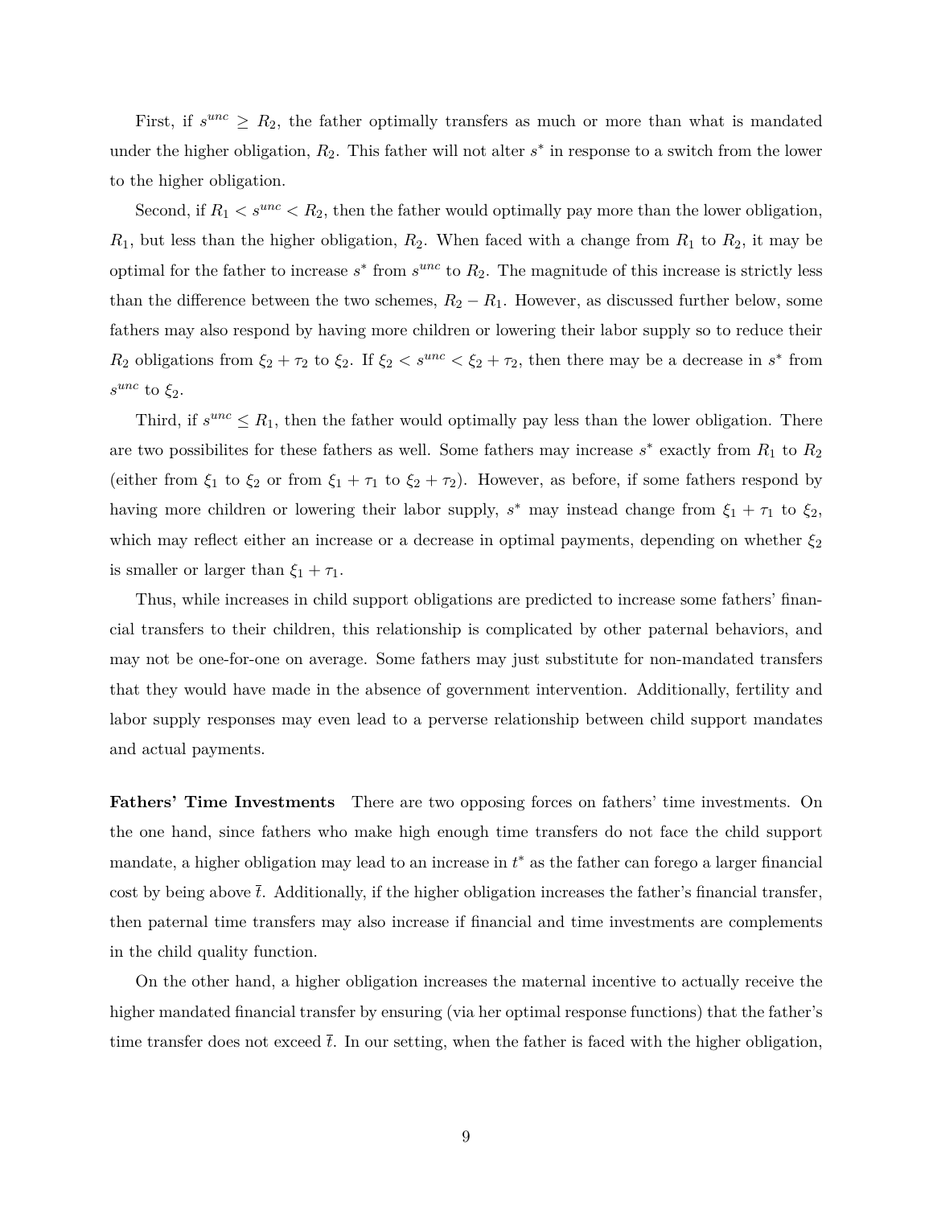First, if $s^{unc} \geq R_2$, the father optimally transfers as much or more than what is mandated under the higher obligation, $R_2$. This father will not alter $s^*$ in response to a switch from the lower to the higher obligation.

Second, if $R_1 < s^{unc} < R_2$, then the father would optimally pay more than the lower obligation, $R_1$, but less than the higher obligation, $R_2$. When faced with a change from $R_1$ to $R_2$, it may be optimal for the father to increase $s^*$ from $s^{unc}$ to $R_2$. The magnitude of this increase is strictly less than the difference between the two schemes, $R_2 - R_1$. However, as discussed further below, some fathers may also respond by having more children or lowering their labor supply so to reduce their $R_2$ obligations from $\xi_2 + \tau_2$ to $\xi_2$. If $\xi_2 < s^{unc} < \xi_2 + \tau_2$, then there may be a decrease in $s^*$ from $s^{unc}$ to $\xi_2$.

Third, if $s^{unc} \leq R_1$, then the father would optimally pay less than the lower obligation. There are two possibilites for these fathers as well. Some fathers may increase $s^*$ exactly from $R_1$ to $R_2$ (either from $\xi_1$ to $\xi_2$ or from $\xi_1 + \tau_1$ to $\xi_2 + \tau_2$). However, as before, if some fathers respond by having more children or lowering their labor supply, $s^*$ may instead change from $\xi_1 + \tau_1$ to $\xi_2$, which may reflect either an increase or a decrease in optimal payments, depending on whether $\xi_2$ is smaller or larger than $\xi_1 + \tau_1$.

Thus, while increases in child support obligations are predicted to increase some fathers' financial transfers to their children, this relationship is complicated by other paternal behaviors, and may not be one-for-one on average. Some fathers may just substitute for non-mandated transfers that they would have made in the absence of government intervention. Additionally, fertility and labor supply responses may even lead to a perverse relationship between child support mandates and actual payments.

**Fathers' Time Investments** There are two opposing forces on fathers' time investments. On the one hand, since fathers who make high enough time transfers do not face the child support mandate, a higher obligation may lead to an increase in $t^*$ as the father can forego a larger financial cost by being above $\bar{t}$. Additionally, if the higher obligation increases the father's financial transfer, then paternal time transfers may also increase if financial and time investments are complements in the child quality function.

On the other hand, a higher obligation increases the maternal incentive to actually receive the higher mandated financial transfer by ensuring (via her optimal response functions) that the father's time transfer does not exceed $\bar{t}$. In our setting, when the father is faced with the higher obligation,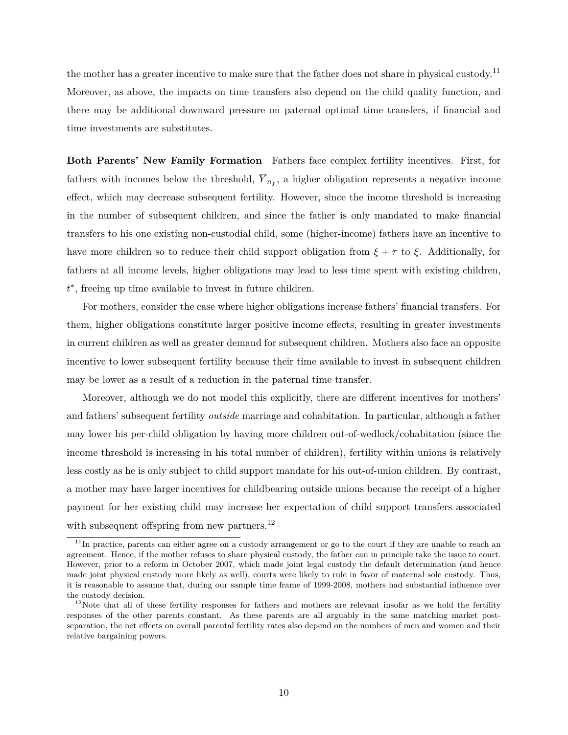the mother has a greater incentive to make sure that the father does not share in physical custody.[11] Moreover, as above, the impacts on time transfers also depend on the child quality function, and there may be additional downward pressure on paternal optimal time transfers, if financial and time investments are substitutes.

**Both Parents' New Family Formation** Fathers face complex fertility incentives. First, for fathers with incomes below the threshold, $\overline{Y}_{n_f}$, a higher obligation represents a negative income effect, which may decrease subsequent fertility. However, since the income threshold is increasing in the number of subsequent children, and since the father is only mandated to make financial transfers to his one existing non-custodial child, some (higher-income) fathers have an incentive to have more children so to reduce their child support obligation from $\xi + \tau$ to $\xi$. Additionally, for fathers at all income levels, higher obligations may lead to less time spent with existing children, $t^*$, freeing up time available to invest in future children.

For mothers, consider the case where higher obligations increase fathers' financial transfers. For them, higher obligations constitute larger positive income effects, resulting in greater investments in current children as well as greater demand for subsequent children. Mothers also face an opposite incentive to lower subsequent fertility because their time available to invest in subsequent children may be lower as a result of a reduction in the paternal time transfer.

Moreover, although we do not model this explicitly, there are different incentives for mothers' and fathers' subsequent fertility *outside* marriage and cohabitation. In particular, although a father may lower his per-child obligation by having more children out-of-wedlock/cohabitation (since the income threshold is increasing in his total number of children), fertility within unions is relatively less costly as he is only subject to child support mandate for his out-of-union children. By contrast, a mother may have larger incentives for childbearing outside unions because the receipt of a higher payment for her existing child may increase her expectation of child support transfers associated with subsequent offspring from new partners.[12]

[11] In practice, parents can either agree on a custody arrangement or go to the court if they are unable to reach an agreement. Hence, if the mother refuses to share physical custody, the father can in principle take the issue to court. However, prior to a reform in October 2007, which made joint legal custody the default determination (and hence made joint physical custody more likely as well), courts were likely to rule in favor of maternal sole custody. Thus, it is reasonable to assume that, during our sample time frame of 1999-2008, mothers had substantial influence over the custody decision.

[12] Note that all of these fertility responses for fathers and mothers are relevant insofar as we hold the fertility responses of the other parents constant. As these parents are all arguably in the same matching market post-separation, the net effects on overall parental fertility rates also depend on the numbers of men and women and their relative bargaining powers.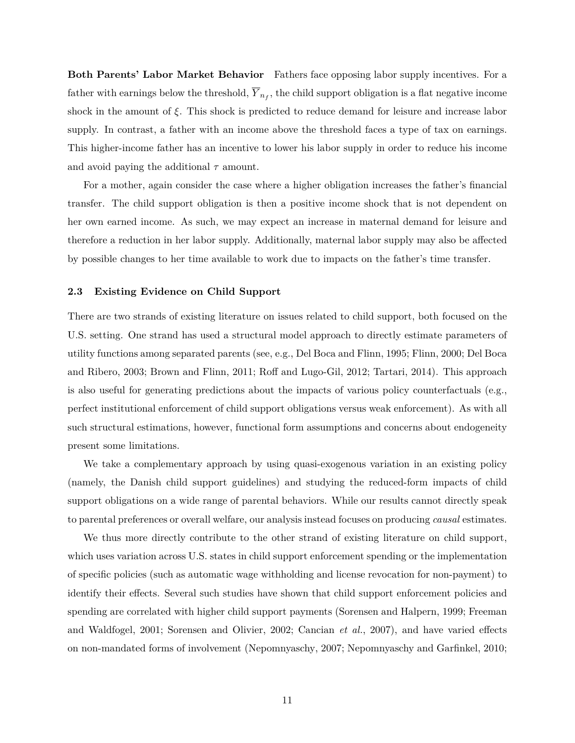**Both Parents' Labor Market Behavior** Fathers face opposing labor supply incentives. For a father with earnings below the threshold, $\overline{Y}_{n_f}$, the child support obligation is a flat negative income shock in the amount of $\xi$. This shock is predicted to reduce demand for leisure and increase labor supply. In contrast, a father with an income above the threshold faces a type of tax on earnings. This higher-income father has an incentive to lower his labor supply in order to reduce his income and avoid paying the additional $\tau$ amount.

For a mother, again consider the case where a higher obligation increases the father's financial transfer. The child support obligation is then a positive income shock that is not dependent on her own earned income. As such, we may expect an increase in maternal demand for leisure and therefore a reduction in her labor supply. Additionally, maternal labor supply may also be affected by possible changes to her time available to work due to impacts on the father's time transfer.

### 2.3 Existing Evidence on Child Support

There are two strands of existing literature on issues related to child support, both focused on the U.S. setting. One strand has used a structural model approach to directly estimate parameters of utility functions among separated parents (see, e.g., Del Boca and Flinn, 1995; Flinn, 2000; Del Boca and Ribero, 2003; Brown and Flinn, 2011; Roff and Lugo-Gil, 2012; Tartari, 2014). This approach is also useful for generating predictions about the impacts of various policy counterfactuals (e.g., perfect institutional enforcement of child support obligations versus weak enforcement). As with all such structural estimations, however, functional form assumptions and concerns about endogeneity present some limitations.

We take a complementary approach by using quasi-exogenous variation in an existing policy (namely, the Danish child support guidelines) and studying the reduced-form impacts of child support obligations on a wide range of parental behaviors. While our results cannot directly speak to parental preferences or overall welfare, our analysis instead focuses on producing *causal* estimates.

We thus more directly contribute to the other strand of existing literature on child support, which uses variation across U.S. states in child support enforcement spending or the implementation of specific policies (such as automatic wage withholding and license revocation for non-payment) to identify their effects. Several such studies have shown that child support enforcement policies and spending are correlated with higher child support payments (Sorensen and Halpern, 1999; Freeman and Waldfogel, 2001; Sorensen and Olivier, 2002; Cancian *et al.*, 2007), and have varied effects on non-mandated forms of involvement (Nepomnyaschy, 2007; Nepomnyaschy and Garfinkel, 2010;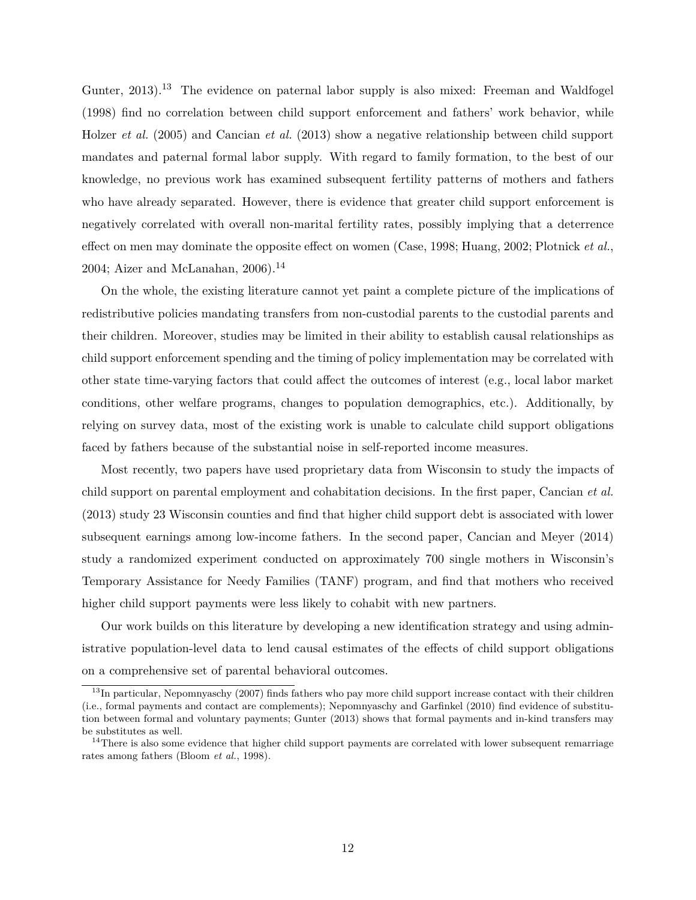Gunter, 2013).[13] The evidence on paternal labor supply is also mixed: Freeman and Waldfogel (1998) find no correlation between child support enforcement and fathers' work behavior, while Holzer *et al.* (2005) and Cancian *et al.* (2013) show a negative relationship between child support mandates and paternal formal labor supply. With regard to family formation, to the best of our knowledge, no previous work has examined subsequent fertility patterns of mothers and fathers who have already separated. However, there is evidence that greater child support enforcement is negatively correlated with overall non-marital fertility rates, possibly implying that a deterrence effect on men may dominate the opposite effect on women (Case, 1998; Huang, 2002; Plotnick *et al.*, 2004; Aizer and McLanahan, 2006).[14]

On the whole, the existing literature cannot yet paint a complete picture of the implications of redistributive policies mandating transfers from non-custodial parents to the custodial parents and their children. Moreover, studies may be limited in their ability to establish causal relationships as child support enforcement spending and the timing of policy implementation may be correlated with other state time-varying factors that could affect the outcomes of interest (e.g., local labor market conditions, other welfare programs, changes to population demographics, etc.). Additionally, by relying on survey data, most of the existing work is unable to calculate child support obligations faced by fathers because of the substantial noise in self-reported income measures.

Most recently, two papers have used proprietary data from Wisconsin to study the impacts of child support on parental employment and cohabitation decisions. In the first paper, Cancian *et al.* (2013) study 23 Wisconsin counties and find that higher child support debt is associated with lower subsequent earnings among low-income fathers. In the second paper, Cancian and Meyer (2014) study a randomized experiment conducted on approximately 700 single mothers in Wisconsin's Temporary Assistance for Needy Families (TANF) program, and find that mothers who received higher child support payments were less likely to cohabit with new partners.

Our work builds on this literature by developing a new identification strategy and using administrative population-level data to lend causal estimates of the effects of child support obligations on a comprehensive set of parental behavioral outcomes.

[13] In particular, Nepomnyaschy (2007) finds fathers who pay more child support increase contact with their children (i.e., formal payments and contact are complements); Nepomnyaschy and Garfinkel (2010) find evidence of substitution between formal and voluntary payments; Gunter (2013) shows that formal payments and in-kind transfers may be substitutes as well.

[14] There is also some evidence that higher child support payments are correlated with lower subsequent remarriage rates among fathers (Bloom *et al.*, 1998).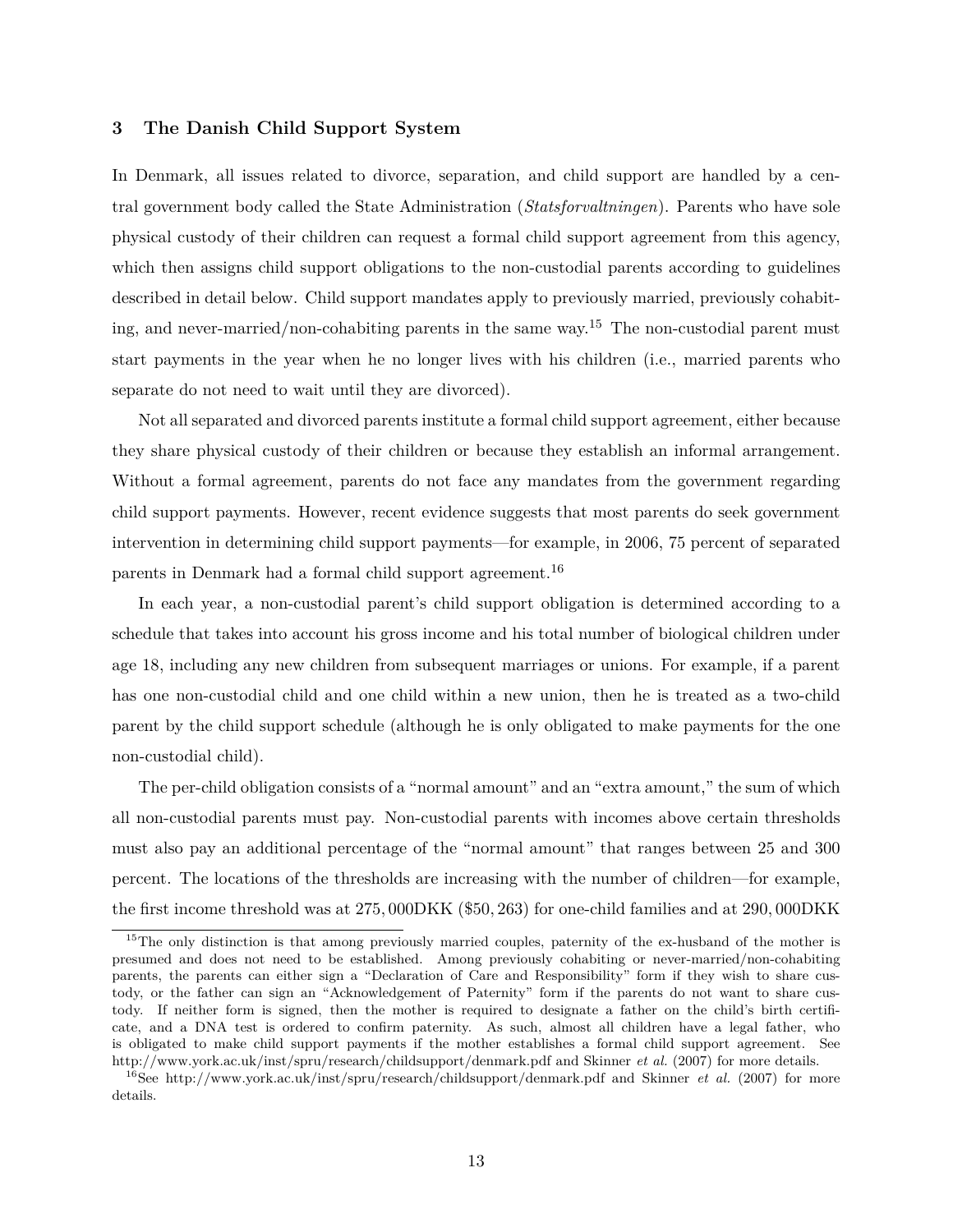## 3 The Danish Child Support System

In Denmark, all issues related to divorce, separation, and child support are handled by a central government body called the State Administration (*Statsforvaltningen*). Parents who have sole physical custody of their children can request a formal child support agreement from this agency, which then assigns child support obligations to the non-custodial parents according to guidelines described in detail below. Child support mandates apply to previously married, previously cohabiting, and never-married/non-cohabiting parents in the same way.[15] The non-custodial parent must start payments in the year when he no longer lives with his children (i.e., married parents who separate do not need to wait until they are divorced).

Not all separated and divorced parents institute a formal child support agreement, either because they share physical custody of their children or because they establish an informal arrangement. Without a formal agreement, parents do not face any mandates from the government regarding child support payments. However, recent evidence suggests that most parents do seek government intervention in determining child support payments—for example, in 2006, 75 percent of separated parents in Denmark had a formal child support agreement.[16]

In each year, a non-custodial parent's child support obligation is determined according to a schedule that takes into account his gross income and his total number of biological children under age 18, including any new children from subsequent marriages or unions. For example, if a parent has one non-custodial child and one child within a new union, then he is treated as a two-child parent by the child support schedule (although he is only obligated to make payments for the one non-custodial child).

The per-child obligation consists of a "normal amount" and an "extra amount," the sum of which all non-custodial parents must pay. Non-custodial parents with incomes above certain thresholds must also pay an additional percentage of the "normal amount" that ranges between 25 and 300 percent. The locations of the thresholds are increasing with the number of children—for example, the first income threshold was at 275,000DKK ($50,263) for one-child families and at 290,000DKK

---

[15] The only distinction is that among previously married couples, paternity of the ex-husband of the mother is presumed and does not need to be established. Among previously cohabiting or never-married/non-cohabiting parents, the parents can either sign a "Declaration of Care and Responsibility" form if they wish to share custody, or the father can sign an "Acknowledgement of Paternity" form if the parents do not want to share custody. If neither form is signed, then the mother is required to designate a father on the child's birth certificate, and a DNA test is ordered to confirm paternity. As such, almost all children have a legal father, who is obligated to make child support payments if the mother establishes a formal child support agreement. See http://www.york.ac.uk/inst/spru/research/childsupport/denmark.pdf and Skinner *et al.* (2007) for more details.

[16] See http://www.york.ac.uk/inst/spru/research/childsupport/denmark.pdf and Skinner *et al.* (2007) for more details.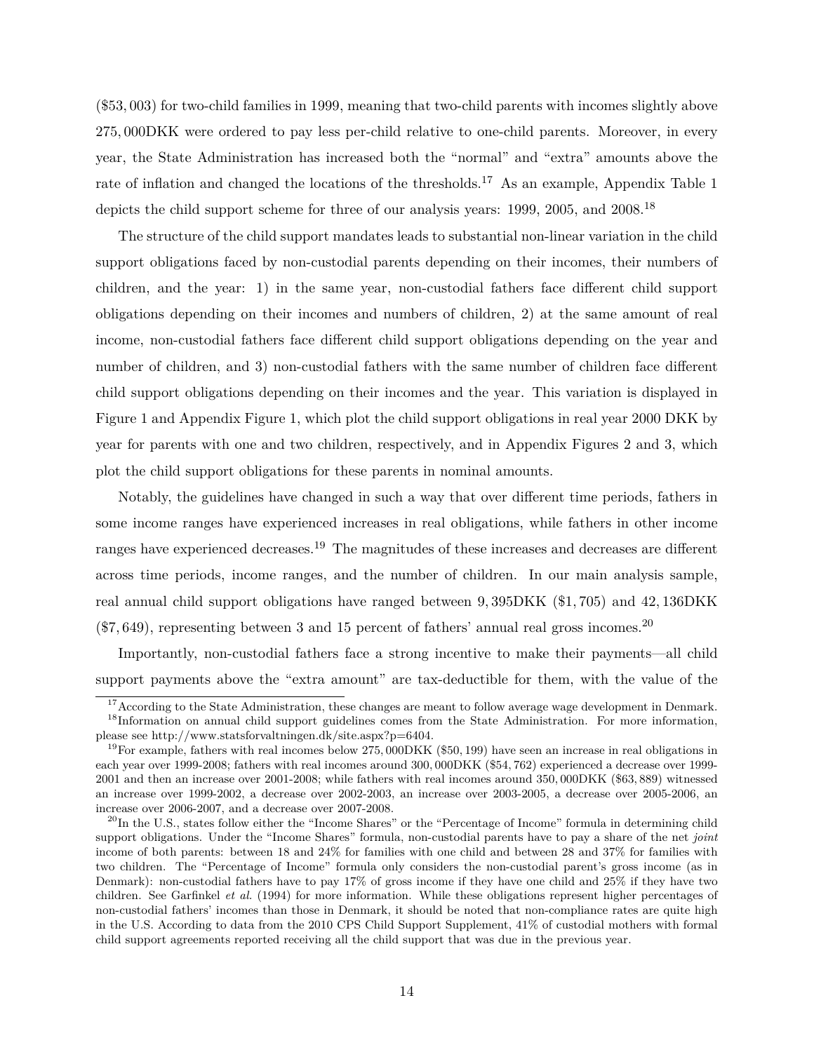($53,003) for two-child families in 1999, meaning that two-child parents with incomes slightly above 275,000DKK were ordered to pay less per-child relative to one-child parents. Moreover, in every year, the State Administration has increased both the "normal" and "extra" amounts above the rate of inflation and changed the locations of the thresholds.[17] As an example, Appendix Table 1 depicts the child support scheme for three of our analysis years: 1999, 2005, and 2008.[18]

The structure of the child support mandates leads to substantial non-linear variation in the child support obligations faced by non-custodial parents depending on their incomes, their numbers of children, and the year: 1) in the same year, non-custodial fathers face different child support obligations depending on their incomes and numbers of children, 2) at the same amount of real income, non-custodial fathers face different child support obligations depending on the year and number of children, and 3) non-custodial fathers with the same number of children face different child support obligations depending on their incomes and the year. This variation is displayed in Figure 1 and Appendix Figure 1, which plot the child support obligations in real year 2000 DKK by year for parents with one and two children, respectively, and in Appendix Figures 2 and 3, which plot the child support obligations for these parents in nominal amounts.

Notably, the guidelines have changed in such a way that over different time periods, fathers in some income ranges have experienced increases in real obligations, while fathers in other income ranges have experienced decreases.[19] The magnitudes of these increases and decreases are different across time periods, income ranges, and the number of children. In our main analysis sample, real annual child support obligations have ranged between 9,395DKK ($1,705) and 42,136DKK ($7,649), representing between 3 and 15 percent of fathers' annual real gross incomes.[20]

Importantly, non-custodial fathers face a strong incentive to make their payments—all child support payments above the "extra amount" are tax-deductible for them, with the value of the

---

[17] According to the State Administration, these changes are meant to follow average wage development in Denmark.

[18] Information on annual child support guidelines comes from the State Administration. For more information, please see http://www.statsforvaltningen.dk/site.aspx?p=6404.

[19] For example, fathers with real incomes below 275,000DKK ($50,199) have seen an increase in real obligations in each year over 1999-2008; fathers with real incomes around 300,000DKK ($54,762) experienced a decrease over 1999-2001 and then an increase over 2001-2008; while fathers with real incomes around 350,000DKK ($63,889) witnessed an increase over 1999-2002, a decrease over 2002-2003, an increase over 2003-2005, a decrease over 2005-2006, an increase over 2006-2007, and a decrease over 2007-2008.

[20] In the U.S., states follow either the "Income Shares" or the "Percentage of Income" formula in determining child support obligations. Under the "Income Shares" formula, non-custodial parents have to pay a share of the net *joint* income of both parents: between 18 and 24% for families with one child and between 28 and 37% for families with two children. The "Percentage of Income" formula only considers the non-custodial parent's gross income (as in Denmark): non-custodial fathers have to pay 17% of gross income if they have one child and 25% if they have two children. See Garfinkel *et al.* (1994) for more information. While these obligations represent higher percentages of non-custodial fathers' incomes than those in Denmark, it should be noted that non-compliance rates are quite high in the U.S. According to data from the 2010 CPS Child Support Supplement, 41% of custodial mothers with formal child support agreements reported receiving all the child support that was due in the previous year.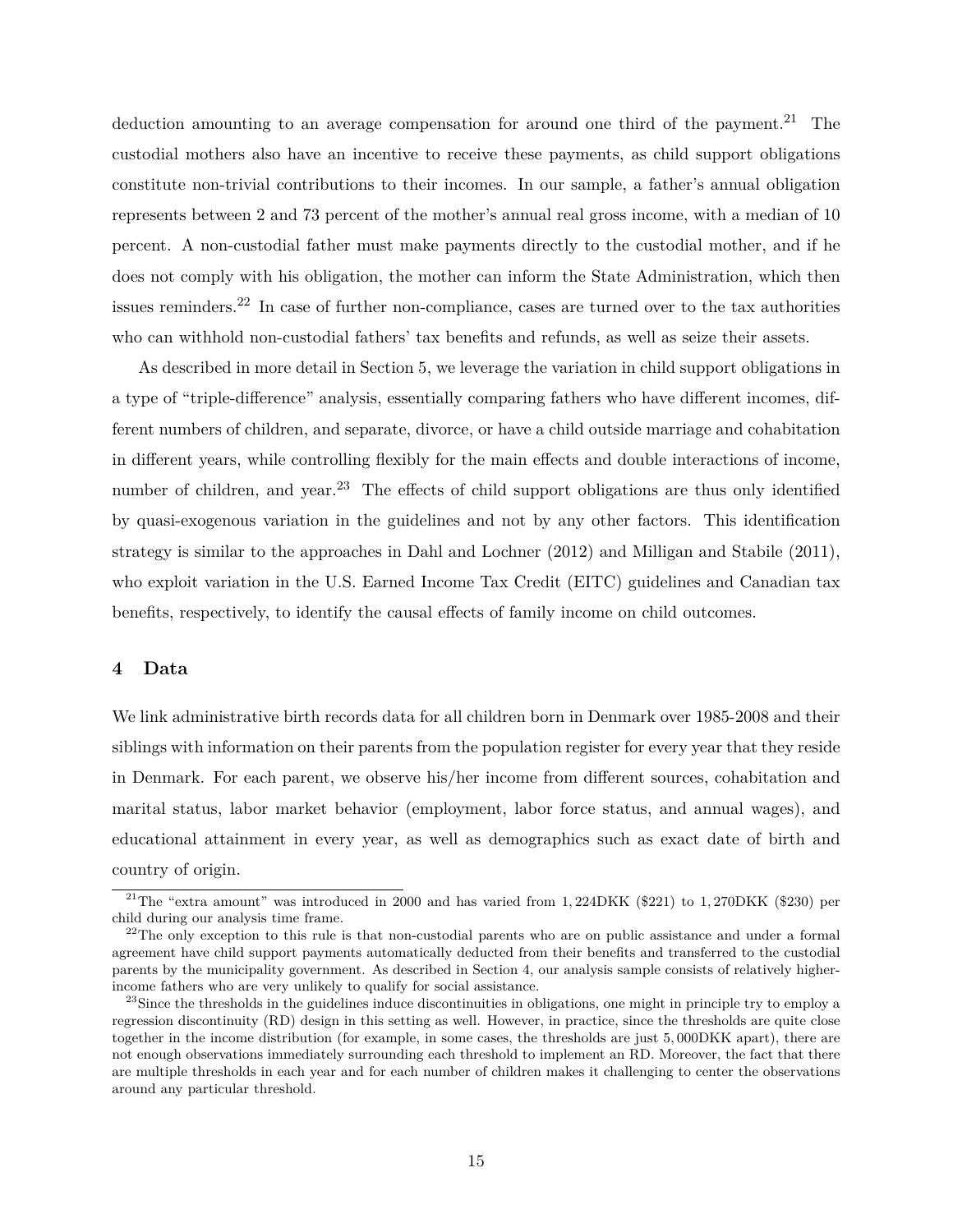deduction amounting to an average compensation for around one third of the payment.[21] The custodial mothers also have an incentive to receive these payments, as child support obligations constitute non-trivial contributions to their incomes. In our sample, a father's annual obligation represents between 2 and 73 percent of the mother's annual real gross income, with a median of 10 percent. A non-custodial father must make payments directly to the custodial mother, and if he does not comply with his obligation, the mother can inform the State Administration, which then issues reminders.[22] In case of further non-compliance, cases are turned over to the tax authorities who can withhold non-custodial fathers' tax benefits and refunds, as well as seize their assets.

As described in more detail in Section 5, we leverage the variation in child support obligations in a type of "triple-difference" analysis, essentially comparing fathers who have different incomes, different numbers of children, and separate, divorce, or have a child outside marriage and cohabitation in different years, while controlling flexibly for the main effects and double interactions of income, number of children, and year.[23] The effects of child support obligations are thus only identified by quasi-exogenous variation in the guidelines and not by any other factors. This identification strategy is similar to the approaches in Dahl and Lochner (2012) and Milligan and Stabile (2011), who exploit variation in the U.S. Earned Income Tax Credit (EITC) guidelines and Canadian tax benefits, respectively, to identify the causal effects of family income on child outcomes.

## 4 Data

We link administrative birth records data for all children born in Denmark over 1985-2008 and their siblings with information on their parents from the population register for every year that they reside in Denmark. For each parent, we observe his/her income from different sources, cohabitation and marital status, labor market behavior (employment, labor force status, and annual wages), and educational attainment in every year, as well as demographics such as exact date of birth and country of origin.

---

[21] The "extra amount" was introduced in 2000 and has varied from 1,224DKK ($221) to 1,270DKK ($230) per child during our analysis time frame.

[22] The only exception to this rule is that non-custodial parents who are on public assistance and under a formal agreement have child support payments automatically deducted from their benefits and transferred to the custodial parents by the municipality government. As described in Section 4, our analysis sample consists of relatively higher-income fathers who are very unlikely to qualify for social assistance.

[23] Since the thresholds in the guidelines induce discontinuities in obligations, one might in principle try to employ a regression discontinuity (RD) design in this setting as well. However, in practice, since the thresholds are quite close together in the income distribution (for example, in some cases, the thresholds are just 5,000DKK apart), there are not enough observations immediately surrounding each threshold to implement an RD. Moreover, the fact that there are multiple thresholds in each year and for each number of children makes it challenging to center the observations around any particular threshold.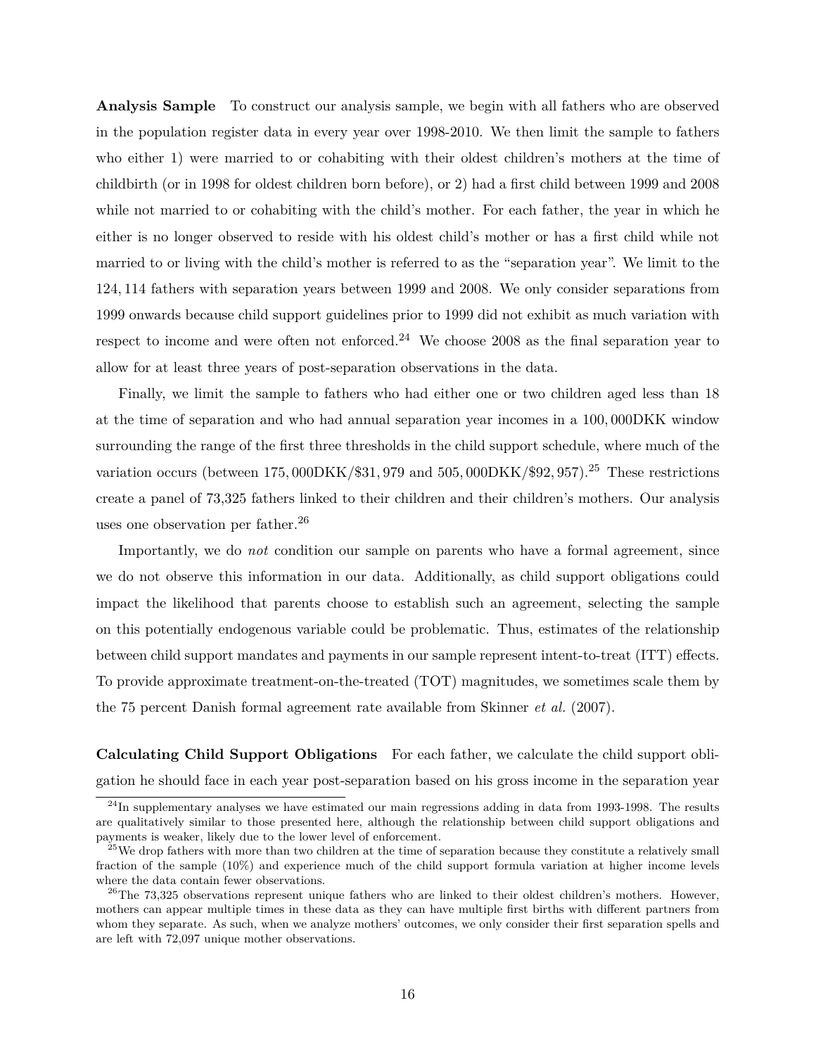**Analysis Sample** To construct our analysis sample, we begin with all fathers who are observed in the population register data in every year over 1998-2010. We then limit the sample to fathers who either 1) were married to or cohabiting with their oldest children's mothers at the time of childbirth (or in 1998 for oldest children born before), or 2) had a first child between 1999 and 2008 while not married to or cohabiting with the child's mother. For each father, the year in which he either is no longer observed to reside with his oldest child's mother or has a first child while not married to or living with the child's mother is referred to as the "separation year". We limit to the 124,114 fathers with separation years between 1999 and 2008. We only consider separations from 1999 onwards because child support guidelines prior to 1999 did not exhibit as much variation with respect to income and were often not enforced.[24] We choose 2008 as the final separation year to allow for at least three years of post-separation observations in the data.

Finally, we limit the sample to fathers who had either one or two children aged less than 18 at the time of separation and who had annual separation year incomes in a 100,000DKK window surrounding the range of the first three thresholds in the child support schedule, where much of the variation occurs (between 175,000DKK/\$31,979 and 505,000DKK/\$92,957).[25] These restrictions create a panel of 73,325 fathers linked to their children and their children's mothers. Our analysis uses one observation per father.[26]

Importantly, we do *not* condition our sample on parents who have a formal agreement, since we do not observe this information in our data. Additionally, as child support obligations could impact the likelihood that parents choose to establish such an agreement, selecting the sample on this potentially endogenous variable could be problematic. Thus, estimates of the relationship between child support mandates and payments in our sample represent intent-to-treat (ITT) effects. To provide approximate treatment-on-the-treated (TOT) magnitudes, we sometimes scale them by the 75 percent Danish formal agreement rate available from Skinner *et al.* (2007).

**Calculating Child Support Obligations** For each father, we calculate the child support obligation he should face in each year post-separation based on his gross income in the separation year

[24] In supplementary analyses we have estimated our main regressions adding in data from 1993-1998. The results are qualitatively similar to those presented here, although the relationship between child support obligations and payments is weaker, likely due to the lower level of enforcement.

[25] We drop fathers with more than two children at the time of separation because they constitute a relatively small fraction of the sample (10%) and experience much of the child support formula variation at higher income levels where the data contain fewer observations.

[26] The 73,325 observations represent unique fathers who are linked to their oldest children's mothers. However, mothers can appear multiple times in these data as they can have multiple first births with different partners from whom they separate. As such, when we analyze mothers' outcomes, we only consider their first separation spells and are left with 72,097 unique mother observations.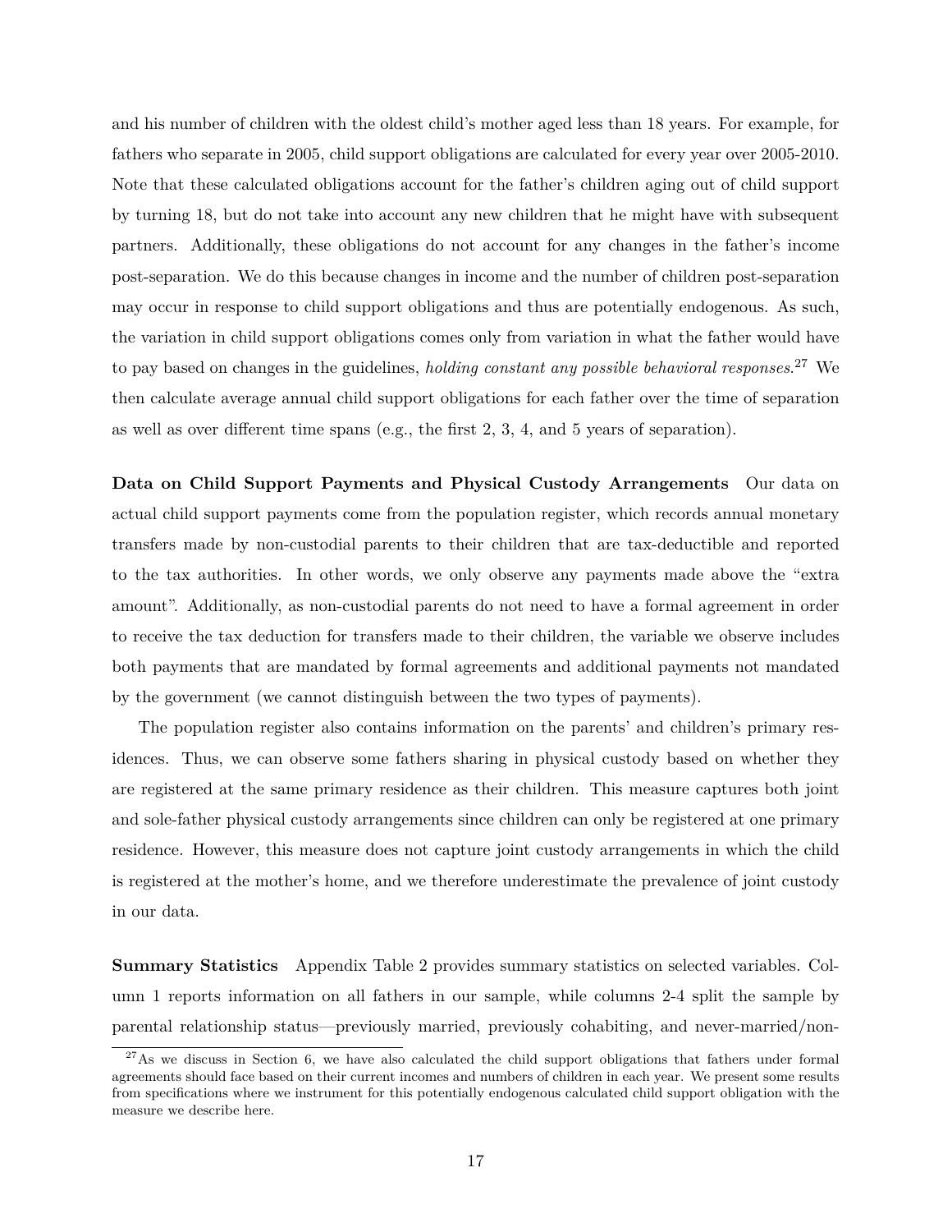and his number of children with the oldest child's mother aged less than 18 years. For example, for fathers who separate in 2005, child support obligations are calculated for every year over 2005-2010. Note that these calculated obligations account for the father's children aging out of child support by turning 18, but do not take into account any new children that he might have with subsequent partners. Additionally, these obligations do not account for any changes in the father's income post-separation. We do this because changes in income and the number of children post-separation may occur in response to child support obligations and thus are potentially endogenous. As such, the variation in child support obligations comes only from variation in what the father would have to pay based on changes in the guidelines, *holding constant any possible behavioral responses*.[27] We then calculate average annual child support obligations for each father over the time of separation as well as over different time spans (e.g., the first 2, 3, 4, and 5 years of separation).

**Data on Child Support Payments and Physical Custody Arrangements** Our data on actual child support payments come from the population register, which records annual monetary transfers made by non-custodial parents to their children that are tax-deductible and reported to the tax authorities. In other words, we only observe any payments made above the "extra amount". Additionally, as non-custodial parents do not need to have a formal agreement in order to receive the tax deduction for transfers made to their children, the variable we observe includes both payments that are mandated by formal agreements and additional payments not mandated by the government (we cannot distinguish between the two types of payments).

The population register also contains information on the parents' and children's primary residences. Thus, we can observe some fathers sharing in physical custody based on whether they are registered at the same primary residence as their children. This measure captures both joint and sole-father physical custody arrangements since children can only be registered at one primary residence. However, this measure does not capture joint custody arrangements in which the child is registered at the mother's home, and we therefore underestimate the prevalence of joint custody in our data.

**Summary Statistics** Appendix Table 2 provides summary statistics on selected variables. Column 1 reports information on all fathers in our sample, while columns 2-4 split the sample by parental relationship status—previously married, previously cohabiting, and never-married/non-

[27] As we discuss in Section 6, we have also calculated the child support obligations that fathers under formal agreements should face based on their current incomes and numbers of children in each year. We present some results from specifications where we instrument for this potentially endogenous calculated child support obligation with the measure we describe here.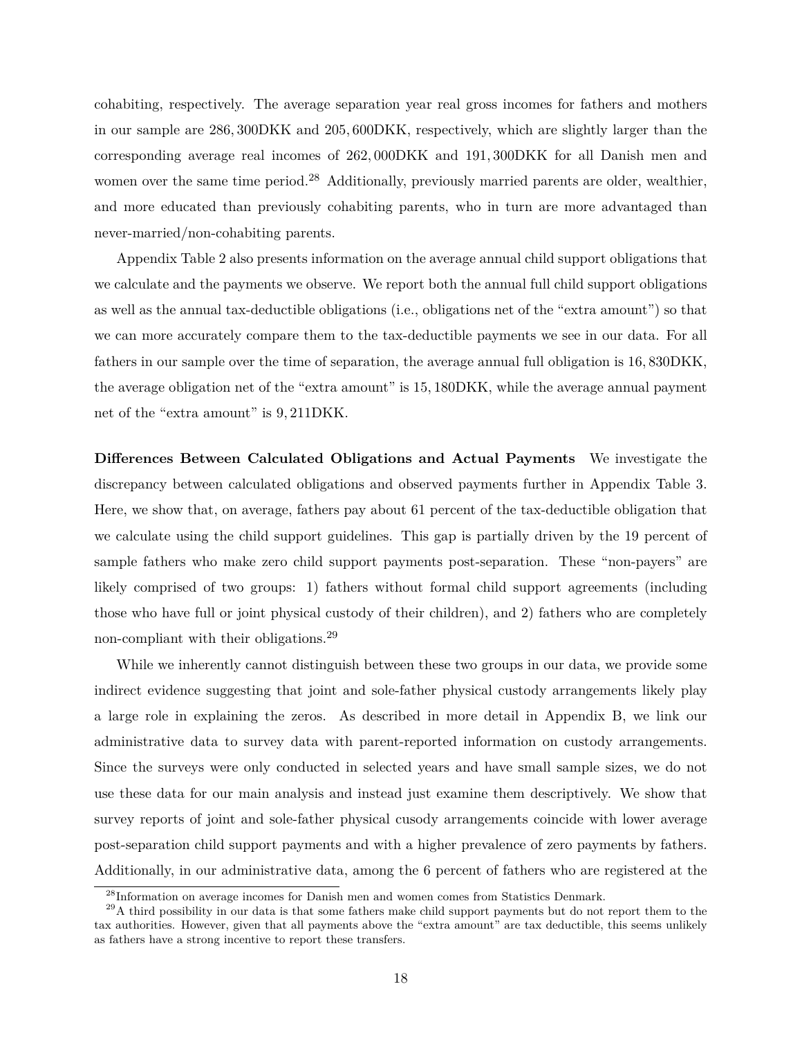cohabiting, respectively. The average separation year real gross incomes for fathers and mothers in our sample are 286,300DKK and 205,600DKK, respectively, which are slightly larger than the corresponding average real incomes of 262,000DKK and 191,300DKK for all Danish men and women over the same time period.[28] Additionally, previously married parents are older, wealthier, and more educated than previously cohabiting parents, who in turn are more advantaged than never-married/non-cohabiting parents.

Appendix Table 2 also presents information on the average annual child support obligations that we calculate and the payments we observe. We report both the annual full child support obligations as well as the annual tax-deductible obligations (i.e., obligations net of the "extra amount") so that we can more accurately compare them to the tax-deductible payments we see in our data. For all fathers in our sample over the time of separation, the average annual full obligation is 16,830DKK, the average obligation net of the "extra amount" is 15,180DKK, while the average annual payment net of the "extra amount" is 9,211DKK.

**Differences Between Calculated Obligations and Actual Payments** We investigate the discrepancy between calculated obligations and observed payments further in Appendix Table 3. Here, we show that, on average, fathers pay about 61 percent of the tax-deductible obligation that we calculate using the child support guidelines. This gap is partially driven by the 19 percent of sample fathers who make zero child support payments post-separation. These "non-payers" are likely comprised of two groups: 1) fathers without formal child support agreements (including those who have full or joint physical custody of their children), and 2) fathers who are completely non-compliant with their obligations.[29]

While we inherently cannot distinguish between these two groups in our data, we provide some indirect evidence suggesting that joint and sole-father physical custody arrangements likely play a large role in explaining the zeros. As described in more detail in Appendix B, we link our administrative data to survey data with parent-reported information on custody arrangements. Since the surveys were only conducted in selected years and have small sample sizes, we do not use these data for our main analysis and instead just examine them descriptively. We show that survey reports of joint and sole-father physical cusody arrangements coincide with lower average post-separation child support payments and with a higher prevalence of zero payments by fathers. Additionally, in our administrative data, among the 6 percent of fathers who are registered at the

[28] Information on average incomes for Danish men and women comes from Statistics Denmark.

[29] A third possibility in our data is that some fathers make child support payments but do not report them to the tax authorities. However, given that all payments above the "extra amount" are tax deductible, this seems unlikely as fathers have a strong incentive to report these transfers.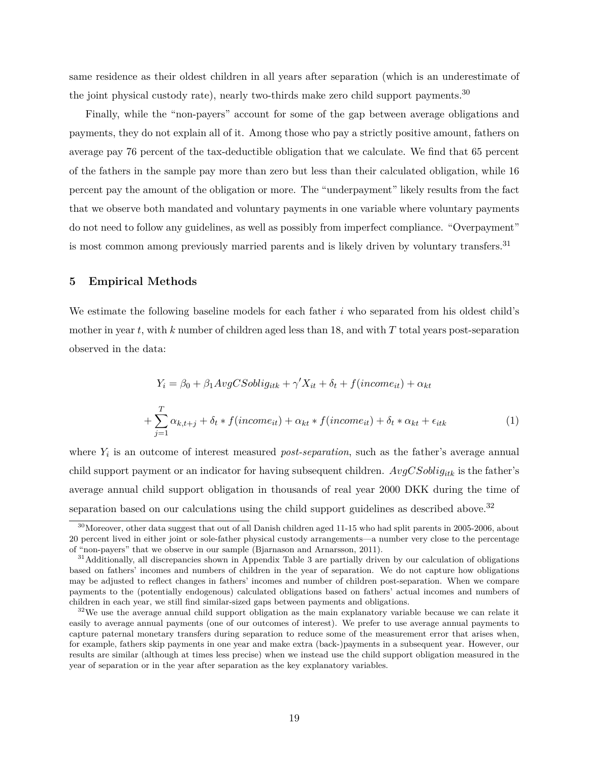same residence as their oldest children in all years after separation (which is an underestimate of the joint physical custody rate), nearly two-thirds make zero child support payments.[30]

Finally, while the "non-payers" account for some of the gap between average obligations and payments, they do not explain all of it. Among those who pay a strictly positive amount, fathers on average pay 76 percent of the tax-deductible obligation that we calculate. We find that 65 percent of the fathers in the sample pay more than zero but less than their calculated obligation, while 16 percent pay the amount of the obligation or more. The "underpayment" likely results from the fact that we observe both mandated and voluntary payments in one variable where voluntary payments do not need to follow any guidelines, as well as possibly from imperfect compliance. "Overpayment" is most common among previously married parents and is likely driven by voluntary transfers.[31]

## 5 Empirical Methods

We estimate the following baseline models for each father $i$ who separated from his oldest child's mother in year $t$, with $k$ number of children aged less than 18, and with $T$ total years post-separation observed in the data:

$$Y_i = \beta_0 + \beta_1 AvgCSoblig_{itk} + \gamma' X_{it} + \delta_t + f(income_{it}) + \alpha_{kt}$$

$$+ \sum_{j=1}^{T} \alpha_{k,t+j} + \delta_t * f(income_{it}) + \alpha_{kt} * f(income_{it}) + \delta_t * \alpha_{kt} + \epsilon_{itk} \tag{1}$$

where $Y_i$ is an outcome of interest measured *post-separation*, such as the father's average annual child support payment or an indicator for having subsequent children. $AvgCSoblig_{itk}$ is the father's average annual child support obligation in thousands of real year 2000 DKK during the time of separation based on our calculations using the child support guidelines as described above.[32]

[30] Moreover, other data suggest that out of all Danish children aged 11-15 who had split parents in 2005-2006, about 20 percent lived in either joint or sole-father physical custody arrangements—a number very close to the percentage of "non-payers" that we observe in our sample (Bjarnason and Arnarsson, 2011).

[31] Additionally, all discrepancies shown in Appendix Table 3 are partially driven by our calculation of obligations based on fathers' incomes and numbers of children in the year of separation. We do not capture how obligations may be adjusted to reflect changes in fathers' incomes and number of children post-separation. When we compare payments to the (potentially endogenous) calculated obligations based on fathers' actual incomes and numbers of children in each year, we still find similar-sized gaps between payments and obligations.

[32] We use the average annual child support obligation as the main explanatory variable because we can relate it easily to average annual payments (one of our outcomes of interest). We prefer to use average annual payments to capture paternal monetary transfers during separation to reduce some of the measurement error that arises when, for example, fathers skip payments in one year and make extra (back-)payments in a subsequent year. However, our results are similar (although at times less precise) when we instead use the child support obligation measured in the year of separation or in the year after separation as the key explanatory variables.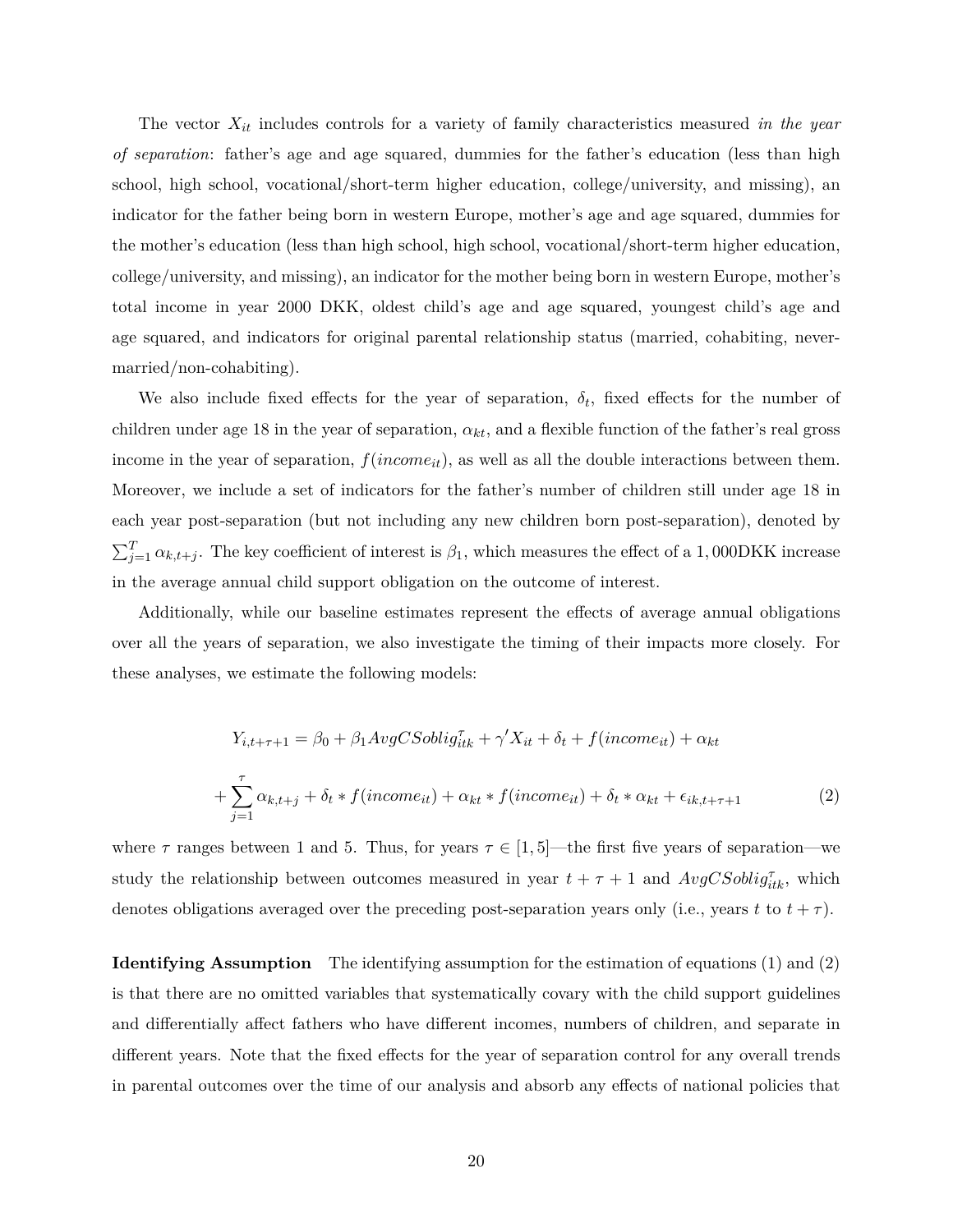The vector $X_{it}$ includes controls for a variety of family characteristics measured *in the year of separation*: father's age and age squared, dummies for the father's education (less than high school, high school, vocational/short-term higher education, college/university, and missing), an indicator for the father being born in western Europe, mother's age and age squared, dummies for the mother's education (less than high school, high school, vocational/short-term higher education, college/university, and missing), an indicator for the mother being born in western Europe, mother's total income in year 2000 DKK, oldest child's age and age squared, youngest child's age and age squared, and indicators for original parental relationship status (married, cohabiting, never-married/non-cohabiting).

We also include fixed effects for the year of separation, $\delta_t$, fixed effects for the number of children under age 18 in the year of separation, $\alpha_{kt}$, and a flexible function of the father's real gross income in the year of separation, $f(income_{it})$, as well as all the double interactions between them. Moreover, we include a set of indicators for the father's number of children still under age 18 in each year post-separation (but not including any new children born post-separation), denoted by $\sum_{j=1}^{T} \alpha_{k,t+j}$. The key coefficient of interest is $\beta_1$, which measures the effect of a $1,000$DKK increase in the average annual child support obligation on the outcome of interest.

Additionally, while our baseline estimates represent the effects of average annual obligations over all the years of separation, we also investigate the timing of their impacts more closely. For these analyses, we estimate the following models:

$$
\begin{aligned}
Y_{i,t+\tau+1} = \beta_0 + \beta_1 AvgCSoblig_{itk}^{\tau} + \gamma' X_{it} + \delta_t + f(income_{it}) + \alpha_{kt} \\
+ \sum_{j=1}^{\tau} \alpha_{k,t+j} + \delta_t * f(income_{it}) + \alpha_{kt} * f(income_{it}) + \delta_t * \alpha_{kt} + \epsilon_{ik,t+\tau+1} \qquad (2)
\end{aligned}
$$

where $\tau$ ranges between 1 and 5. Thus, for years $\tau \in [1,5]$—the first five years of separation—we study the relationship between outcomes measured in year $t+\tau+1$ and $AvgCSoblig_{itk}^{\tau}$, which denotes obligations averaged over the preceding post-separation years only (i.e., years $t$ to $t+\tau$).

**Identifying Assumption** The identifying assumption for the estimation of equations (1) and (2) is that there are no omitted variables that systematically covary with the child support guidelines and differentially affect fathers who have different incomes, numbers of children, and separate in different years. Note that the fixed effects for the year of separation control for any overall trends in parental outcomes over the time of our analysis and absorb any effects of national policies that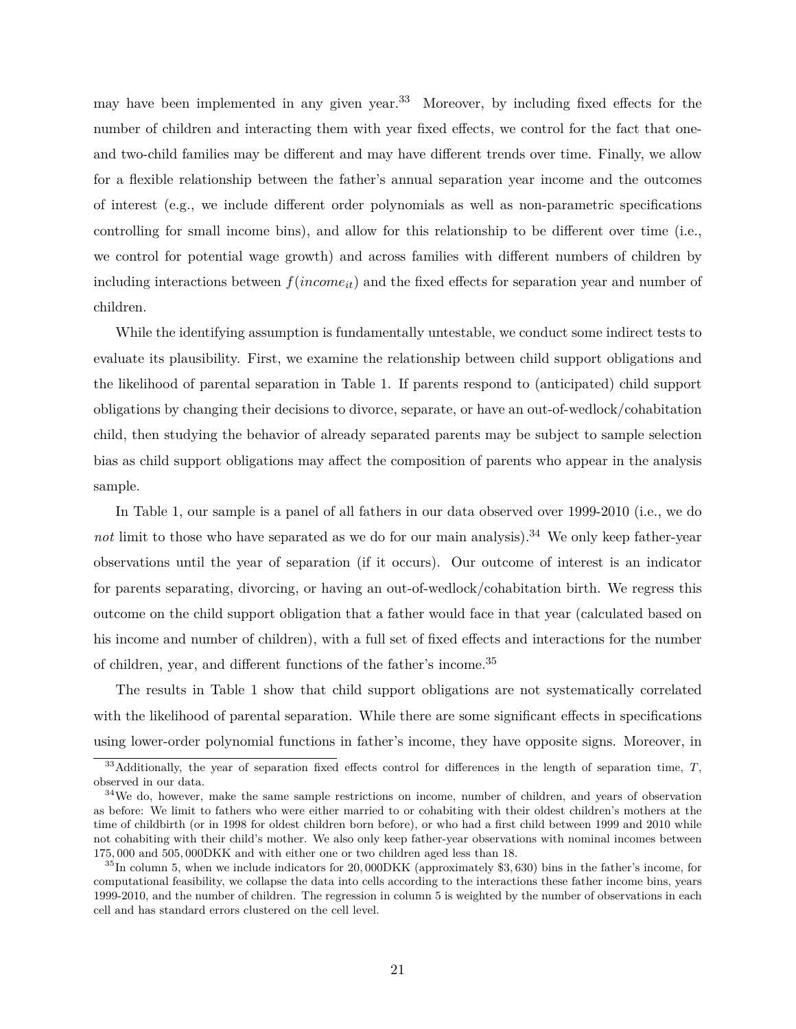may have been implemented in any given year.[33] Moreover, by including fixed effects for the number of children and interacting them with year fixed effects, we control for the fact that one- and two-child families may be different and may have different trends over time. Finally, we allow for a flexible relationship between the father's annual separation year income and the outcomes of interest (e.g., we include different order polynomials as well as non-parametric specifications controlling for small income bins), and allow for this relationship to be different over time (i.e., we control for potential wage growth) and across families with different numbers of children by including interactions between $f(income_{it})$ and the fixed effects for separation year and number of children.

While the identifying assumption is fundamentally untestable, we conduct some indirect tests to evaluate its plausibility. First, we examine the relationship between child support obligations and the likelihood of parental separation in Table 1. If parents respond to (anticipated) child support obligations by changing their decisions to divorce, separate, or have an out-of-wedlock/cohabitation child, then studying the behavior of already separated parents may be subject to sample selection bias as child support obligations may affect the composition of parents who appear in the analysis sample.

In Table 1, our sample is a panel of all fathers in our data observed over 1999-2010 (i.e., we do *not* limit to those who have separated as we do for our main analysis).[34] We only keep father-year observations until the year of separation (if it occurs). Our outcome of interest is an indicator for parents separating, divorcing, or having an out-of-wedlock/cohabitation birth. We regress this outcome on the child support obligation that a father would face in that year (calculated based on his income and number of children), with a full set of fixed effects and interactions for the number of children, year, and different functions of the father's income.[35]

The results in Table 1 show that child support obligations are not systematically correlated with the likelihood of parental separation. While there are some significant effects in specifications using lower-order polynomial functions in father's income, they have opposite signs. Moreover, in

[33] Additionally, the year of separation fixed effects control for differences in the length of separation time, $T$, observed in our data.

[34] We do, however, make the same sample restrictions on income, number of children, and years of observation as before: We limit to fathers who were either married to or cohabiting with their oldest children's mothers at the time of childbirth (or in 1998 for oldest children born before), or who had a first child between 1999 and 2010 while not cohabiting with their child's mother. We also only keep father-year observations with nominal incomes between $175,000$ and $505,000$DKK and with either one or two children aged less than 18.

[35] In column 5, when we include indicators for $20,000$DKK (approximately $\$3,630$) bins in the father's income, for computational feasibility, we collapse the data into cells according to the interactions these father income bins, years 1999-2010, and the number of children. The regression in column 5 is weighted by the number of observations in each cell and has standard errors clustered on the cell level.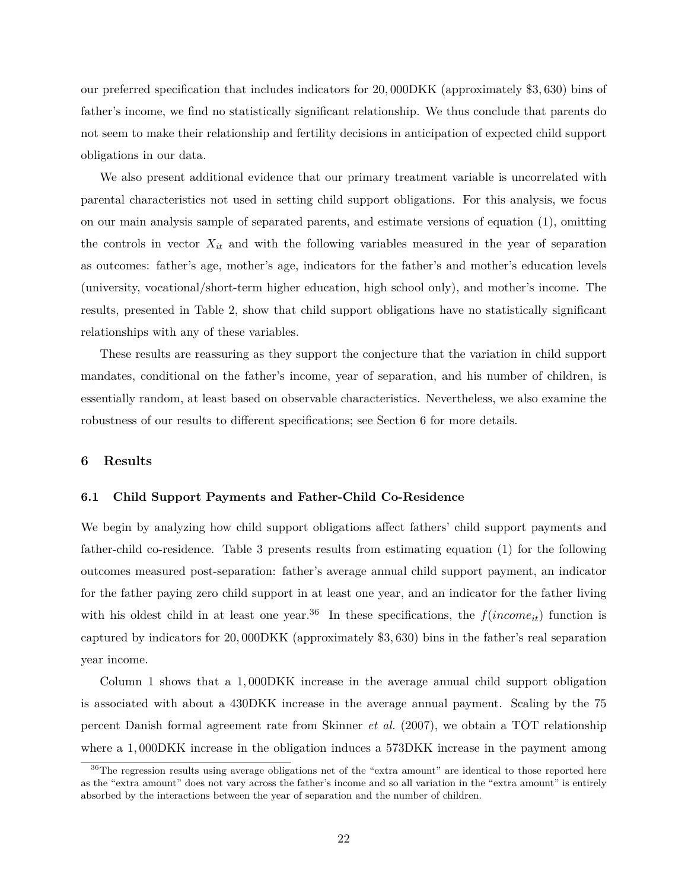our preferred specification that includes indicators for 20,000DKK (approximately \$3,630) bins of father's income, we find no statistically significant relationship. We thus conclude that parents do not seem to make their relationship and fertility decisions in anticipation of expected child support obligations in our data.

We also present additional evidence that our primary treatment variable is uncorrelated with parental characteristics not used in setting child support obligations. For this analysis, we focus on our main analysis sample of separated parents, and estimate versions of equation (1), omitting the controls in vector $X_{it}$ and with the following variables measured in the year of separation as outcomes: father's age, mother's age, indicators for the father's and mother's education levels (university, vocational/short-term higher education, high school only), and mother's income. The results, presented in Table 2, show that child support obligations have no statistically significant relationships with any of these variables.

These results are reassuring as they support the conjecture that the variation in child support mandates, conditional on the father's income, year of separation, and his number of children, is essentially random, at least based on observable characteristics. Nevertheless, we also examine the robustness of our results to different specifications; see Section 6 for more details.

## 6 Results

### 6.1 Child Support Payments and Father-Child Co-Residence

We begin by analyzing how child support obligations affect fathers' child support payments and father-child co-residence. Table 3 presents results from estimating equation (1) for the following outcomes measured post-separation: father's average annual child support payment, an indicator for the father paying zero child support in at least one year, and an indicator for the father living with his oldest child in at least one year.[36] In these specifications, the $f(income_{it})$ function is captured by indicators for 20,000DKK (approximately \$3,630) bins in the father's real separation year income.

Column 1 shows that a 1,000DKK increase in the average annual child support obligation is associated with about a 430DKK increase in the average annual payment. Scaling by the 75 percent Danish formal agreement rate from Skinner *et al.* (2007), we obtain a TOT relationship where a 1,000DKK increase in the obligation induces a 573DKK increase in the payment among

[36] The regression results using average obligations net of the "extra amount" are identical to those reported here as the "extra amount" does not vary across the father's income and so all variation in the "extra amount" is entirely absorbed by the interactions between the year of separation and the number of children.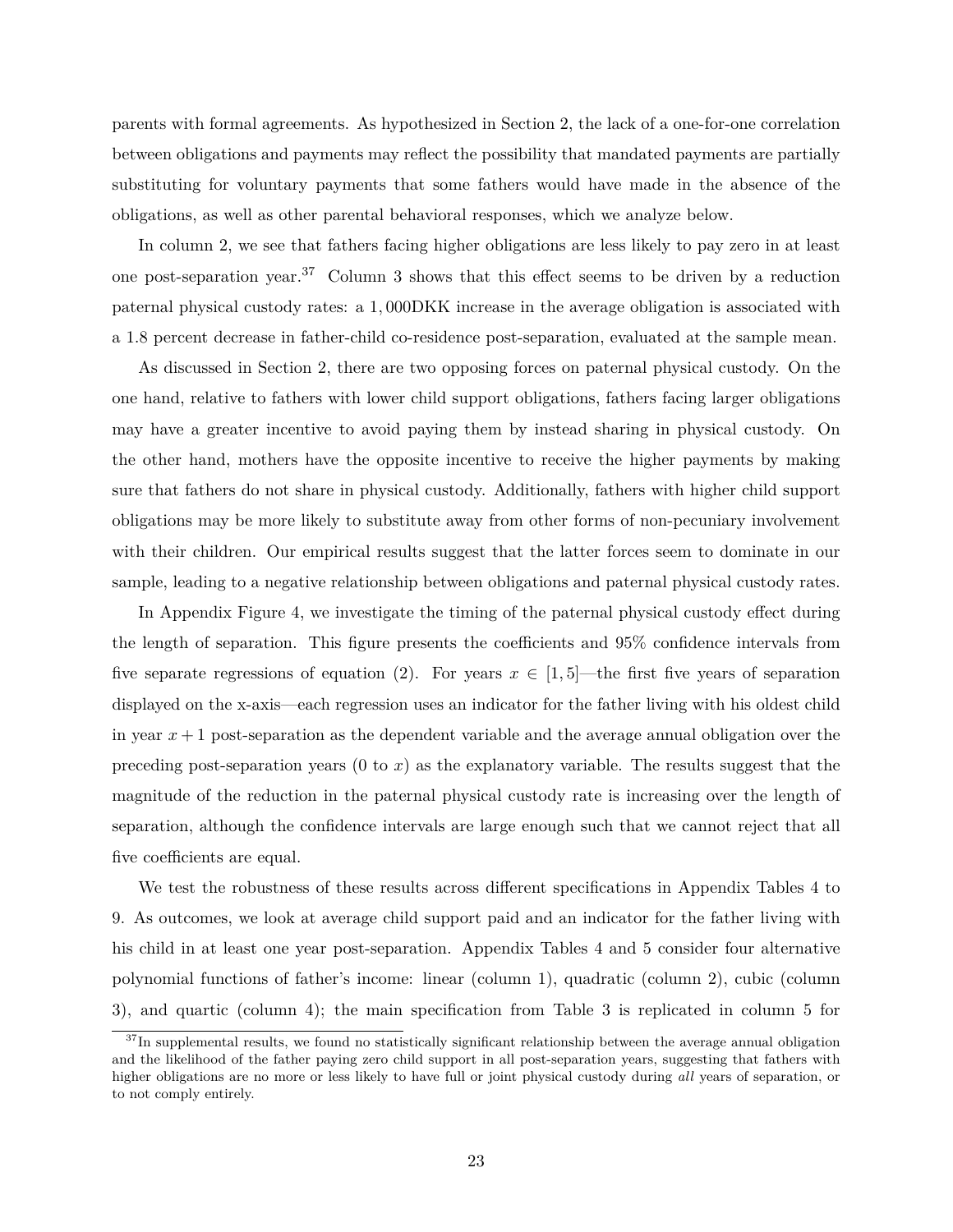parents with formal agreements. As hypothesized in Section 2, the lack of a one-for-one correlation between obligations and payments may reflect the possibility that mandated payments are partially substituting for voluntary payments that some fathers would have made in the absence of the obligations, as well as other parental behavioral responses, which we analyze below.

In column 2, we see that fathers facing higher obligations are less likely to pay zero in at least one post-separation year.[37] Column 3 shows that this effect seems to be driven by a reduction paternal physical custody rates: a $1,000$DKK increase in the average obligation is associated with a 1.8 percent decrease in father-child co-residence post-separation, evaluated at the sample mean.

As discussed in Section 2, there are two opposing forces on paternal physical custody. On the one hand, relative to fathers with lower child support obligations, fathers facing larger obligations may have a greater incentive to avoid paying them by instead sharing in physical custody. On the other hand, mothers have the opposite incentive to receive the higher payments by making sure that fathers do not share in physical custody. Additionally, fathers with higher child support obligations may be more likely to substitute away from other forms of non-pecuniary involvement with their children. Our empirical results suggest that the latter forces seem to dominate in our sample, leading to a negative relationship between obligations and paternal physical custody rates.

In Appendix Figure 4, we investigate the timing of the paternal physical custody effect during the length of separation. This figure presents the coefficients and 95% confidence intervals from five separate regressions of equation (2). For years $x \in [1, 5]$—the first five years of separation displayed on the x-axis—each regression uses an indicator for the father living with his oldest child in year $x + 1$ post-separation as the dependent variable and the average annual obligation over the preceding post-separation years (0 to $x$) as the explanatory variable. The results suggest that the magnitude of the reduction in the paternal physical custody rate is increasing over the length of separation, although the confidence intervals are large enough such that we cannot reject that all five coefficients are equal.

We test the robustness of these results across different specifications in Appendix Tables 4 to 9. As outcomes, we look at average child support paid and an indicator for the father living with his child in at least one year post-separation. Appendix Tables 4 and 5 consider four alternative polynomial functions of father's income: linear (column 1), quadratic (column 2), cubic (column 3), and quartic (column 4); the main specification from Table 3 is replicated in column 5 for

[37] In supplemental results, we found no statistically significant relationship between the average annual obligation and the likelihood of the father paying zero child support in all post-separation years, suggesting that fathers with higher obligations are no more or less likely to have full or joint physical custody during *all* years of separation, or to not comply entirely.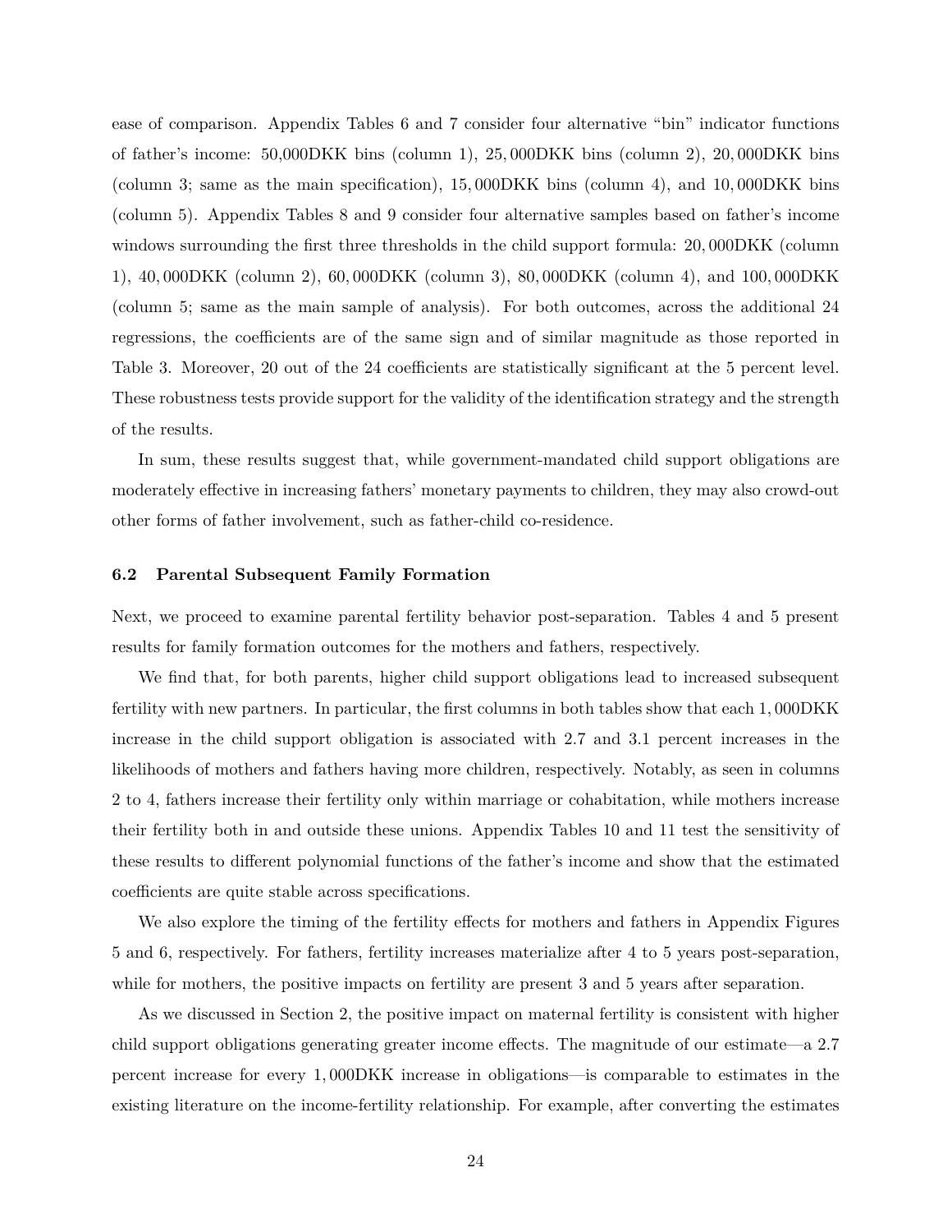ease of comparison. Appendix Tables 6 and 7 consider four alternative "bin" indicator functions of father's income: 50,000DKK bins (column 1), 25,000DKK bins (column 2), 20,000DKK bins (column 3; same as the main specification), 15,000DKK bins (column 4), and 10,000DKK bins (column 5). Appendix Tables 8 and 9 consider four alternative samples based on father's income windows surrounding the first three thresholds in the child support formula: 20,000DKK (column 1), 40,000DKK (column 2), 60,000DKK (column 3), 80,000DKK (column 4), and 100,000DKK (column 5; same as the main sample of analysis). For both outcomes, across the additional 24 regressions, the coefficients are of the same sign and of similar magnitude as those reported in Table 3. Moreover, 20 out of the 24 coefficients are statistically significant at the 5 percent level. These robustness tests provide support for the validity of the identification strategy and the strength of the results.

In sum, these results suggest that, while government-mandated child support obligations are moderately effective in increasing fathers' monetary payments to children, they may also crowd-out other forms of father involvement, such as father-child co-residence.

### 6.2 Parental Subsequent Family Formation

Next, we proceed to examine parental fertility behavior post-separation. Tables 4 and 5 present results for family formation outcomes for the mothers and fathers, respectively.

We find that, for both parents, higher child support obligations lead to increased subsequent fertility with new partners. In particular, the first columns in both tables show that each 1,000DKK increase in the child support obligation is associated with 2.7 and 3.1 percent increases in the likelihoods of mothers and fathers having more children, respectively. Notably, as seen in columns 2 to 4, fathers increase their fertility only within marriage or cohabitation, while mothers increase their fertility both in and outside these unions. Appendix Tables 10 and 11 test the sensitivity of these results to different polynomial functions of the father's income and show that the estimated coefficients are quite stable across specifications.

We also explore the timing of the fertility effects for mothers and fathers in Appendix Figures 5 and 6, respectively. For fathers, fertility increases materialize after 4 to 5 years post-separation, while for mothers, the positive impacts on fertility are present 3 and 5 years after separation.

As we discussed in Section 2, the positive impact on maternal fertility is consistent with higher child support obligations generating greater income effects. The magnitude of our estimate—a 2.7 percent increase for every 1,000DKK increase in obligations—is comparable to estimates in the existing literature on the income-fertility relationship. For example, after converting the estimates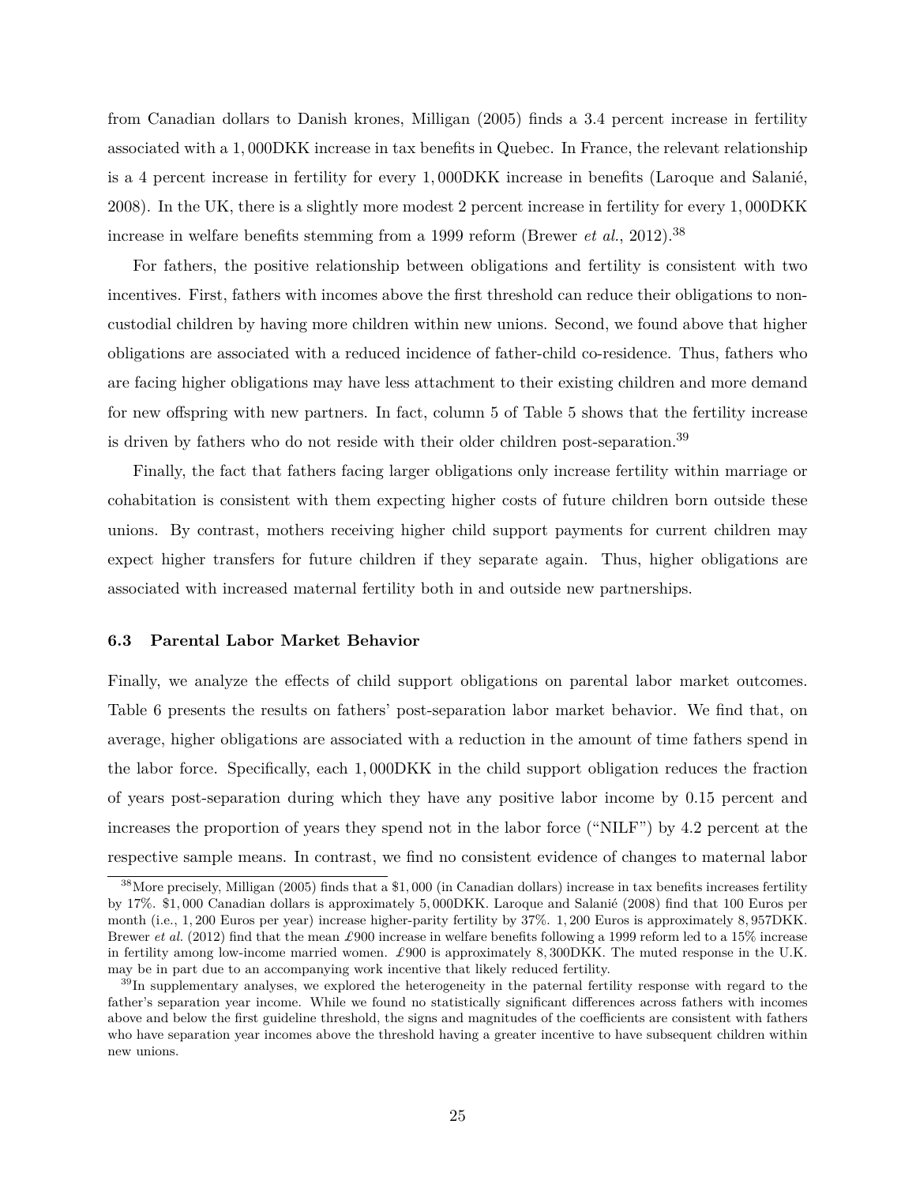from Canadian dollars to Danish krones, Milligan (2005) finds a 3.4 percent increase in fertility associated with a 1,000DKK increase in tax benefits in Quebec. In France, the relevant relationship is a 4 percent increase in fertility for every 1,000DKK increase in benefits (Laroque and Salanié, 2008). In the UK, there is a slightly more modest 2 percent increase in fertility for every 1,000DKK increase in welfare benefits stemming from a 1999 reform (Brewer *et al.*, 2012).[38]

For fathers, the positive relationship between obligations and fertility is consistent with two incentives. First, fathers with incomes above the first threshold can reduce their obligations to non-custodial children by having more children within new unions. Second, we found above that higher obligations are associated with a reduced incidence of father-child co-residence. Thus, fathers who are facing higher obligations may have less attachment to their existing children and more demand for new offspring with new partners. In fact, column 5 of Table 5 shows that the fertility increase is driven by fathers who do not reside with their older children post-separation.[39]

Finally, the fact that fathers facing larger obligations only increase fertility within marriage or cohabitation is consistent with them expecting higher costs of future children born outside these unions. By contrast, mothers receiving higher child support payments for current children may expect higher transfers for future children if they separate again. Thus, higher obligations are associated with increased maternal fertility both in and outside new partnerships.

### 6.3 Parental Labor Market Behavior

Finally, we analyze the effects of child support obligations on parental labor market outcomes. Table 6 presents the results on fathers' post-separation labor market behavior. We find that, on average, higher obligations are associated with a reduction in the amount of time fathers spend in the labor force. Specifically, each 1,000DKK in the child support obligation reduces the fraction of years post-separation during which they have any positive labor income by 0.15 percent and increases the proportion of years they spend not in the labor force ("NILF") by 4.2 percent at the respective sample means. In contrast, we find no consistent evidence of changes to maternal labor

---

[38] More precisely, Milligan (2005) finds that a \$1,000 (in Canadian dollars) increase in tax benefits increases fertility by 17%. \$1,000 Canadian dollars is approximately 5,000DKK. Laroque and Salanié (2008) find that 100 Euros per month (i.e., 1,200 Euros per year) increase higher-parity fertility by 37%. 1,200 Euros is approximately 8,957DKK. Brewer *et al.* (2012) find that the mean £900 increase in welfare benefits following a 1999 reform led to a 15% increase in fertility among low-income married women. £900 is approximately 8,300DKK. The muted response in the U.K. may be in part due to an accompanying work incentive that likely reduced fertility.

[39] In supplementary analyses, we explored the heterogeneity in the paternal fertility response with regard to the father's separation year income. While we found no statistically significant differences across fathers with incomes above and below the first guideline threshold, the signs and magnitudes of the coefficients are consistent with fathers who have separation year incomes above the threshold having a greater incentive to have subsequent children within new unions.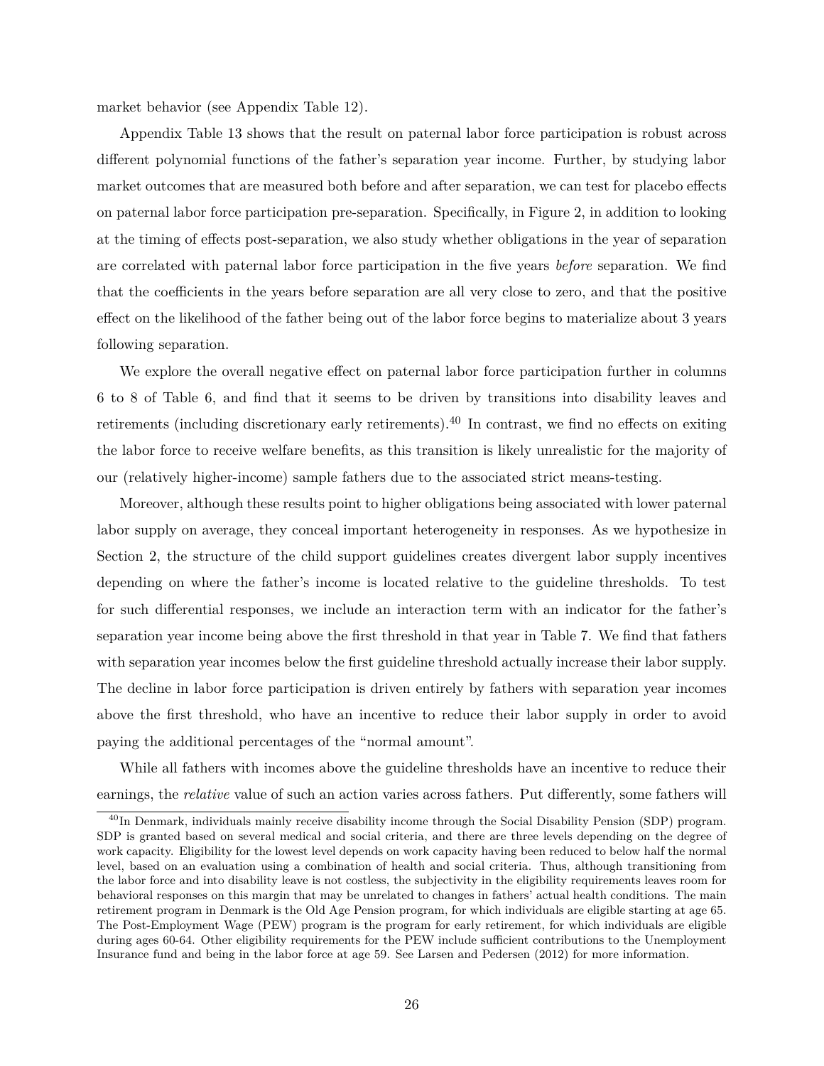market behavior (see Appendix Table 12).

Appendix Table 13 shows that the result on paternal labor force participation is robust across different polynomial functions of the father's separation year income. Further, by studying labor market outcomes that are measured both before and after separation, we can test for placebo effects on paternal labor force participation pre-separation. Specifically, in Figure 2, in addition to looking at the timing of effects post-separation, we also study whether obligations in the year of separation are correlated with paternal labor force participation in the five years *before* separation. We find that the coefficients in the years before separation are all very close to zero, and that the positive effect on the likelihood of the father being out of the labor force begins to materialize about 3 years following separation.

We explore the overall negative effect on paternal labor force participation further in columns 6 to 8 of Table 6, and find that it seems to be driven by transitions into disability leaves and retirements (including discretionary early retirements).[40] In contrast, we find no effects on exiting the labor force to receive welfare benefits, as this transition is likely unrealistic for the majority of our (relatively higher-income) sample fathers due to the associated strict means-testing.

Moreover, although these results point to higher obligations being associated with lower paternal labor supply on average, they conceal important heterogeneity in responses. As we hypothesize in Section 2, the structure of the child support guidelines creates divergent labor supply incentives depending on where the father's income is located relative to the guideline thresholds. To test for such differential responses, we include an interaction term with an indicator for the father's separation year income being above the first threshold in that year in Table 7. We find that fathers with separation year incomes below the first guideline threshold actually increase their labor supply. The decline in labor force participation is driven entirely by fathers with separation year incomes above the first threshold, who have an incentive to reduce their labor supply in order to avoid paying the additional percentages of the "normal amount".

While all fathers with incomes above the guideline thresholds have an incentive to reduce their earnings, the *relative* value of such an action varies across fathers. Put differently, some fathers will

[40] In Denmark, individuals mainly receive disability income through the Social Disability Pension (SDP) program. SDP is granted based on several medical and social criteria, and there are three levels depending on the degree of work capacity. Eligibility for the lowest level depends on work capacity having been reduced to below half the normal level, based on an evaluation using a combination of health and social criteria. Thus, although transitioning from the labor force and into disability leave is not costless, the subjectivity in the eligibility requirements leaves room for behavioral responses on this margin that may be unrelated to changes in fathers' actual health conditions. The main retirement program in Denmark is the Old Age Pension program, for which individuals are eligible starting at age 65. The Post-Employment Wage (PEW) program is the program for early retirement, for which individuals are eligible during ages 60-64. Other eligibility requirements for the PEW include sufficient contributions to the Unemployment Insurance fund and being in the labor force at age 59. See Larsen and Pedersen (2012) for more information.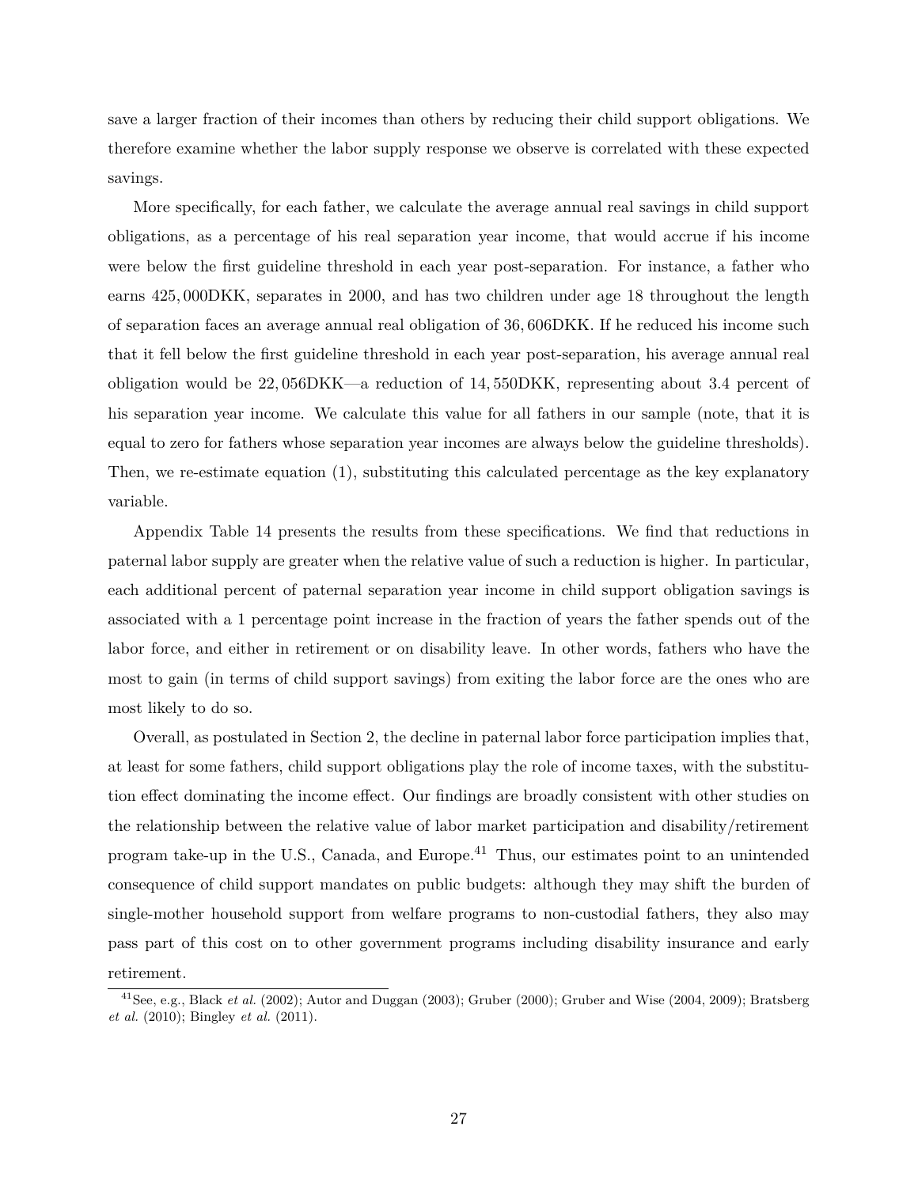save a larger fraction of their incomes than others by reducing their child support obligations. We therefore examine whether the labor supply response we observe is correlated with these expected savings.

More specifically, for each father, we calculate the average annual real savings in child support obligations, as a percentage of his real separation year income, that would accrue if his income were below the first guideline threshold in each year post-separation. For instance, a father who earns 425,000DKK, separates in 2000, and has two children under age 18 throughout the length of separation faces an average annual real obligation of 36,606DKK. If he reduced his income such that it fell below the first guideline threshold in each year post-separation, his average annual real obligation would be 22,056DKK—a reduction of 14,550DKK, representing about 3.4 percent of his separation year income. We calculate this value for all fathers in our sample (note, that it is equal to zero for fathers whose separation year incomes are always below the guideline thresholds). Then, we re-estimate equation (1), substituting this calculated percentage as the key explanatory variable.

Appendix Table 14 presents the results from these specifications. We find that reductions in paternal labor supply are greater when the relative value of such a reduction is higher. In particular, each additional percent of paternal separation year income in child support obligation savings is associated with a 1 percentage point increase in the fraction of years the father spends out of the labor force, and either in retirement or on disability leave. In other words, fathers who have the most to gain (in terms of child support savings) from exiting the labor force are the ones who are most likely to do so.

Overall, as postulated in Section 2, the decline in paternal labor force participation implies that, at least for some fathers, child support obligations play the role of income taxes, with the substitution effect dominating the income effect. Our findings are broadly consistent with other studies on the relationship between the relative value of labor market participation and disability/retirement program take-up in the U.S., Canada, and Europe.[41] Thus, our estimates point to an unintended consequence of child support mandates on public budgets: although they may shift the burden of single-mother household support from welfare programs to non-custodial fathers, they also may pass part of this cost on to other government programs including disability insurance and early retirement.

[41] See, e.g., Black *et al.* (2002); Autor and Duggan (2003); Gruber (2000); Gruber and Wise (2004, 2009); Bratsberg *et al.* (2010); Bingley *et al.* (2011).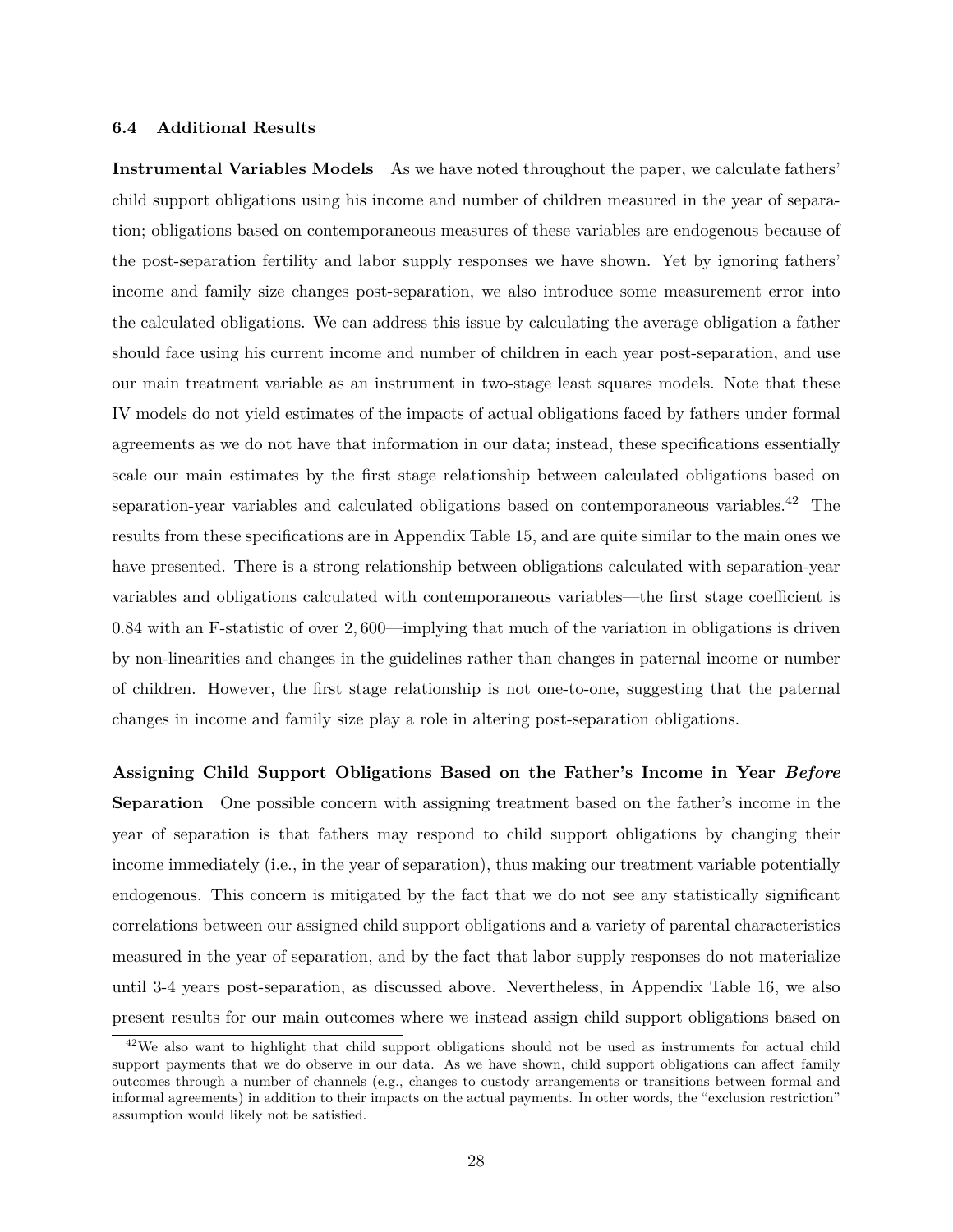### 6.4 Additional Results

**Instrumental Variables Models** As we have noted throughout the paper, we calculate fathers' child support obligations using his income and number of children measured in the year of separation; obligations based on contemporaneous measures of these variables are endogenous because of the post-separation fertility and labor supply responses we have shown. Yet by ignoring fathers' income and family size changes post-separation, we also introduce some measurement error into the calculated obligations. We can address this issue by calculating the average obligation a father should face using his current income and number of children in each year post-separation, and use our main treatment variable as an instrument in two-stage least squares models. Note that these IV models do not yield estimates of the impacts of actual obligations faced by fathers under formal agreements as we do not have that information in our data; instead, these specifications essentially scale our main estimates by the first stage relationship between calculated obligations based on separation-year variables and calculated obligations based on contemporaneous variables.[42] The results from these specifications are in Appendix Table 15, and are quite similar to the main ones we have presented. There is a strong relationship between obligations calculated with separation-year variables and obligations calculated with contemporaneous variables—the first stage coefficient is 0.84 with an F-statistic of over 2,600—implying that much of the variation in obligations is driven by non-linearities and changes in the guidelines rather than changes in paternal income or number of children. However, the first stage relationship is not one-to-one, suggesting that the paternal changes in income and family size play a role in altering post-separation obligations.

**Assigning Child Support Obligations Based on the Father's Income in Year *Before* Separation** One possible concern with assigning treatment based on the father's income in the year of separation is that fathers may respond to child support obligations by changing their income immediately (i.e., in the year of separation), thus making our treatment variable potentially endogenous. This concern is mitigated by the fact that we do not see any statistically significant correlations between our assigned child support obligations and a variety of parental characteristics measured in the year of separation, and by the fact that labor supply responses do not materialize until 3-4 years post-separation, as discussed above. Nevertheless, in Appendix Table 16, we also present results for our main outcomes where we instead assign child support obligations based on

[42] We also want to highlight that child support obligations should not be used as instruments for actual child support payments that we do observe in our data. As we have shown, child support obligations can affect family outcomes through a number of channels (e.g., changes to custody arrangements or transitions between formal and informal agreements) in addition to their impacts on the actual payments. In other words, the "exclusion restriction" assumption would likely not be satisfied.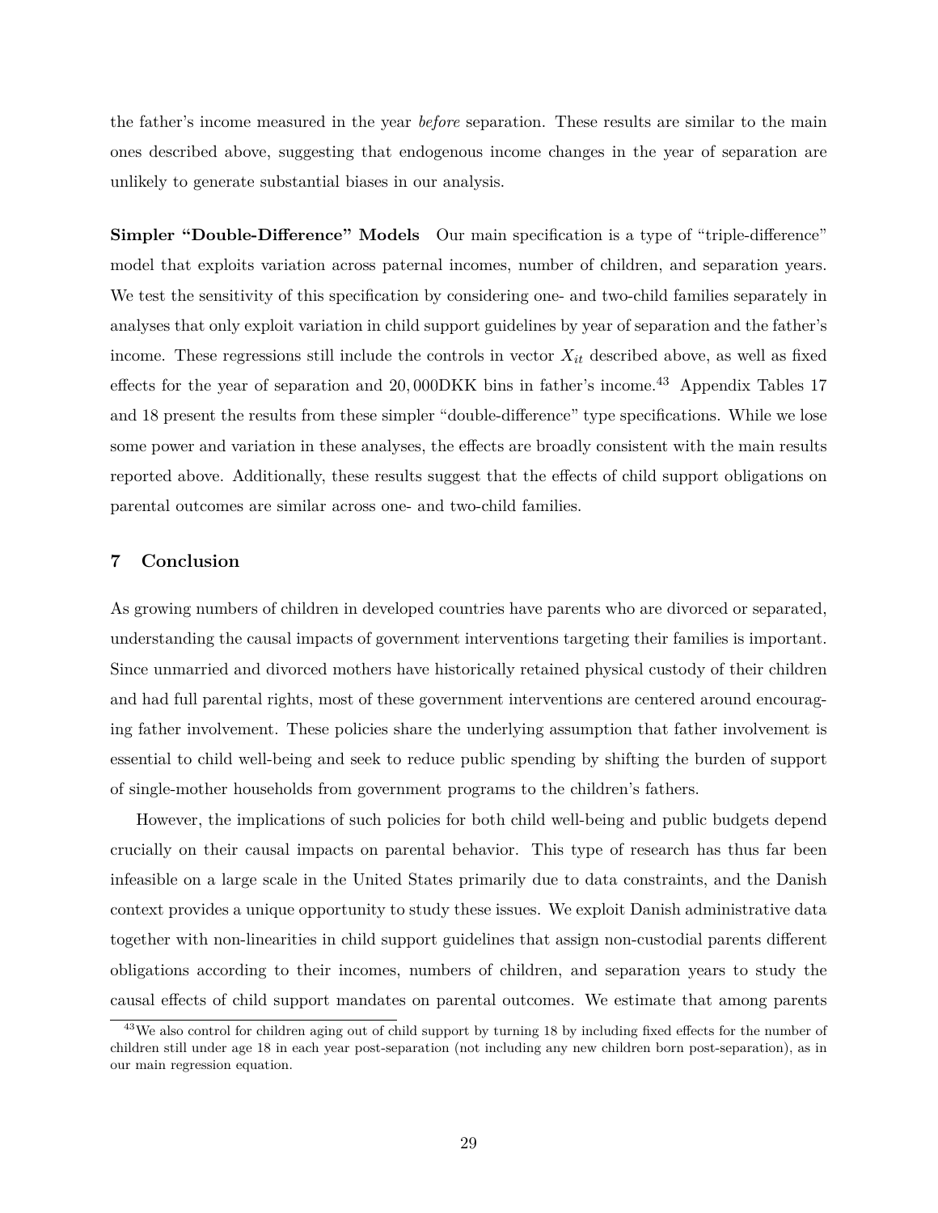the father's income measured in the year *before* separation. These results are similar to the main ones described above, suggesting that endogenous income changes in the year of separation are unlikely to generate substantial biases in our analysis.

**Simpler "Double-Difference" Models** Our main specification is a type of "triple-difference" model that exploits variation across paternal incomes, number of children, and separation years. We test the sensitivity of this specification by considering one- and two-child families separately in analyses that only exploit variation in child support guidelines by year of separation and the father's income. These regressions still include the controls in vector $X_{it}$ described above, as well as fixed effects for the year of separation and $20,000$DKK bins in father's income.[43] Appendix Tables 17 and 18 present the results from these simpler "double-difference" type specifications. While we lose some power and variation in these analyses, the effects are broadly consistent with the main results reported above. Additionally, these results suggest that the effects of child support obligations on parental outcomes are similar across one- and two-child families.

## 7 Conclusion

As growing numbers of children in developed countries have parents who are divorced or separated, understanding the causal impacts of government interventions targeting their families is important. Since unmarried and divorced mothers have historically retained physical custody of their children and had full parental rights, most of these government interventions are centered around encouraging father involvement. These policies share the underlying assumption that father involvement is essential to child well-being and seek to reduce public spending by shifting the burden of support of single-mother households from government programs to the children's fathers.

However, the implications of such policies for both child well-being and public budgets depend crucially on their causal impacts on parental behavior. This type of research has thus far been infeasible on a large scale in the United States primarily due to data constraints, and the Danish context provides a unique opportunity to study these issues. We exploit Danish administrative data together with non-linearities in child support guidelines that assign non-custodial parents different obligations according to their incomes, numbers of children, and separation years to study the causal effects of child support mandates on parental outcomes. We estimate that among parents

[43] We also control for children aging out of child support by turning 18 by including fixed effects for the number of children still under age 18 in each year post-separation (not including any new children born post-separation), as in our main regression equation.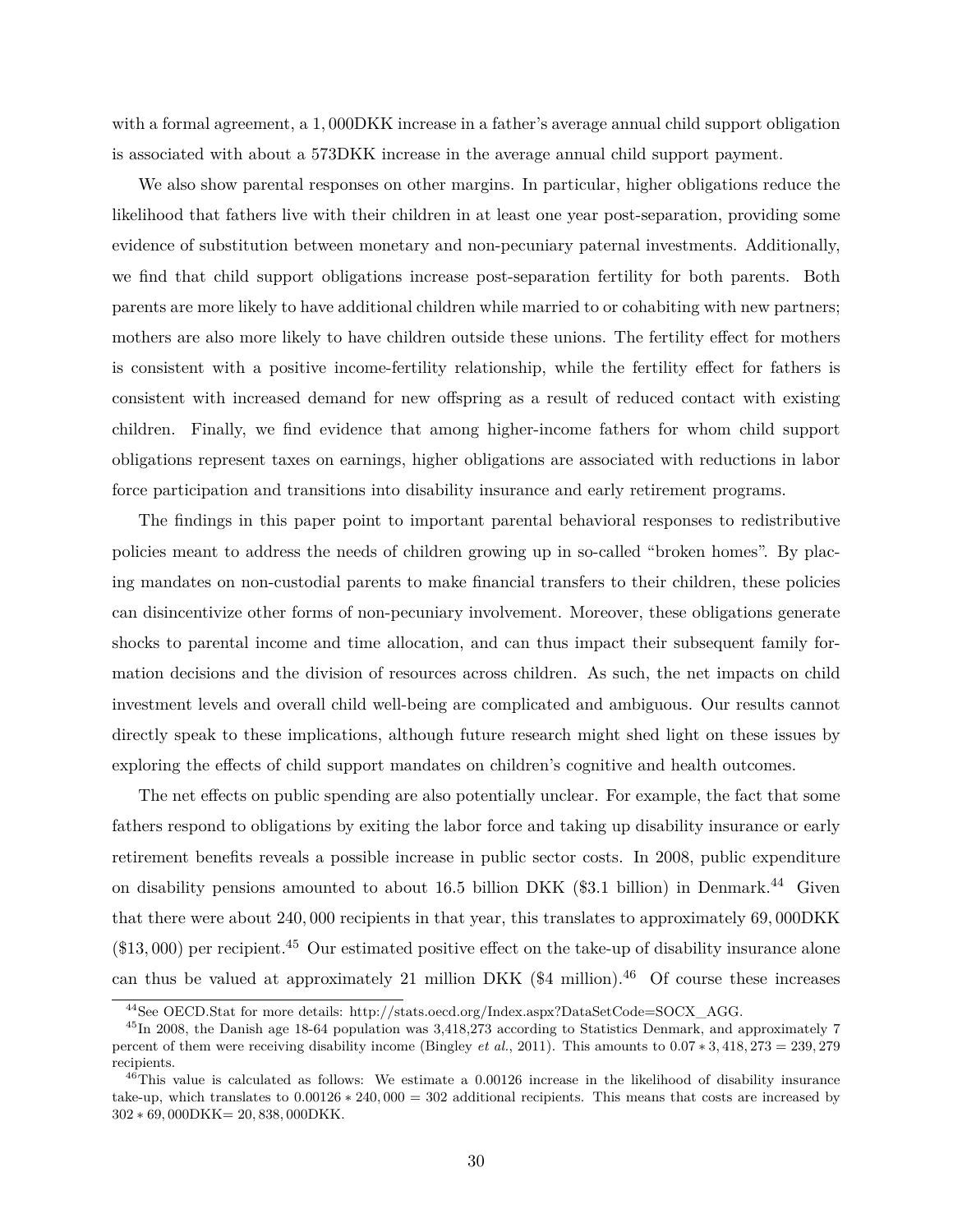with a formal agreement, a 1,000DKK increase in a father's average annual child support obligation is associated with about a 573DKK increase in the average annual child support payment.

We also show parental responses on other margins. In particular, higher obligations reduce the likelihood that fathers live with their children in at least one year post-separation, providing some evidence of substitution between monetary and non-pecuniary paternal investments. Additionally, we find that child support obligations increase post-separation fertility for both parents. Both parents are more likely to have additional children while married to or cohabiting with new partners; mothers are also more likely to have children outside these unions. The fertility effect for mothers is consistent with a positive income-fertility relationship, while the fertility effect for fathers is consistent with increased demand for new offspring as a result of reduced contact with existing children. Finally, we find evidence that among higher-income fathers for whom child support obligations represent taxes on earnings, higher obligations are associated with reductions in labor force participation and transitions into disability insurance and early retirement programs.

The findings in this paper point to important parental behavioral responses to redistributive policies meant to address the needs of children growing up in so-called "broken homes". By placing mandates on non-custodial parents to make financial transfers to their children, these policies can disincentivize other forms of non-pecuniary involvement. Moreover, these obligations generate shocks to parental income and time allocation, and can thus impact their subsequent family formation decisions and the division of resources across children. As such, the net impacts on child investment levels and overall child well-being are complicated and ambiguous. Our results cannot directly speak to these implications, although future research might shed light on these issues by exploring the effects of child support mandates on children's cognitive and health outcomes.

The net effects on public spending are also potentially unclear. For example, the fact that some fathers respond to obligations by exiting the labor force and taking up disability insurance or early retirement benefits reveals a possible increase in public sector costs. In 2008, public expenditure on disability pensions amounted to about 16.5 billion DKK ($3.1 billion) in Denmark.[44] Given that there were about 240,000 recipients in that year, this translates to approximately 69,000DKK ($13,000) per recipient.[45] Our estimated positive effect on the take-up of disability insurance alone can thus be valued at approximately 21 million DKK ($4 million).[46] Of course these increases

[44] See OECD.Stat for more details: http://stats.oecd.org/Index.aspx?DataSetCode=SOCX_AGG.

[45] In 2008, the Danish age 18-64 population was 3,418,273 according to Statistics Denmark, and approximately 7 percent of them were receiving disability income (Bingley *et al.*, 2011). This amounts to $0.07 * 3,418,273 = 239,279$ recipients.

[46] This value is calculated as follows: We estimate a 0.00126 increase in the likelihood of disability insurance take-up, which translates to $0.00126 * 240,000 = 302$ additional recipients. This means that costs are increased by $302 * 69,000\text{DKK} = 20,838,000\text{DKK}$.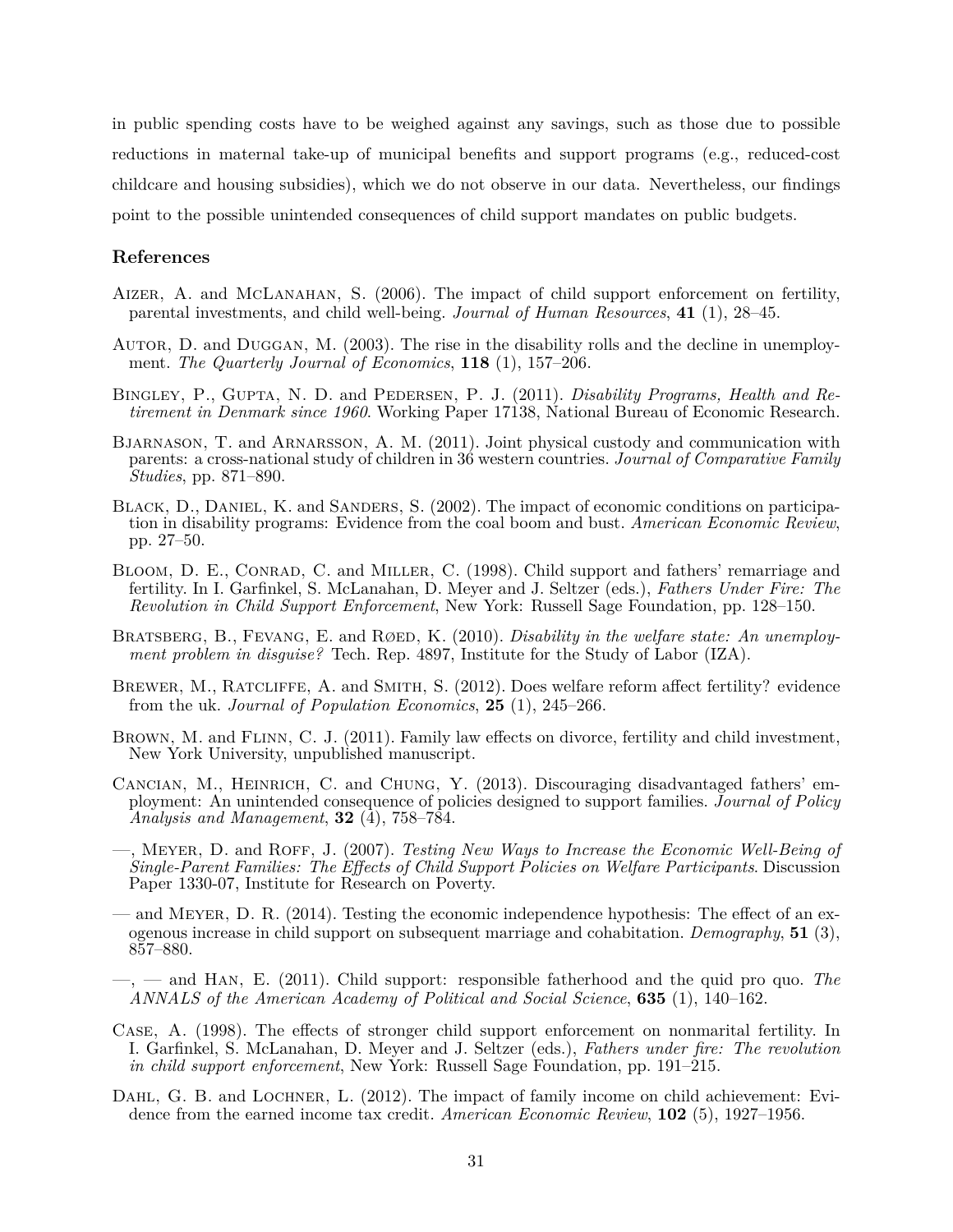in public spending costs have to be weighed against any savings, such as those due to possible reductions in maternal take-up of municipal benefits and support programs (e.g., reduced-cost childcare and housing subsidies), which we do not observe in our data. Nevertheless, our findings point to the possible unintended consequences of child support mandates on public budgets.

## References

Aizer, A. and McLanahan, S. (2006). The impact of child support enforcement on fertility, parental investments, and child well-being. *Journal of Human Resources*, **41** (1), 28–45.

Autor, D. and Duggan, M. (2003). The rise in the disability rolls and the decline in unemployment. *The Quarterly Journal of Economics*, **118** (1), 157–206.

Bingley, P., Gupta, N. D. and Pedersen, P. J. (2011). *Disability Programs, Health and Retirement in Denmark since 1960*. Working Paper 17138, National Bureau of Economic Research.

Bjarnason, T. and Arnarsson, A. M. (2011). Joint physical custody and communication with parents: a cross-national study of children in 36 western countries. *Journal of Comparative Family Studies*, pp. 871–890.

Black, D., Daniel, K. and Sanders, S. (2002). The impact of economic conditions on participation in disability programs: Evidence from the coal boom and bust. *American Economic Review*, pp. 27–50.

Bloom, D. E., Conrad, C. and Miller, C. (1998). Child support and fathers' remarriage and fertility. In I. Garfinkel, S. McLanahan, D. Meyer and J. Seltzer (eds.), *Fathers Under Fire: The Revolution in Child Support Enforcement*, New York: Russell Sage Foundation, pp. 128–150.

Bratsberg, B., Fevang, E. and Røed, K. (2010). *Disability in the welfare state: An unemployment problem in disguise?* Tech. Rep. 4897, Institute for the Study of Labor (IZA).

Brewer, M., Ratcliffe, A. and Smith, S. (2012). Does welfare reform affect fertility? evidence from the uk. *Journal of Population Economics*, **25** (1), 245–266.

Brown, M. and Flinn, C. J. (2011). Family law effects on divorce, fertility and child investment, New York University, unpublished manuscript.

Cancian, M., Heinrich, C. and Chung, Y. (2013). Discouraging disadvantaged fathers' employment: An unintended consequence of policies designed to support families. *Journal of Policy Analysis and Management*, **32** (4), 758–784.

—, Meyer, D. and Roff, J. (2007). *Testing New Ways to Increase the Economic Well-Being of Single-Parent Families: The Effects of Child Support Policies on Welfare Participants*. Discussion Paper 1330-07, Institute for Research on Poverty.

— and Meyer, D. R. (2014). Testing the economic independence hypothesis: The effect of an exogenous increase in child support on subsequent marriage and cohabitation. *Demography*, **51** (3), 857–880.

—, — and Han, E. (2011). Child support: responsible fatherhood and the quid pro quo. *The ANNALS of the American Academy of Political and Social Science*, **635** (1), 140–162.

Case, A. (1998). The effects of stronger child support enforcement on nonmarital fertility. In I. Garfinkel, S. McLanahan, D. Meyer and J. Seltzer (eds.), *Fathers under fire: The revolution in child support enforcement*, New York: Russell Sage Foundation, pp. 191–215.

Dahl, G. B. and Lochner, L. (2012). The impact of family income on child achievement: Evidence from the earned income tax credit. *American Economic Review*, **102** (5), 1927–1956.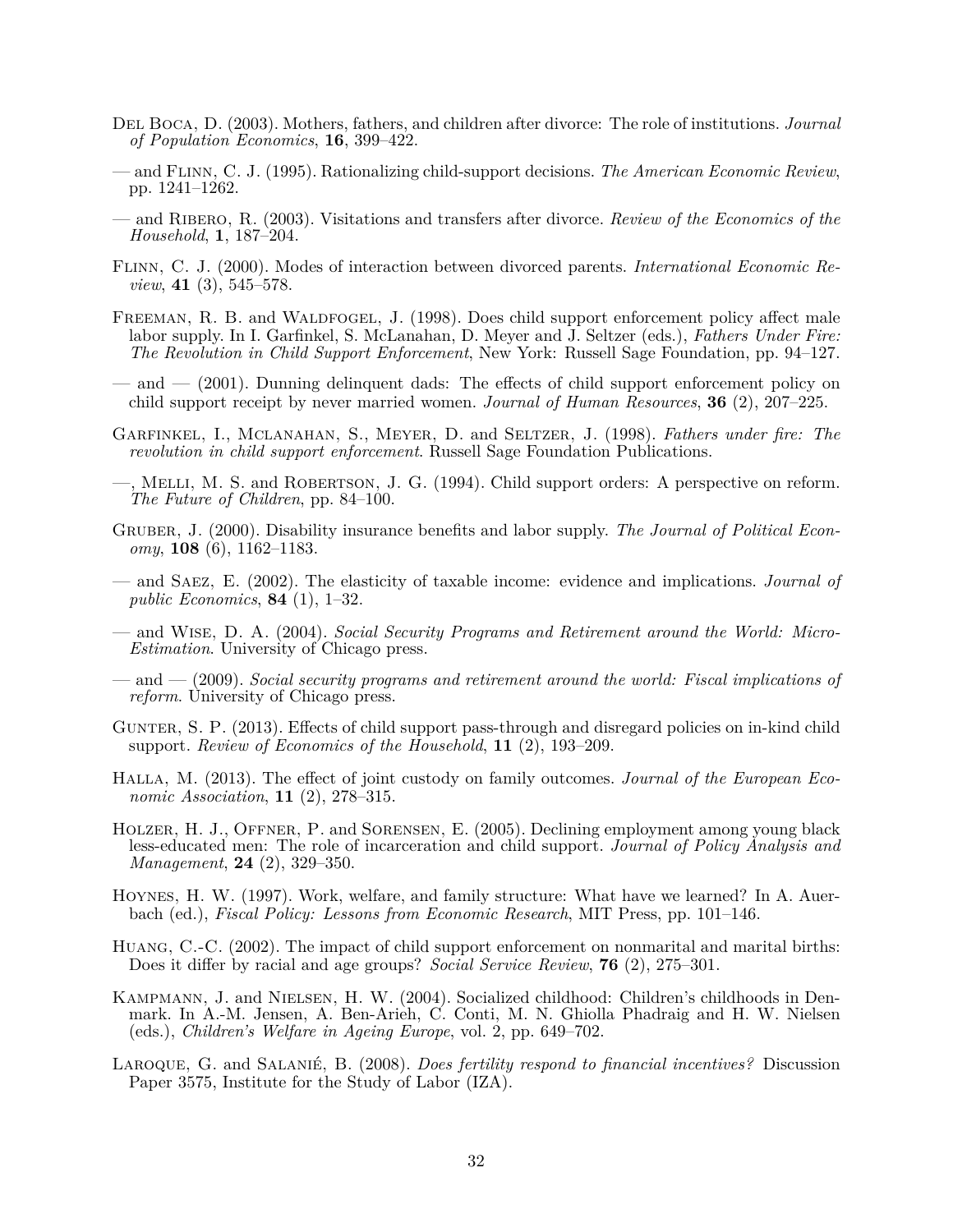Del Boca, D. (2003). Mothers, fathers, and children after divorce: The role of institutions. *Journal of Population Economics*, **16**, 399–422.

— and Flinn, C. J. (1995). Rationalizing child-support decisions. *The American Economic Review*, pp. 1241–1262.

— and Ribero, R. (2003). Visitations and transfers after divorce. *Review of the Economics of the Household*, **1**, 187–204.

Flinn, C. J. (2000). Modes of interaction between divorced parents. *International Economic Review*, **41** (3), 545–578.

Freeman, R. B. and Waldfogel, J. (1998). Does child support enforcement policy affect male labor supply. In I. Garfinkel, S. McLanahan, D. Meyer and J. Seltzer (eds.), *Fathers Under Fire: The Revolution in Child Support Enforcement*, New York: Russell Sage Foundation, pp. 94–127.

— and — (2001). Dunning delinquent dads: The effects of child support enforcement policy on child support receipt by never married women. *Journal of Human Resources*, **36** (2), 207–225.

Garfinkel, I., Mclanahan, S., Meyer, D. and Seltzer, J. (1998). *Fathers under fire: The revolution in child support enforcement*. Russell Sage Foundation Publications.

—, Melli, M. S. and Robertson, J. G. (1994). Child support orders: A perspective on reform. *The Future of Children*, pp. 84–100.

Gruber, J. (2000). Disability insurance benefits and labor supply. *The Journal of Political Economy*, **108** (6), 1162–1183.

— and Saez, E. (2002). The elasticity of taxable income: evidence and implications. *Journal of public Economics*, **84** (1), 1–32.

— and Wise, D. A. (2004). *Social Security Programs and Retirement around the World: Micro-Estimation*. University of Chicago press.

— and — (2009). *Social security programs and retirement around the world: Fiscal implications of reform*. University of Chicago press.

Gunter, S. P. (2013). Effects of child support pass-through and disregard policies on in-kind child support. *Review of Economics of the Household*, **11** (2), 193–209.

Halla, M. (2013). The effect of joint custody on family outcomes. *Journal of the European Economic Association*, **11** (2), 278–315.

Holzer, H. J., Offner, P. and Sorensen, E. (2005). Declining employment among young black less-educated men: The role of incarceration and child support. *Journal of Policy Analysis and Management*, **24** (2), 329–350.

Hoynes, H. W. (1997). Work, welfare, and family structure: What have we learned? In A. Auerbach (ed.), *Fiscal Policy: Lessons from Economic Research*, MIT Press, pp. 101–146.

Huang, C.-C. (2002). The impact of child support enforcement on nonmarital and marital births: Does it differ by racial and age groups? *Social Service Review*, **76** (2), 275–301.

Kampmann, J. and Nielsen, H. W. (2004). Socialized childhood: Children's childhoods in Denmark. In A.-M. Jensen, A. Ben-Arieh, C. Conti, M. N. Ghiolla Phadraig and H. W. Nielsen (eds.), *Children's Welfare in Ageing Europe*, vol. 2, pp. 649–702.

Laroque, G. and Salanié, B. (2008). *Does fertility respond to financial incentives?* Discussion Paper 3575, Institute for the Study of Labor (IZA).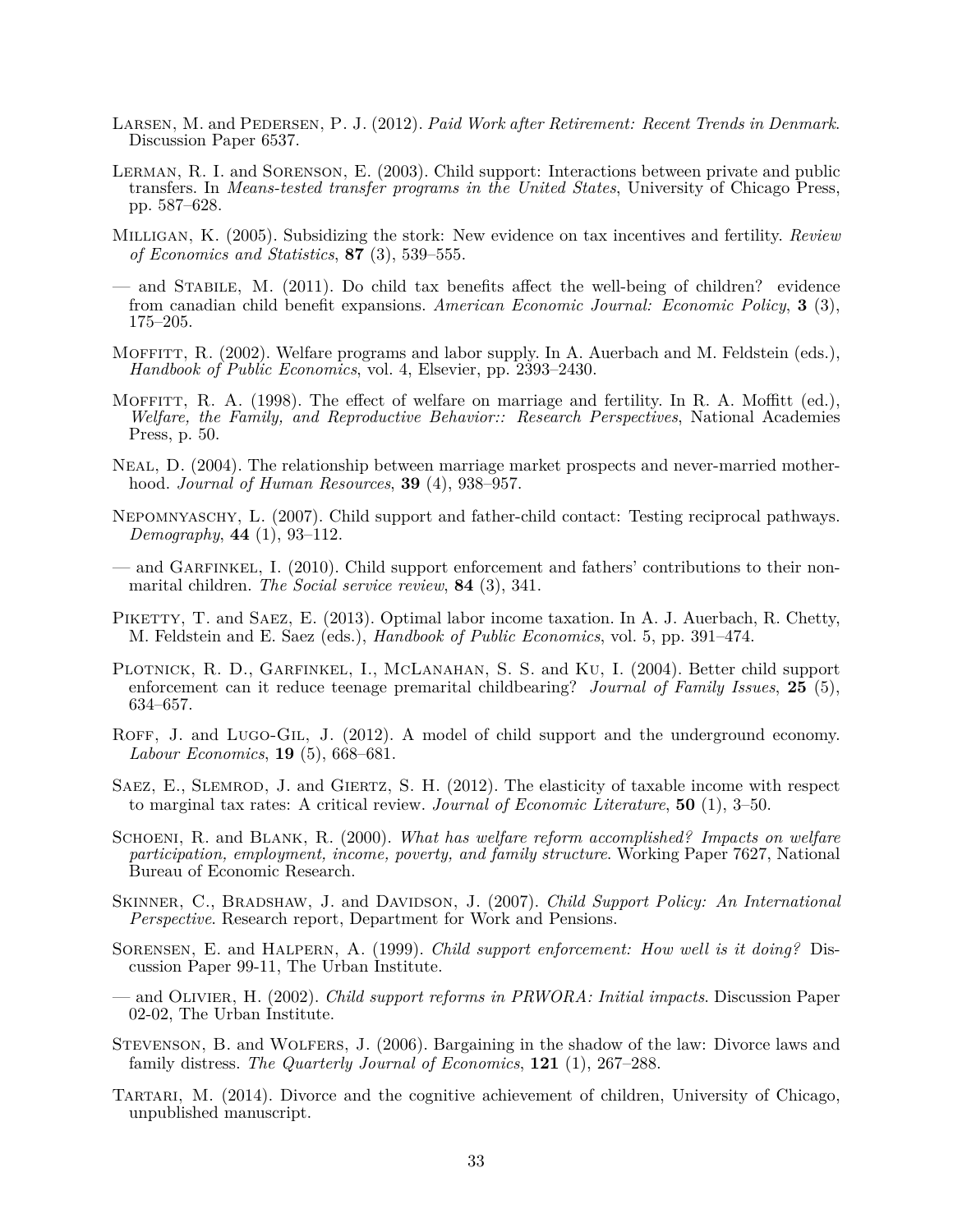Larsen, M. and Pedersen, P. J. (2012). *Paid Work after Retirement: Recent Trends in Denmark*. Discussion Paper 6537.

Lerman, R. I. and Sorenson, E. (2003). Child support: Interactions between private and public transfers. In *Means-tested transfer programs in the United States*, University of Chicago Press, pp. 587–628.

Milligan, K. (2005). Subsidizing the stork: New evidence on tax incentives and fertility. *Review of Economics and Statistics*, **87** (3), 539–555.

— and Stabile, M. (2011). Do child tax benefits affect the well-being of children? evidence from canadian child benefit expansions. *American Economic Journal: Economic Policy*, **3** (3), 175–205.

Moffitt, R. (2002). Welfare programs and labor supply. In A. Auerbach and M. Feldstein (eds.), *Handbook of Public Economics*, vol. 4, Elsevier, pp. 2393–2430.

Moffitt, R. A. (1998). The effect of welfare on marriage and fertility. In R. A. Moffitt (ed.), *Welfare, the Family, and Reproductive Behavior:: Research Perspectives*, National Academies Press, p. 50.

Neal, D. (2004). The relationship between marriage market prospects and never-married motherhood. *Journal of Human Resources*, **39** (4), 938–957.

Nepomnyaschy, L. (2007). Child support and father-child contact: Testing reciprocal pathways. *Demography*, **44** (1), 93–112.

— and Garfinkel, I. (2010). Child support enforcement and fathers' contributions to their nonmarital children. *The Social service review*, **84** (3), 341.

Piketty, T. and Saez, E. (2013). Optimal labor income taxation. In A. J. Auerbach, R. Chetty, M. Feldstein and E. Saez (eds.), *Handbook of Public Economics*, vol. 5, pp. 391–474.

Plotnick, R. D., Garfinkel, I., McLanahan, S. S. and Ku, I. (2004). Better child support enforcement can it reduce teenage premarital childbearing? *Journal of Family Issues*, **25** (5), 634–657.

Roff, J. and Lugo-Gil, J. (2012). A model of child support and the underground economy. *Labour Economics*, **19** (5), 668–681.

Saez, E., Slemrod, J. and Giertz, S. H. (2012). The elasticity of taxable income with respect to marginal tax rates: A critical review. *Journal of Economic Literature*, **50** (1), 3–50.

Schoeni, R. and Blank, R. (2000). *What has welfare reform accomplished? Impacts on welfare participation, employment, income, poverty, and family structure*. Working Paper 7627, National Bureau of Economic Research.

Skinner, C., Bradshaw, J. and Davidson, J. (2007). *Child Support Policy: An International Perspective*. Research report, Department for Work and Pensions.

Sorensen, E. and Halpern, A. (1999). *Child support enforcement: How well is it doing?* Discussion Paper 99-11, The Urban Institute.

— and Olivier, H. (2002). *Child support reforms in PRWORA: Initial impacts*. Discussion Paper 02-02, The Urban Institute.

Stevenson, B. and Wolfers, J. (2006). Bargaining in the shadow of the law: Divorce laws and family distress. *The Quarterly Journal of Economics*, **121** (1), 267–288.

Tartari, M. (2014). Divorce and the cognitive achievement of children, University of Chicago, unpublished manuscript.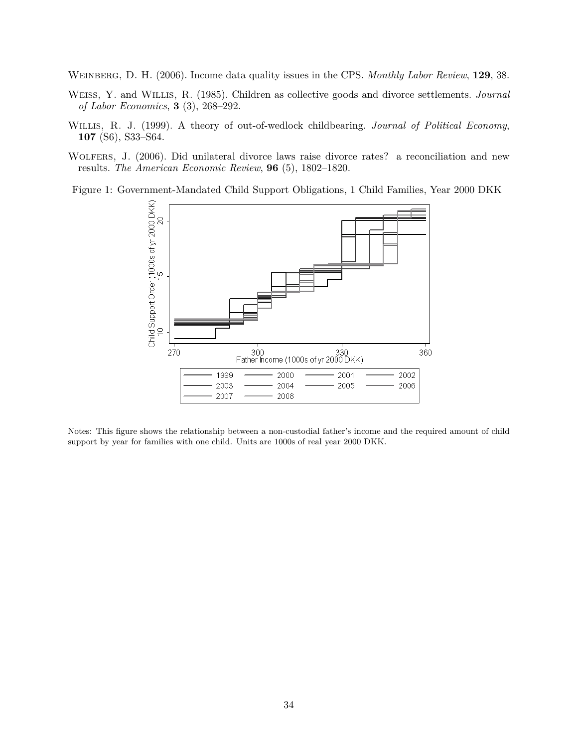Weinberg, D. H. (2006). Income data quality issues in the CPS. *Monthly Labor Review*, **129**, 38.

Weiss, Y. and Willis, R. (1985). Children as collective goods and divorce settlements. *Journal of Labor Economics*, **3** (3), 268–292.

Willis, R. J. (1999). A theory of out-of-wedlock childbearing. *Journal of Political Economy*, **107** (S6), S33–S64.

Wolfers, J. (2006). Did unilateral divorce laws raise divorce rates? a reconciliation and new results. *The American Economic Review*, **96** (5), 1802–1820.

Figure 1: Government-Mandated Child Support Obligations, 1 Child Families, Year 2000 DKK

Notes: This figure shows the relationship between a non-custodial father's income and the required amount of child support by year for families with one child. Units are 1000s of real year 2000 DKK.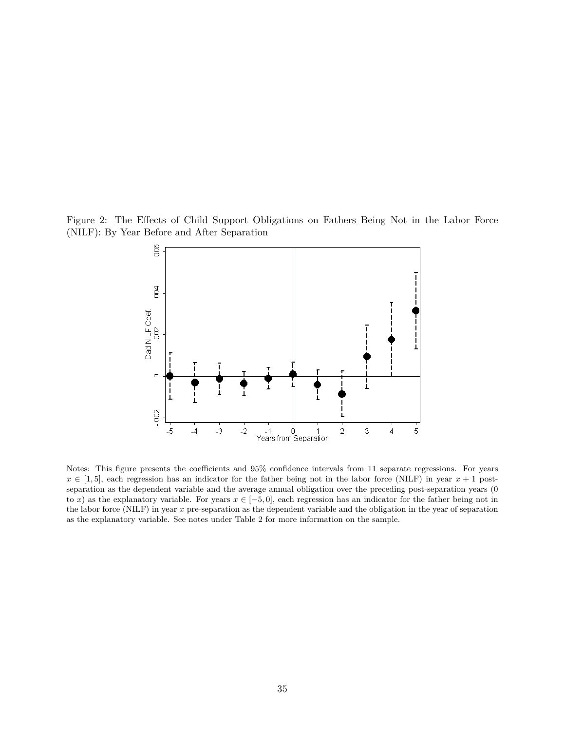Figure 2: The Effects of Child Support Obligations on Fathers Being Not in the Labor Force (NILF): By Year Before and After Separation

Notes: This figure presents the coefficients and 95% confidence intervals from 11 separate regressions. For years $x \in [1, 5]$, each regression has an indicator for the father being not in the labor force (NILF) in year $x + 1$ post-separation as the dependent variable and the average annual obligation over the preceding post-separation years (0 to $x$) as the explanatory variable. For years $x \in [-5, 0]$, each regression has an indicator for the father being not in the labor force (NILF) in year $x$ pre-separation as the dependent variable and the obligation in the year of separation as the explanatory variable. See notes under Table 2 for more information on the sample.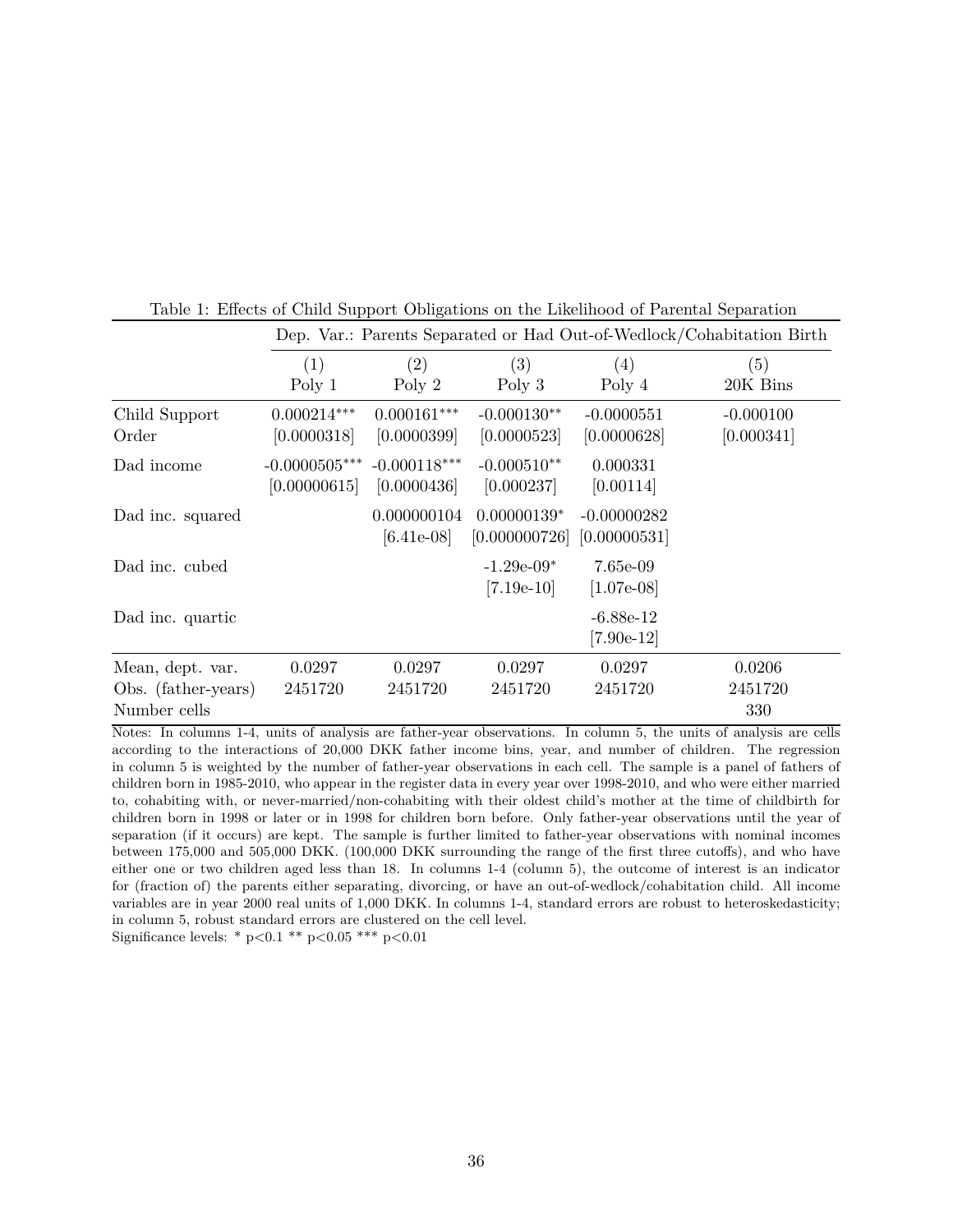Table 1: Effects of Child Support Obligations on the Likelihood of Parental Separation

| | Dep. Var.: Parents Separated or Had Out-of-Wedlock/Cohabitation Birth | | | | |
|---|---|---|---|---|---|
| | (1) | (2) | (3) | (4) | (5) |
| | Poly 1 | Poly 2 | Poly 3 | Poly 4 | 20K Bins |
| Child Support Order | 0.000214*** | 0.000161*** | -0.000130** | -0.0000551 | -0.000100 |
| | [0.0000318] | [0.0000399] | [0.0000523] | [0.0000628] | [0.000341] |
| Dad income | -0.0000505*** | -0.000118*** | -0.000510** | 0.000331 | |
| | [0.00000615] | [0.0000436] | [0.000237] | [0.00114] | |
| Dad inc. squared | | 0.000000104 | 0.00000139* | -0.00000282 | |
| | | [6.41e-08] | [0.000000726] | [0.00000531] | |
| Dad inc. cubed | | | -1.29e-09* | 7.65e-09 | |
| | | | [7.19e-10] | [1.07e-08] | |
| Dad inc. quartic | | | | -6.88e-12 | |
| | | | | [7.90e-12] | |
| Mean, dept. var. | 0.0297 | 0.0297 | 0.0297 | 0.0297 | 0.0206 |
| Obs. (father-years) | 2451720 | 2451720 | 2451720 | 2451720 | 2451720 |
| Number cells | | | | | 330 |

Notes: In columns 1-4, units of analysis are father-year observations. In column 5, the units of analysis are cells according to the interactions of 20,000 DKK father income bins, year, and number of children. The regression in column 5 is weighted by the number of father-year observations in each cell. The sample is a panel of fathers of children born in 1985-2010, who appear in the register data in every year over 1998-2010, and who were either married to, cohabiting with, or never-married/non-cohabiting with their oldest child's mother at the time of childbirth for children born in 1998 or later or in 1998 for children born before. Only father-year observations until the year of separation (if it occurs) are kept. The sample is further limited to father-year observations with nominal incomes between 175,000 and 505,000 DKK. (100,000 DKK surrounding the range of the first three cutoffs), and who have either one or two children aged less than 18. In columns 1-4 (column 5), the outcome of interest is an indicator for (fraction of) the parents either separating, divorcing, or have an out-of-wedlock/cohabitation child. All income variables are in year 2000 real units of 1,000 DKK. In columns 1-4, standard errors are robust to heteroskedasticity; in column 5, robust standard errors are clustered on the cell level.

Significance levels: * $p<0.1$ ** $p<0.05$ *** $p<0.01$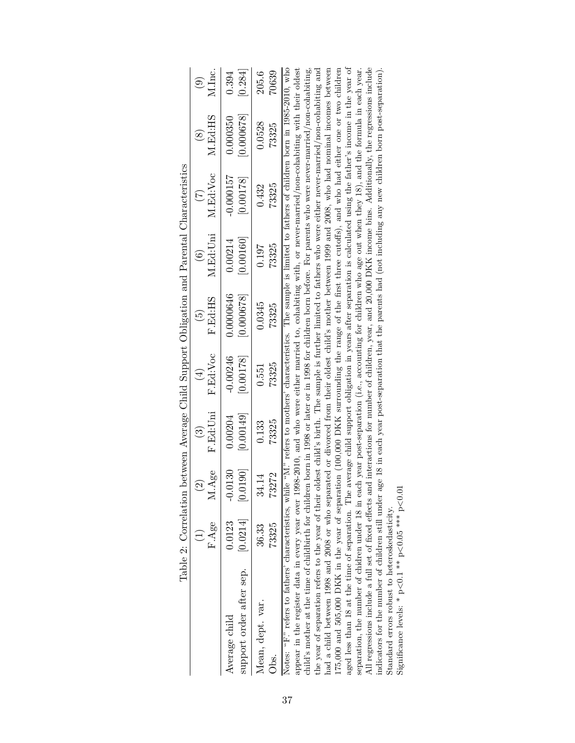Table 2: Correlation between Average Child Support Obligation and Parental Characteristics

| | (1) | (2) | (3) | (4) | (5) | (6) | (7) | (8) | (9) |
|---|---|---|---|---|---|---|---|---|---|
| | F.Age | M.Age | F.Ed:Uni | F.Ed:Voc | F.Ed:HS | M.Ed:Uni | M.Ed:Voc | M.Ed:HS | M.Inc. |
| Average child | 0.0123 | -0.0130 | 0.00204 | -0.00246 | 0.0000646 | 0.00214 | -0.000157 | 0.000350 | 0.394 |
| support order after sep. | [0.0214] | [0.0190] | [0.00149] | [0.00178] | [0.000678] | [0.00160] | [0.00178] | [0.000678] | [0.284] |
| Mean, dept. var. | 36.33 | 34.14 | 0.133 | 0.551 | 0.0345 | 0.197 | 0.432 | 0.0528 | 205.6 |
| Obs. | 73325 | 73272 | 73325 | 73325 | 73325 | 73325 | 73325 | 73325 | 70639 |

Notes: "F." refers to fathers' characteristics, while "M." refers to mothers' characteristics. The sample is limited to fathers of children born in 1985-2010, who appear in the register data in every year over 1998-2010, and who were either married to, cohabiting with, or never-married/non-cohabiting with their oldest child's mother at the time of childbirth for children born in 1998 or later or in 1998 for children born before. For parents who were never-married/non-cohabiting, the year of separation refers to the year of their oldest child's birth. The sample is further limited to fathers who were either never-married/non-cohabiting and had a child between 1998 and 2008 or who separated or divorced from their oldest child's mother between 1999 and 2008, who had nominal incomes between 175,000 and 505,000 DKK in the year of separation (100,000 DKK surrounding the range of the first three cutoffs), and who had either one or two children aged less than 18 at the time of separation. The average child support obligation in years after separation is calculated using the father's income in the year of separation, the number of children under 18 in each year post-separation (i.e., accounting for children who age out when they 18), and the formula in each year. All regressions include a full set of fixed effects and interactions for number of children, year, and 20,000 DKK income bins. Additionally, the regressions include indicators for the number of children still under age 18 in each year post-separation that the parents had (not including any new children born post-separation).
Standard errors robust to heteroskedasticity.
Significance levels: * p<0.1 ** p<0.05 *** p<0.01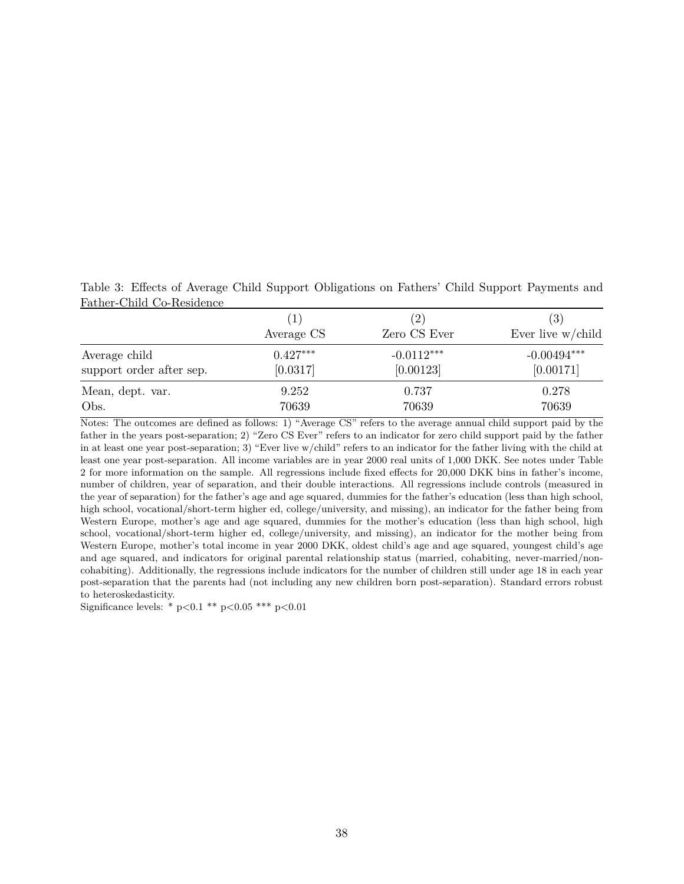Table 3: Effects of Average Child Support Obligations on Fathers' Child Support Payments and Father-Child Co-Residence

| | (1) | (2) | (3) |
|---|---|---|---|
| | Average CS | Zero CS Ever | Ever live w/child |
| Average child | 0.427*** | -0.0112*** | -0.00494*** |
| support order after sep. | [0.0317] | [0.00123] | [0.00171] |
| Mean, dept. var. | 9.252 | 0.737 | 0.278 |
| Obs. | 70639 | 70639 | 70639 |

Notes: The outcomes are defined as follows: 1) "Average CS" refers to the average annual child support paid by the father in the years post-separation; 2) "Zero CS Ever" refers to an indicator for zero child support paid by the father in at least one year post-separation; 3) "Ever live w/child" refers to an indicator for the father living with the child at least one year post-separation. All income variables are in year 2000 real units of 1,000 DKK. See notes under Table 2 for more information on the sample. All regressions include fixed effects for 20,000 DKK bins in father's income, number of children, year of separation, and their double interactions. All regressions include controls (measured in the year of separation) for the father's age and age squared, dummies for the father's education (less than high school, high school, vocational/short-term higher ed, college/university, and missing), an indicator for the father being from Western Europe, mother's age and age squared, dummies for the mother's education (less than high school, high school, vocational/short-term higher ed, college/university, and missing), an indicator for the mother being from Western Europe, mother's total income in year 2000 DKK, oldest child's age and age squared, youngest child's age and age squared, and indicators for original parental relationship status (married, cohabiting, never-married/non-cohabiting). Additionally, the regressions include indicators for the number of children still under age 18 in each year post-separation that the parents had (not including any new children born post-separation). Standard errors robust to heteroskedasticity.

Significance levels: * p<0.1 ** p<0.05 *** p<0.01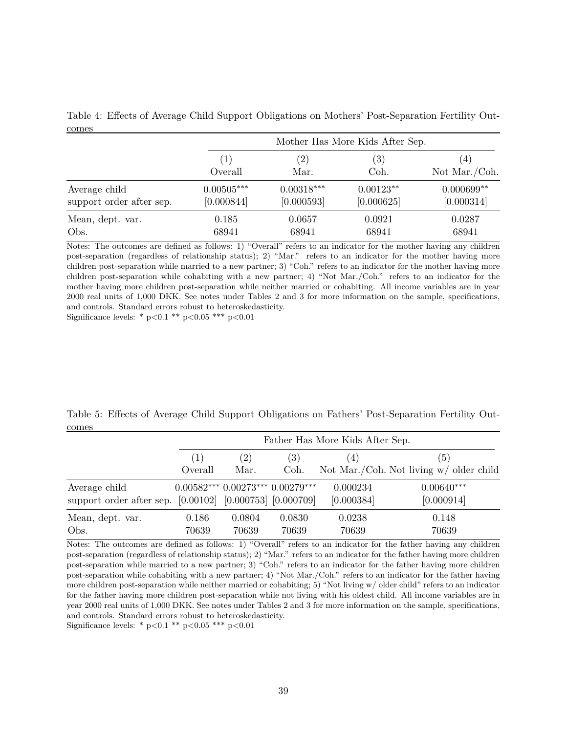Table 4: Effects of Average Child Support Obligations on Mothers' Post-Separation Fertility Outcomes

| | Mother Has More Kids After Sep. | | | |
|---|---|---|---|---|
| | (1) Overall | (2) Mar. | (3) Coh. | (4) Not Mar./Coh. |
| Average child support order after sep. | 0.00505*** [0.000844] | 0.00318*** [0.000593] | 0.00123** [0.000625] | 0.000699** [0.000314] |
| Mean, dept. var. | 0.185 | 0.0657 | 0.0921 | 0.0287 |
| Obs. | 68941 | 68941 | 68941 | 68941 |

Notes: The outcomes are defined as follows: 1) "Overall" refers to an indicator for the mother having any children post-separation (regardless of relationship status); 2) "Mar." refers to an indicator for the mother having more children post-separation while married to a new partner; 3) "Coh." refers to an indicator for the mother having more children post-separation while cohabiting with a new partner; 4) "Not Mar./Coh." refers to an indicator for the mother having more children post-separation while neither married or cohabiting. All income variables are in year 2000 real units of 1,000 DKK. See notes under Tables 2 and 3 for more information on the sample, specifications, and controls. Standard errors robust to heteroskedasticity.
Significance levels: * p<0.1 ** p<0.05 *** p<0.01

Table 5: Effects of Average Child Support Obligations on Fathers' Post-Separation Fertility Outcomes

| | Father Has More Kids After Sep. | | | | |
|---|---|---|---|---|---|
| | (1) Overall | (2) Mar. | (3) Coh. | (4) Not Mar./Coh. | (5) Not living w/ older child |
| Average child support order after sep. | 0.00582*** [0.00102] | 0.00273*** [0.000753] | 0.00279*** [0.000709] | 0.000234 [0.000384] | 0.00640*** [0.000914] |
| Mean, dept. var. | 0.186 | 0.0804 | 0.0830 | 0.0238 | 0.148 |
| Obs. | 70639 | 70639 | 70639 | 70639 | 70639 |

Notes: The outcomes are defined as follows: 1) "Overall" refers to an indicator for the father having any children post-separation (regardless of relationship status); 2) "Mar." refers to an indicator for the father having more children post-separation while married to a new partner; 3) "Coh." refers to an indicator for the father having more children post-separation while cohabiting with a new partner; 4) "Not Mar./Coh." refers to an indicator for the father having more children post-separation while neither married or cohabiting; 5) "Not living w/ older child" refers to an indicator for the father having more children post-separation while not living with his oldest child. All income variables are in year 2000 real units of 1,000 DKK. See notes under Tables 2 and 3 for more information on the sample, specifications, and controls. Standard errors robust to heteroskedasticity.
Significance levels: * p<0.1 ** p<0.05 *** p<0.01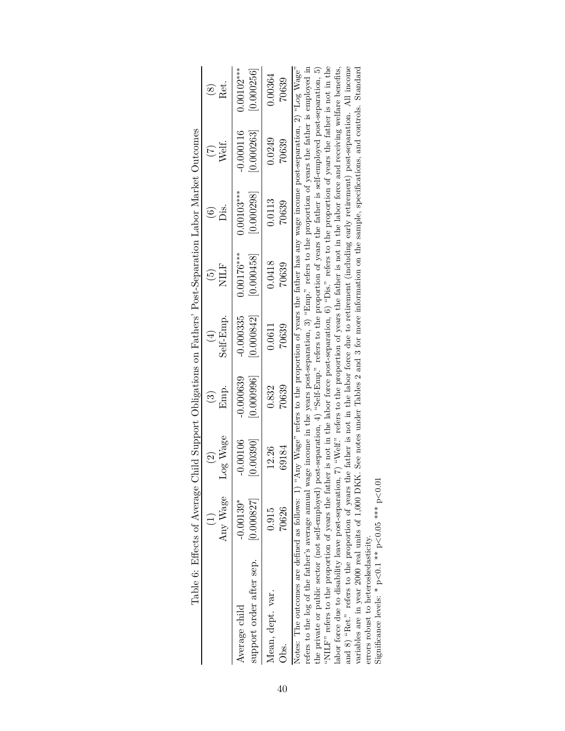Table 6: Effects of Average Child Support Obligations on Fathers' Post-Separation Labor Market Outcomes

| | (1) Any Wage | (2) Log Wage | (3) Emp. | (4) Self-Emp. | (5) NILF | (6) Dis. | (7) Welf. | (8) Ret. |
|---|---|---|---|---|---|---|---|---|
| Average child support order after sep. | -0.00139* | -0.00106 | -0.000639 | -0.000335 | 0.00176*** | 0.00103*** | -0.000116 | 0.00102*** |
| | [0.000827] | [0.00390] | [0.000996] | [0.000842] | [0.000458] | [0.000298] | [0.000263] | [0.000256] |
| Mean, dept. var. | 0.915 | 12.26 | 0.832 | 0.0611 | 0.0418 | 0.0113 | 0.0249 | 0.00364 |
| Obs. | 70626 | 69184 | 70639 | 70639 | 70639 | 70639 | 70639 | 70639 |

Notes: The outcomes are defined as follows: 1) "Any Wage" refers to the proportion of years the father has any wage income post-separation, 2) "Log Wage" refers to the log of the father's average annual wage income in the years post-separation, 3) "Emp." refers to the proportion of years the father is employed in the private or public sector (not self-employed) post-separation, 4) "Self-Emp." refers to the proportion of years the father is self-employed post-separation, 5) "NILF" refers to the proportion of years the father is not in the labor force post-separation, 6) "Dis." refers to the proportion of years the father is not in the labor force due to disability leave post-separation, 7) "Welf." refers to the proportion of years the father is not in the labor force and receiving welfare benefits, and 8) "Ret." refers to the proportion of years the father is not in the labor force due to retirement (including early retirement) post-separation. All income variables are in year 2000 real units of 1,000 DKK. See notes under Tables 2 and 3 for more information on the sample, specifications, and controls. Standard errors robust to heteroskedasticity.

Significance levels: * $p<0.1$ ** $p<0.05$ *** $p<0.01$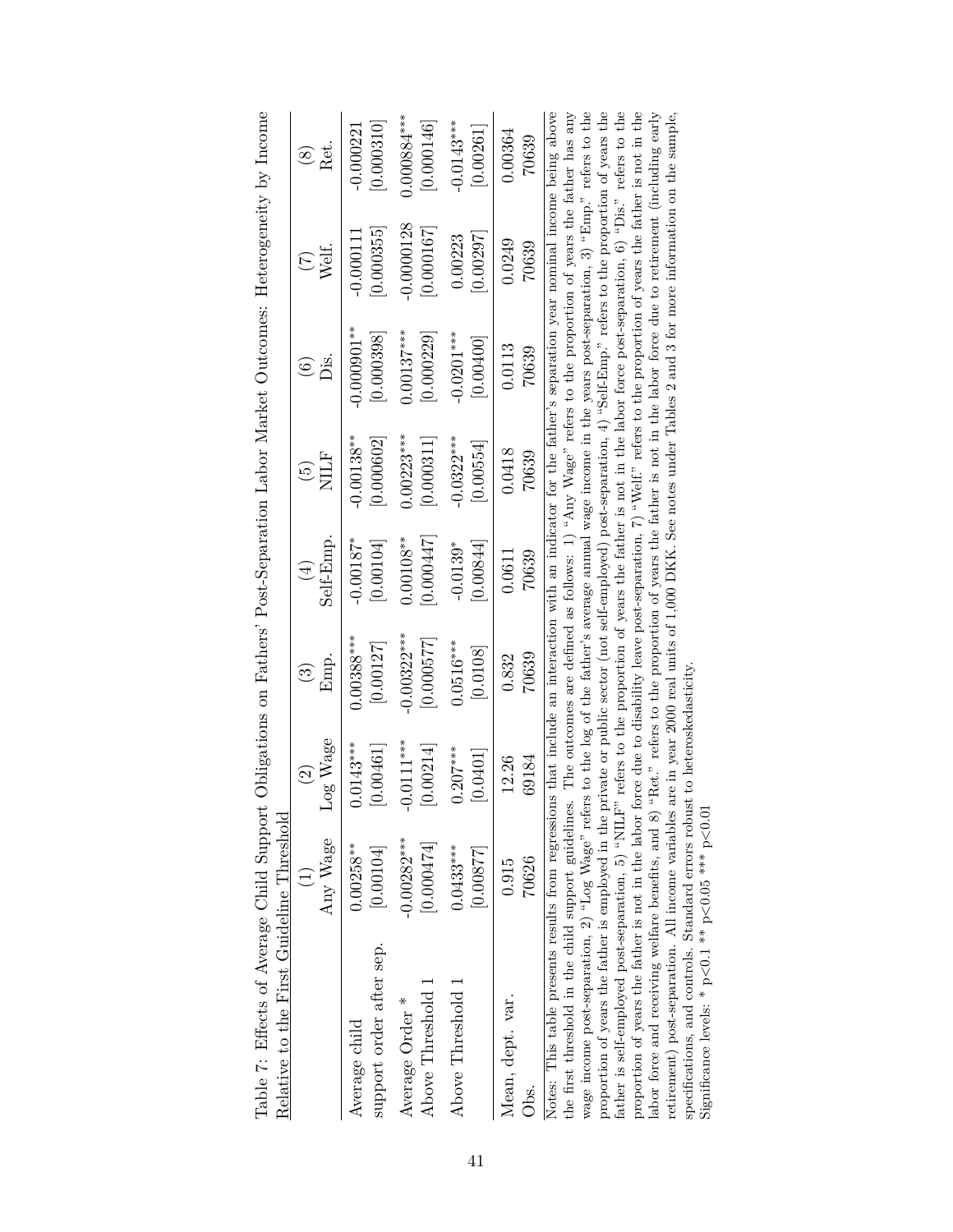Table 7: Effects of Average Child Support Obligations on Fathers' Post-Separation Labor Market Outcomes: Heterogeneity by Income Relative to the First Guideline Threshold

| | (1) Any Wage | (2) Log Wage | (3) Emp. | (4) Self-Emp. | (5) NILF | (6) Dis. | (7) Welf. | (8) Ret. |
|---|---|---|---|---|---|---|---|---|
| Average child support order after sep. | 0.00258** | 0.0143*** | 0.00388*** | -0.00187* | -0.00138** | -0.000901** | -0.000111 | -0.000221 |
| | [0.00104] | [0.00461] | [0.00127] | [0.00104] | [0.000602] | [0.000398] | [0.000355] | [0.000310] |
| Average Order * Above Threshold 1 | -0.00282*** | -0.0111*** | -0.00322*** | 0.00108** | 0.00223*** | 0.00137*** | -0.0000128 | 0.000884*** |
| | [0.000474] | [0.00214] | [0.000577] | [0.000447] | [0.000311] | [0.000229] | [0.000167] | [0.000146] |
| Above Threshold 1 | 0.0433*** | 0.207*** | 0.0516*** | -0.0139* | -0.0322*** | -0.0201*** | 0.00223 | -0.0143*** |
| | [0.00877] | [0.0401] | [0.0108] | [0.00844] | [0.00554] | [0.00400] | [0.00297] | [0.00261] |
| Mean, dept. var. | 0.915 | 12.26 | 0.832 | 0.0611 | 0.0418 | 0.0113 | 0.0249 | 0.00364 |
| Obs. | 70626 | 69184 | 70639 | 70639 | 70639 | 70639 | 70639 | 70639 |

Notes: This table presents results from regressions that include an interaction with an indicator for the father's separation year nominal income being above the first threshold in the child support guidelines. The outcomes are defined as follows: 1) "Any Wage" refers to the proportion of years the father has any wage income post-separation, 2) "Log Wage" refers to the log of the father's average annual wage income in the years post-separation, 3) "Emp." refers to the proportion of years the father is employed in the private or public sector (not self-employed) post-separation, 4) "Self-Emp." refers to the proportion of years the father is self-employed post-separation, 5) "NILF" refers to the proportion of years the father is not in the labor force post-separation, 6) "Dis." refers to the proportion of years the father is not in the labor force due to disability leave post-separation, 7) "Welf." refers to the proportion of years the father is not in the labor force and receiving welfare benefits, and 8) "Ret." refers to the proportion of years the father is not in the labor force due to retirement (including early retirement) post-separation. All income variables are in year 2000 real units of 1,000 DKK. See notes under Tables 2 and 3 for more information on the sample, specifications, and controls. Standard errors robust to heteroskedasticity.
Significance levels: * p<0.1 ** p<0.05 *** p<0.01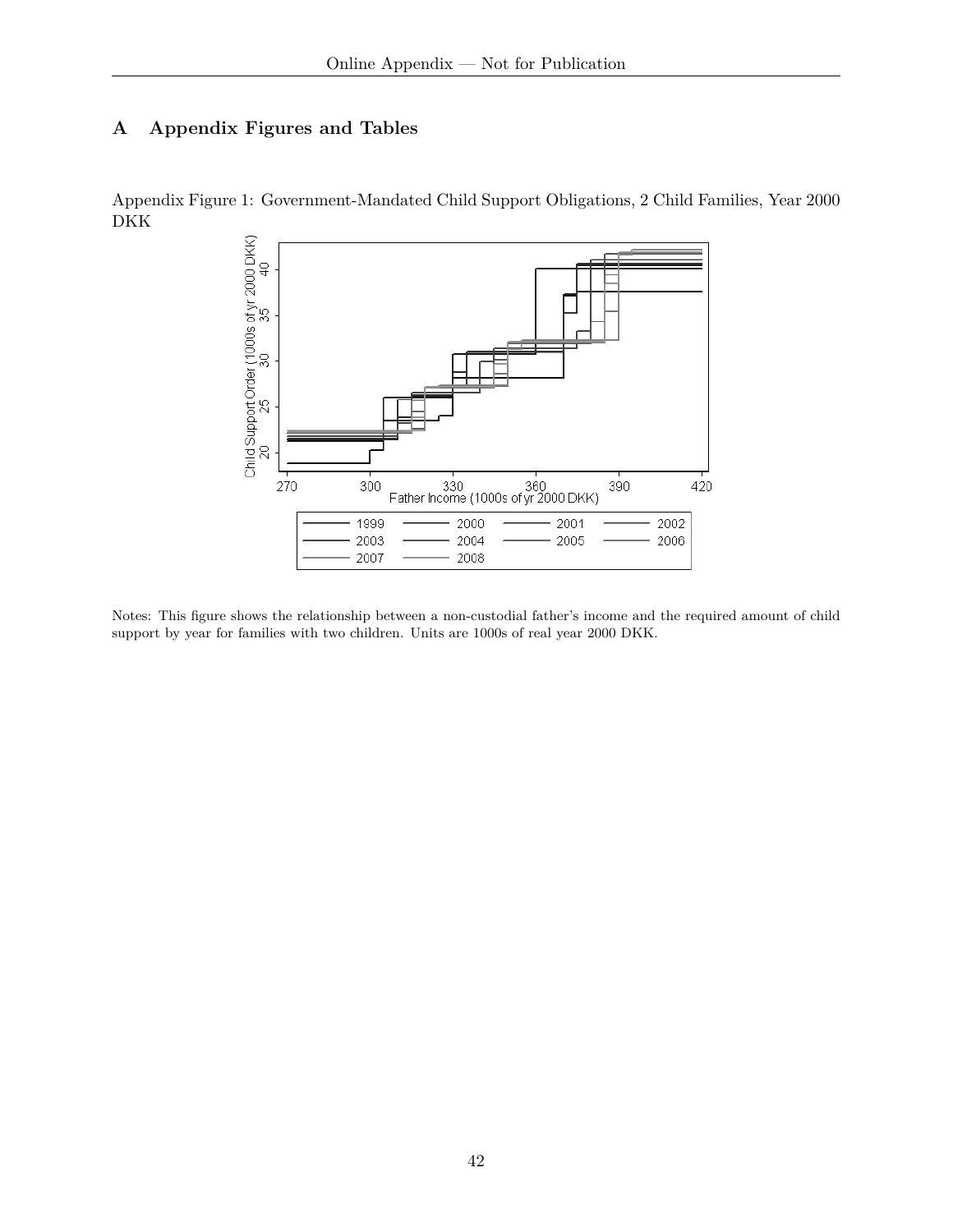# A Appendix Figures and Tables

Appendix Figure 1: Government-Mandated Child Support Obligations, 2 Child Families, Year 2000 DKK

Notes: This figure shows the relationship between a non-custodial father's income and the required amount of child support by year for families with two children. Units are 1000s of real year 2000 DKK.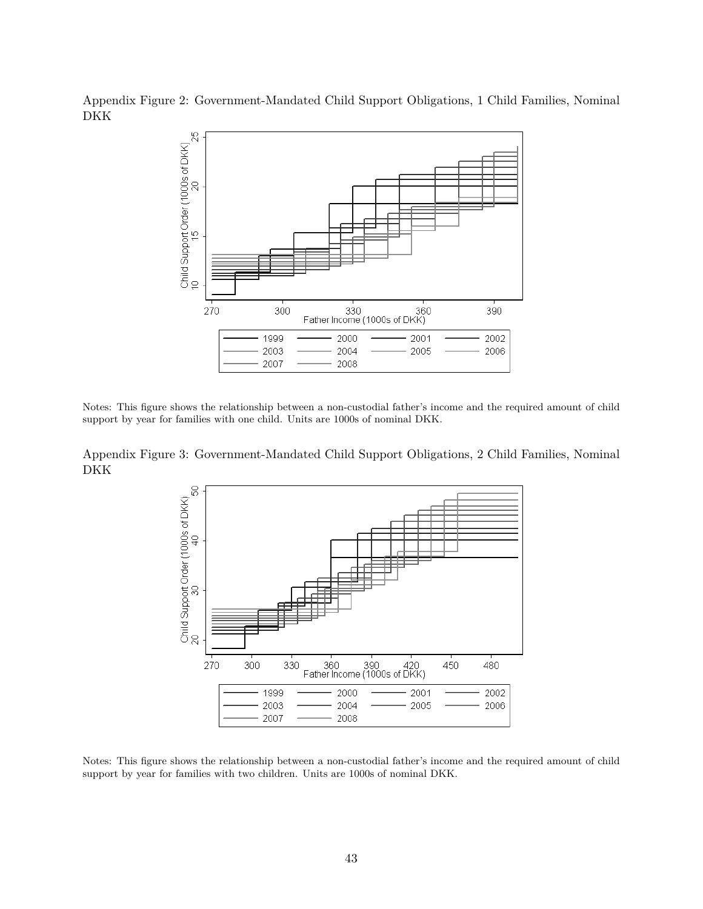Appendix Figure 2: Government-Mandated Child Support Obligations, 1 Child Families, Nominal DKK

Notes: This figure shows the relationship between a non-custodial father's income and the required amount of child support by year for families with one child. Units are 1000s of nominal DKK.

Appendix Figure 3: Government-Mandated Child Support Obligations, 2 Child Families, Nominal DKK

Notes: This figure shows the relationship between a non-custodial father's income and the required amount of child support by year for families with two children. Units are 1000s of nominal DKK.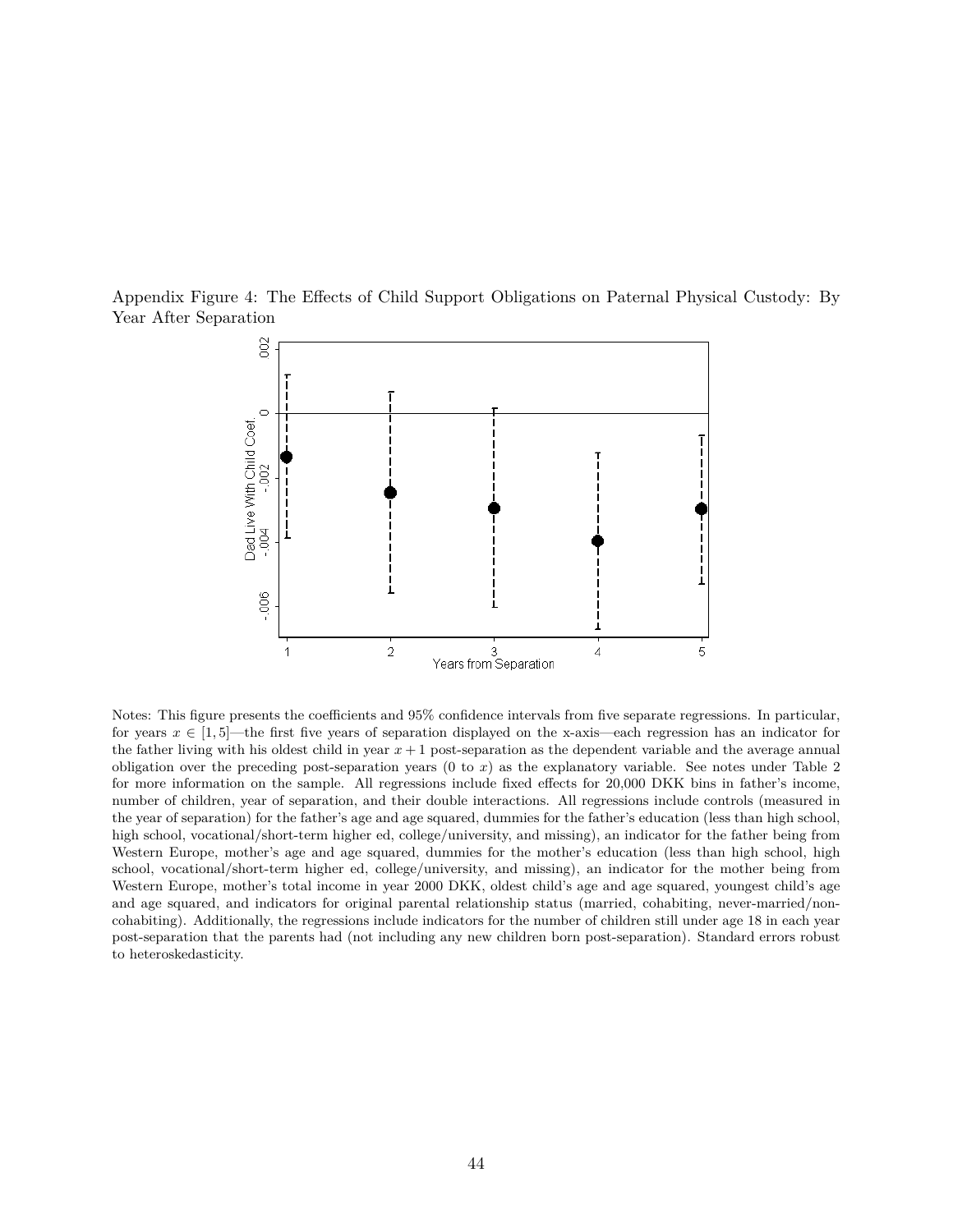Appendix Figure 4: The Effects of Child Support Obligations on Paternal Physical Custody: By Year After Separation

Notes: This figure presents the coefficients and 95% confidence intervals from five separate regressions. In particular, for years $x \in [1, 5]$—the first five years of separation displayed on the x-axis—each regression has an indicator for the father living with his oldest child in year $x + 1$ post-separation as the dependent variable and the average annual obligation over the preceding post-separation years (0 to $x$) as the explanatory variable. See notes under Table 2 for more information on the sample. All regressions include fixed effects for 20,000 DKK bins in father's income, number of children, year of separation, and their double interactions. All regressions include controls (measured in the year of separation) for the father's age and age squared, dummies for the father's education (less than high school, high school, vocational/short-term higher ed, college/university, and missing), an indicator for the father being from Western Europe, mother's age and age squared, dummies for the mother's education (less than high school, high school, vocational/short-term higher ed, college/university, and missing), an indicator for the mother being from Western Europe, mother's total income in year 2000 DKK, oldest child's age and age squared, youngest child's age and age squared, and indicators for original parental relationship status (married, cohabiting, never-married/non-cohabiting). Additionally, the regressions include indicators for the number of children still under age 18 in each year post-separation that the parents had (not including any new children born post-separation). Standard errors robust to heteroskedasticity.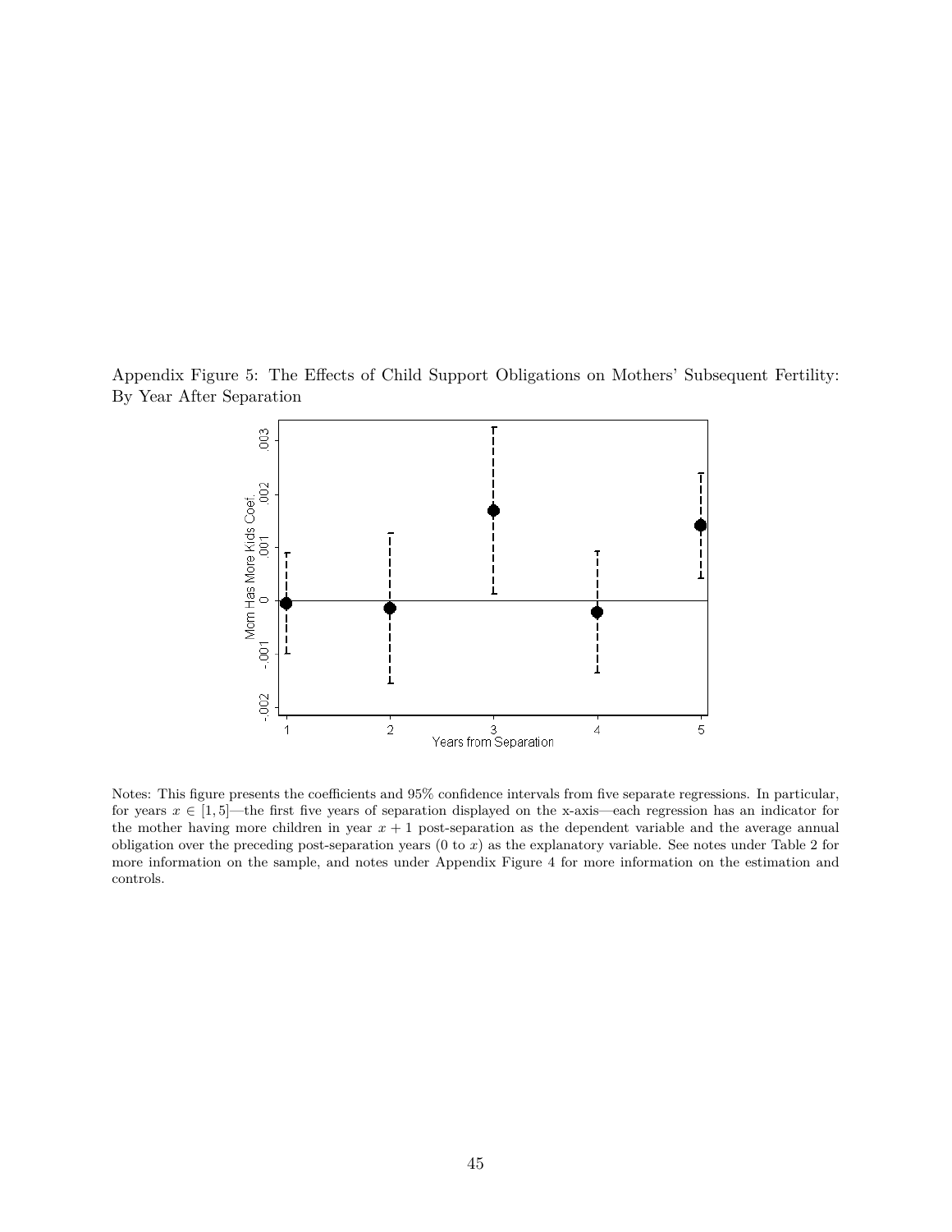Appendix Figure 5: The Effects of Child Support Obligations on Mothers' Subsequent Fertility: By Year After Separation

Notes: This figure presents the coefficients and 95% confidence intervals from five separate regressions. In particular, for years $x \in [1, 5]$—the first five years of separation displayed on the x-axis—each regression has an indicator for the mother having more children in year $x + 1$ post-separation as the dependent variable and the average annual obligation over the preceding post-separation years (0 to $x$) as the explanatory variable. See notes under Table 2 for more information on the sample, and notes under Appendix Figure 4 for more information on the estimation and controls.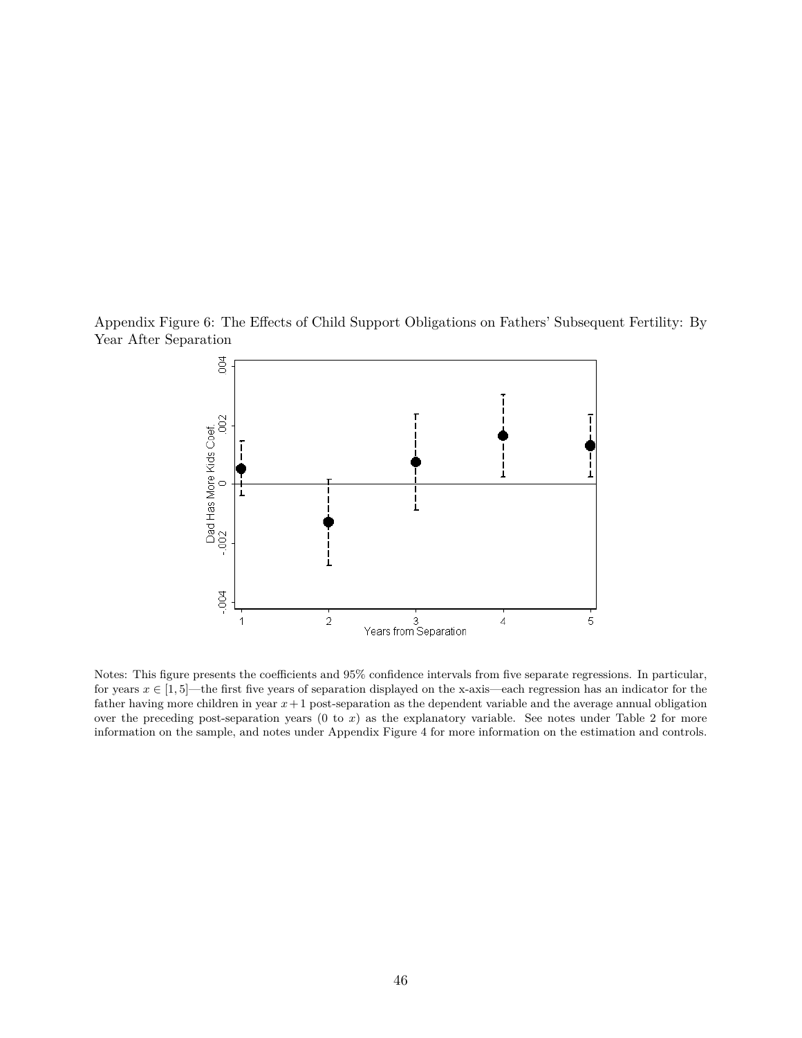Appendix Figure 6: The Effects of Child Support Obligations on Fathers' Subsequent Fertility: By Year After Separation

Notes: This figure presents the coefficients and 95% confidence intervals from five separate regressions. In particular, for years $x \in [1, 5]$—the first five years of separation displayed on the x-axis—each regression has an indicator for the father having more children in year $x + 1$ post-separation as the dependent variable and the average annual obligation over the preceding post-separation years (0 to $x$) as the explanatory variable. See notes under Table 2 for more information on the sample, and notes under Appendix Figure 4 for more information on the estimation and controls.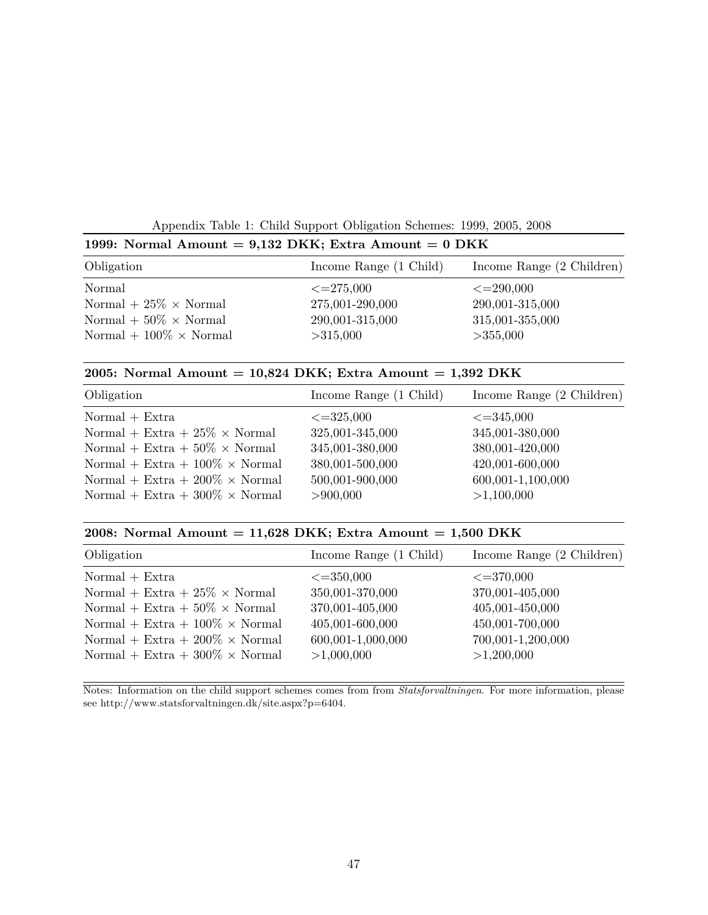Appendix Table 1: Child Support Obligation Schemes: 1999, 2005, 2008

**1999: Normal Amount = 9,132 DKK; Extra Amount = 0 DKK**

| Obligation | Income Range (1 Child) | Income Range (2 Children) |
|---|---|---|
| Normal | <=275,000 | <=290,000 |
| Normal + 25% × Normal | 275,001-290,000 | 290,001-315,000 |
| Normal + 50% × Normal | 290,001-315,000 | 315,001-355,000 |
| Normal + 100% × Normal | >315,000 | >355,000 |

**2005: Normal Amount = 10,824 DKK; Extra Amount = 1,392 DKK**

| Obligation | Income Range (1 Child) | Income Range (2 Children) |
|---|---|---|
| Normal + Extra | <=325,000 | <=345,000 |
| Normal + Extra + 25% × Normal | 325,001-345,000 | 345,001-380,000 |
| Normal + Extra + 50% × Normal | 345,001-380,000 | 380,001-420,000 |
| Normal + Extra + 100% × Normal | 380,001-500,000 | 420,001-600,000 |
| Normal + Extra + 200% × Normal | 500,001-900,000 | 600,001-1,100,000 |
| Normal + Extra + 300% × Normal | >900,000 | >1,100,000 |

**2008: Normal Amount = 11,628 DKK; Extra Amount = 1,500 DKK**

| Obligation | Income Range (1 Child) | Income Range (2 Children) |
|---|---|---|
| Normal + Extra | <=350,000 | <=370,000 |
| Normal + Extra + 25% × Normal | 350,001-370,000 | 370,001-405,000 |
| Normal + Extra + 50% × Normal | 370,001-405,000 | 405,001-450,000 |
| Normal + Extra + 100% × Normal | 405,001-600,000 | 450,001-700,000 |
| Normal + Extra + 200% × Normal | 600,001-1,000,000 | 700,001-1,200,000 |
| Normal + Extra + 300% × Normal | >1,000,000 | >1,200,000 |

Notes: Information on the child support schemes comes from from *Statsforvaltningen*. For more information, please see http://www.statsforvaltningen.dk/site.aspx?p=6404.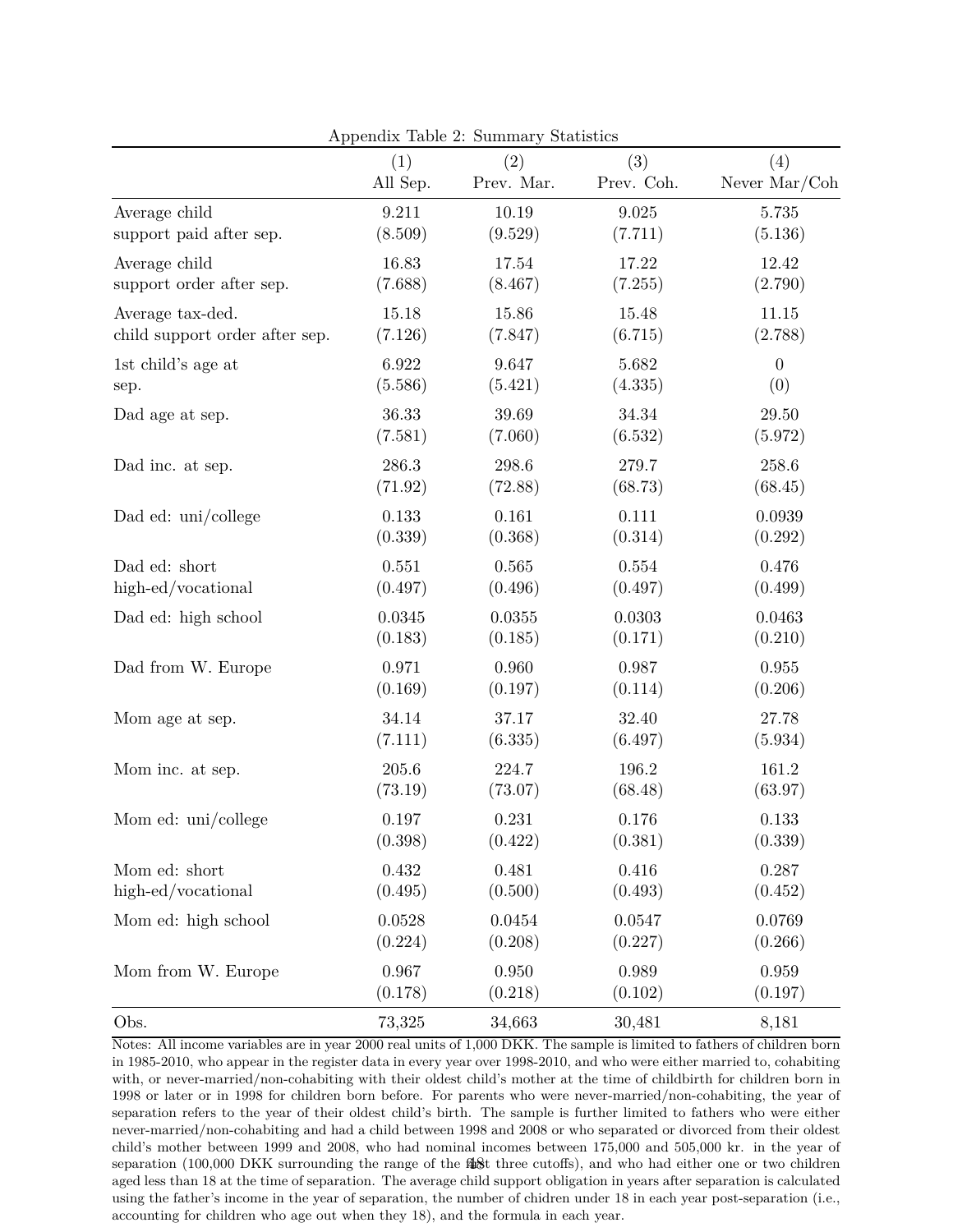Appendix Table 2: Summary Statistics

| | (1) All Sep. | (2) Prev. Mar. | (3) Prev. Coh. | (4) Never Mar/Coh |
|---|---|---|---|---|
| Average child support paid after sep. | 9.211 | 10.19 | 9.025 | 5.735 |
| | (8.509) | (9.529) | (7.711) | (5.136) |
| Average child support order after sep. | 16.83 | 17.54 | 17.22 | 12.42 |
| | (7.688) | (8.467) | (7.255) | (2.790) |
| Average tax-ded. child support order after sep. | 15.18 | 15.86 | 15.48 | 11.15 |
| | (7.126) | (7.847) | (6.715) | (2.788) |
| 1st child's age at sep. | 6.922 | 9.647 | 5.682 | 0 |
| | (5.586) | (5.421) | (4.335) | (0) |
| Dad age at sep. | 36.33 | 39.69 | 34.34 | 29.50 |
| | (7.581) | (7.060) | (6.532) | (5.972) |
| Dad inc. at sep. | 286.3 | 298.6 | 279.7 | 258.6 |
| | (71.92) | (72.88) | (68.73) | (68.45) |
| Dad ed: uni/college | 0.133 | 0.161 | 0.111 | 0.0939 |
| | (0.339) | (0.368) | (0.314) | (0.292) |
| Dad ed: short high-ed/vocational | 0.551 | 0.565 | 0.554 | 0.476 |
| | (0.497) | (0.496) | (0.497) | (0.499) |
| Dad ed: high school | 0.0345 | 0.0355 | 0.0303 | 0.0463 |
| | (0.183) | (0.185) | (0.171) | (0.210) |
| Dad from W. Europe | 0.971 | 0.960 | 0.987 | 0.955 |
| | (0.169) | (0.197) | (0.114) | (0.206) |
| Mom age at sep. | 34.14 | 37.17 | 32.40 | 27.78 |
| | (7.111) | (6.335) | (6.497) | (5.934) |
| Mom inc. at sep. | 205.6 | 224.7 | 196.2 | 161.2 |
| | (73.19) | (73.07) | (68.48) | (63.97) |
| Mom ed: uni/college | 0.197 | 0.231 | 0.176 | 0.133 |
| | (0.398) | (0.422) | (0.381) | (0.339) |
| Mom ed: short high-ed/vocational | 0.432 | 0.481 | 0.416 | 0.287 |
| | (0.495) | (0.500) | (0.493) | (0.452) |
| Mom ed: high school | 0.0528 | 0.0454 | 0.0547 | 0.0769 |
| | (0.224) | (0.208) | (0.227) | (0.266) |
| Mom from W. Europe | 0.967 | 0.950 | 0.989 | 0.959 |
| | (0.178) | (0.218) | (0.102) | (0.197) |
| Obs. | 73,325 | 34,663 | 30,481 | 8,181 |

Notes: All income variables are in year 2000 real units of 1,000 DKK. The sample is limited to fathers of children born in 1985-2010, who appear in the register data in every year over 1998-2010, and who were either married to, cohabiting with, or never-married/non-cohabiting with their oldest child's mother at the time of childbirth for children born in 1998 or later or in 1998 for children born before. For parents who were never-married/non-cohabiting, the year of separation refers to the year of their oldest child's birth. The sample is further limited to fathers who were either never-married/non-cohabiting and had a child between 1998 and 2008 or who separated or divorced from their oldest child's mother between 1999 and 2008, who had nominal incomes between 175,000 and 505,000 kr. in the year of separation (100,000 DKK surrounding the range of the first three cutoffs), and who had either one or two children aged less than 18 at the time of separation. The average child support obligation in years after separation is calculated using the father's income in the year of separation, the number of chidren under 18 in each year post-separation (i.e., accounting for children who age out when they 18), and the formula in each year.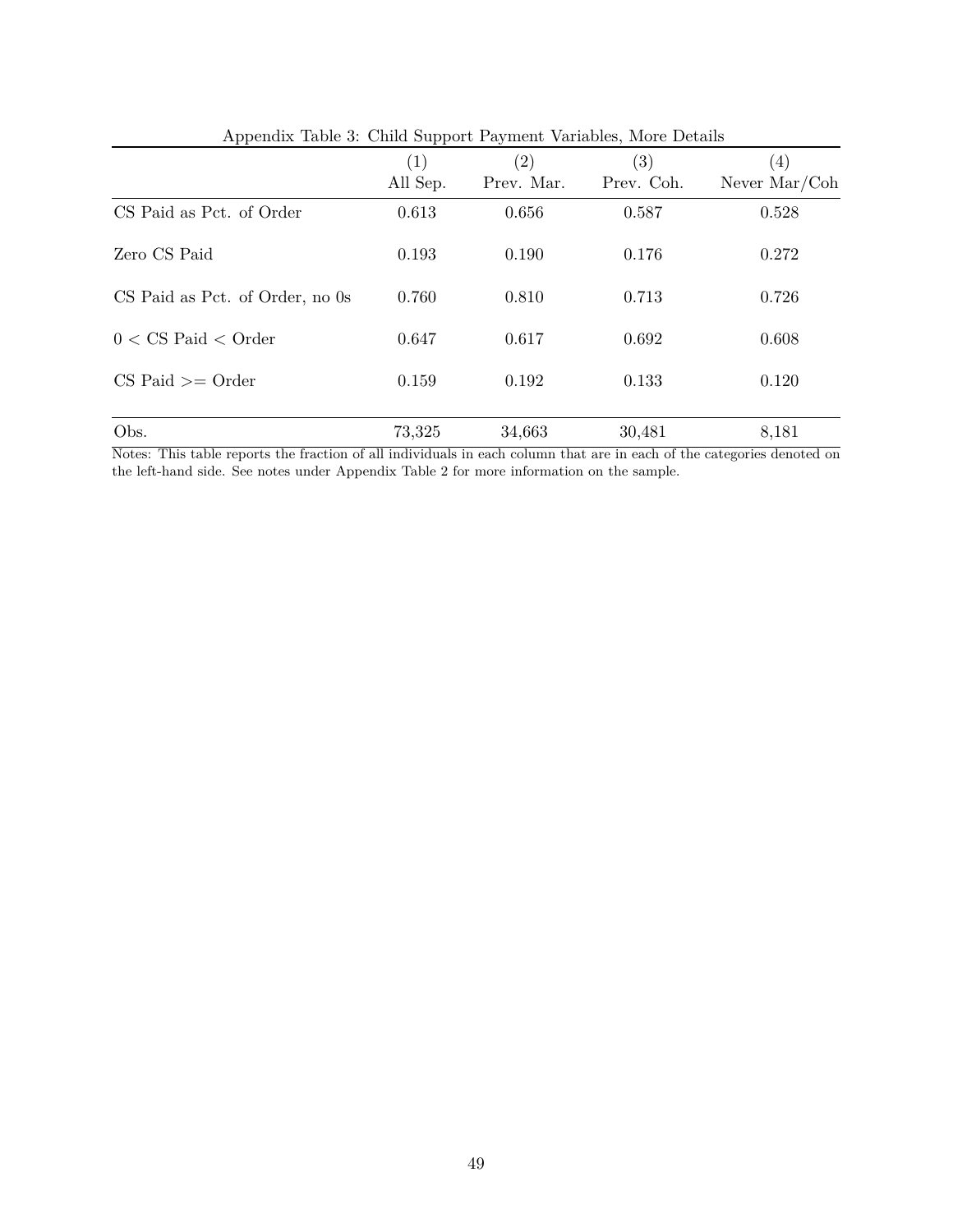Appendix Table 3: Child Support Payment Variables, More Details

| | (1) All Sep. | (2) Prev. Mar. | (3) Prev. Coh. | (4) Never Mar/Coh |
|---|---|---|---|---|
| CS Paid as Pct. of Order | 0.613 | 0.656 | 0.587 | 0.528 |
| Zero CS Paid | 0.193 | 0.190 | 0.176 | 0.272 |
| CS Paid as Pct. of Order, no 0s | 0.760 | 0.810 | 0.713 | 0.726 |
| 0 < CS Paid < Order | 0.647 | 0.617 | 0.692 | 0.608 |
| CS Paid >= Order | 0.159 | 0.192 | 0.133 | 0.120 |
| Obs. | 73,325 | 34,663 | 30,481 | 8,181 |

Notes: This table reports the fraction of all individuals in each column that are in each of the categories denoted on the left-hand side. See notes under Appendix Table 2 for more information on the sample.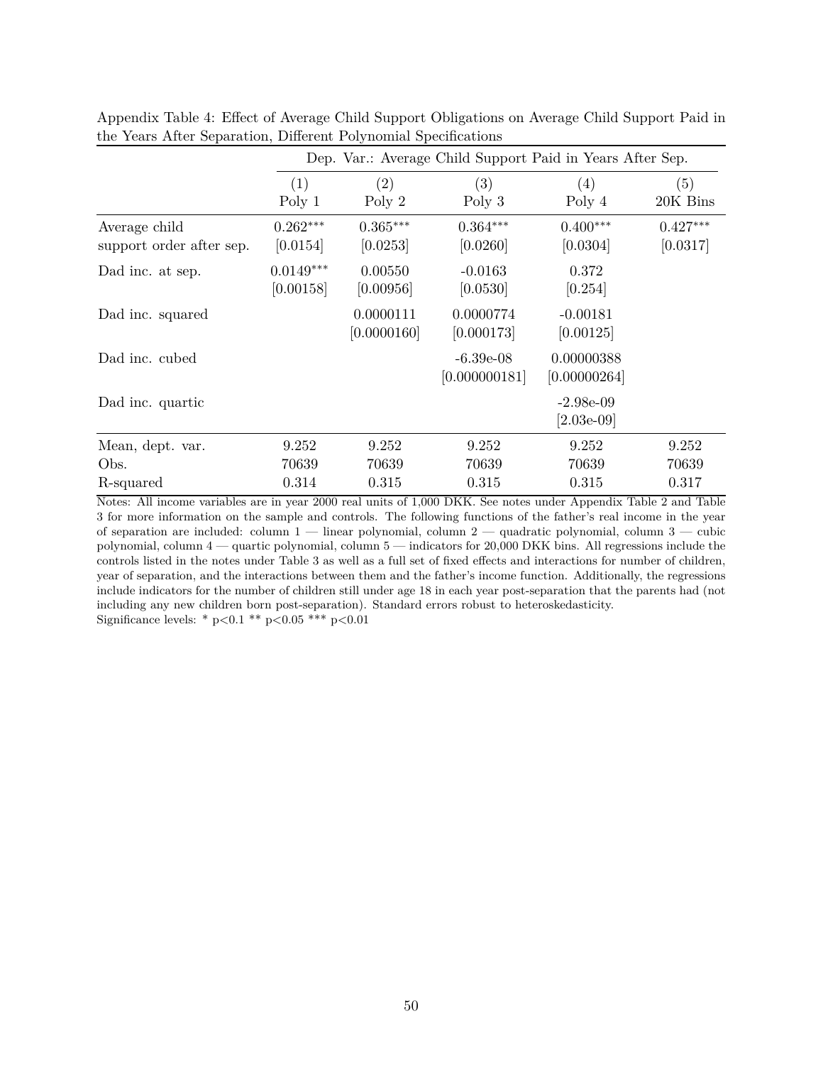Appendix Table 4: Effect of Average Child Support Obligations on Average Child Support Paid in the Years After Separation, Different Polynomial Specifications

| | Dep. Var.: Average Child Support Paid in Years After Sep. | | | | |
|---|---|---|---|---|---|
| | (1) Poly 1 | (2) Poly 2 | (3) Poly 3 | (4) Poly 4 | (5) 20K Bins |
| Average child support order after sep. | 0.262*** | 0.365*** | 0.364*** | 0.400*** | 0.427*** |
| | [0.0154] | [0.0253] | [0.0260] | [0.0304] | [0.0317] |
| Dad inc. at sep. | 0.0149*** | 0.00550 | -0.0163 | 0.372 | |
| | [0.00158] | [0.00956] | [0.0530] | [0.254] | |
| Dad inc. squared | | 0.0000111 | 0.0000774 | -0.00181 | |
| | | [0.0000160] | [0.000173] | [0.00125] | |
| Dad inc. cubed | | | -6.39e-08 | 0.00000388 | |
| | | | [0.000000181] | [0.00000264] | |
| Dad inc. quartic | | | | -2.98e-09 | |
| | | | | [2.03e-09] | |
| Mean, dept. var. | 9.252 | 9.252 | 9.252 | 9.252 | 9.252 |
| Obs. | 70639 | 70639 | 70639 | 70639 | 70639 |
| R-squared | 0.314 | 0.315 | 0.315 | 0.315 | 0.317 |

Notes: All income variables are in year 2000 real units of 1,000 DKK. See notes under Appendix Table 2 and Table 3 for more information on the sample and controls. The following functions of the father's real income in the year of separation are included: column 1 — linear polynomial, column 2 — quadratic polynomial, column 3 — cubic polynomial, column 4 — quartic polynomial, column 5 — indicators for 20,000 DKK bins. All regressions include the controls listed in the notes under Table 3 as well as a full set of fixed effects and interactions for number of children, year of separation, and the interactions between them and the father's income function. Additionally, the regressions include indicators for the number of children still under age 18 in each year post-separation that the parents had (not including any new children born post-separation). Standard errors robust to heteroskedasticity.
Significance levels: * p<0.1 ** p<0.05 *** p<0.01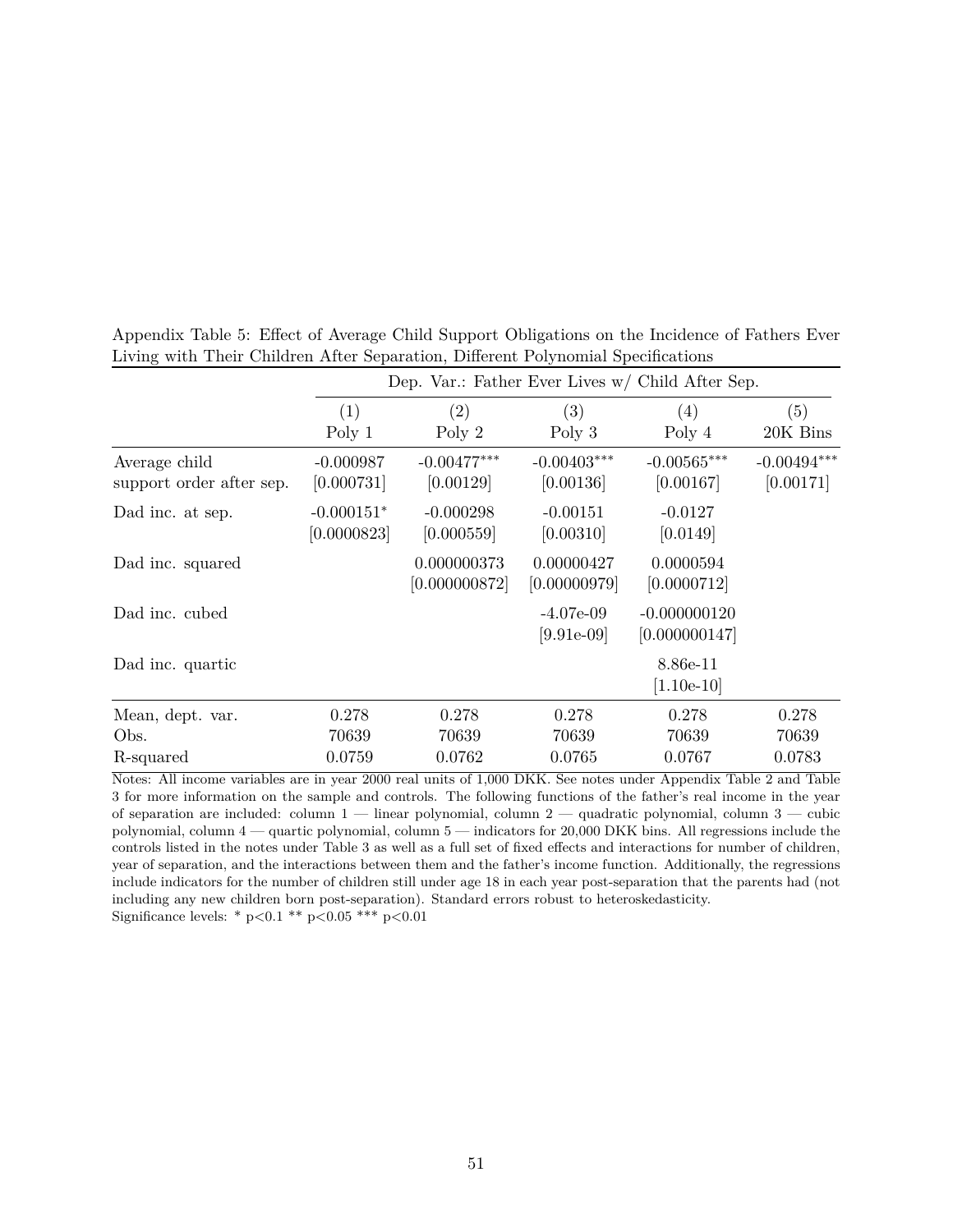Appendix Table 5: Effect of Average Child Support Obligations on the Incidence of Fathers Ever Living with Their Children After Separation, Different Polynomial Specifications

| | Dep. Var.: Father Ever Lives w/ Child After Sep. | | | | |
|---|---|---|---|---|---|
| | (1) | (2) | (3) | (4) | (5) |
| | Poly 1 | Poly 2 | Poly 3 | Poly 4 | 20K Bins |
| Average child support order after sep. | -0.000987 | -0.00477*** | -0.00403*** | -0.00565*** | -0.00494*** |
| | [0.000731] | [0.00129] | [0.00136] | [0.00167] | [0.00171] |
| Dad inc. at sep. | -0.000151* | -0.000298 | -0.00151 | -0.0127 | |
| | [0.0000823] | [0.000559] | [0.00310] | [0.0149] | |
| Dad inc. squared | | 0.000000373 | 0.00000427 | 0.0000594 | |
| | | [0.000000872] | [0.00000979] | [0.0000712] | |
| Dad inc. cubed | | | -4.07e-09 | -0.000000120 | |
| | | | [9.91e-09] | [0.000000147] | |
| Dad inc. quartic | | | | 8.86e-11 | |
| | | | | [1.10e-10] | |
| Mean, dept. var. | 0.278 | 0.278 | 0.278 | 0.278 | 0.278 |
| Obs. | 70639 | 70639 | 70639 | 70639 | 70639 |
| R-squared | 0.0759 | 0.0762 | 0.0765 | 0.0767 | 0.0783 |

Notes: All income variables are in year 2000 real units of 1,000 DKK. See notes under Appendix Table 2 and Table 3 for more information on the sample and controls. The following functions of the father's real income in the year of separation are included: column 1 — linear polynomial, column 2 — quadratic polynomial, column 3 — cubic polynomial, column 4 — quartic polynomial, column 5 — indicators for 20,000 DKK bins. All regressions include the controls listed in the notes under Table 3 as well as a full set of fixed effects and interactions for number of children, year of separation, and the interactions between them and the father's income function. Additionally, the regressions include indicators for the number of children still under age 18 in each year post-separation that the parents had (not including any new children born post-separation). Standard errors robust to heteroskedasticity.
Significance levels: * $p<0.1$ ** $p<0.05$ *** $p<0.01$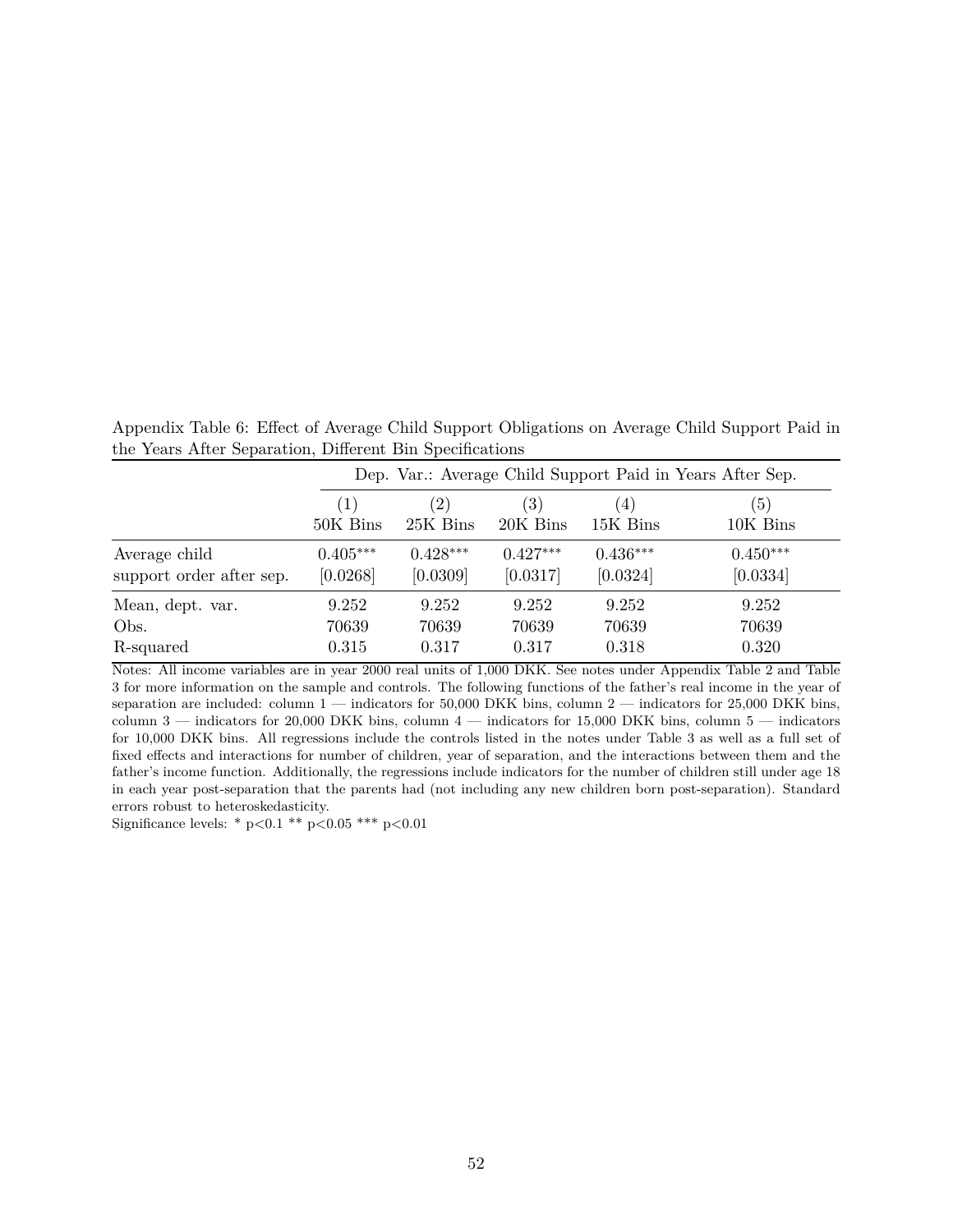Appendix Table 6: Effect of Average Child Support Obligations on Average Child Support Paid in the Years After Separation, Different Bin Specifications

| | Dep. Var.: Average Child Support Paid in Years After Sep. | | | | |
|---|---|---|---|---|---|
| | (1) | (2) | (3) | (4) | (5) |
| | 50K Bins | 25K Bins | 20K Bins | 15K Bins | 10K Bins |
| Average child support order after sep. | $0.405^{***}$ | $0.428^{***}$ | $0.427^{***}$ | $0.436^{***}$ | $0.450^{***}$ |
| | [0.0268] | [0.0309] | [0.0317] | [0.0324] | [0.0334] |
| Mean, dept. var. | 9.252 | 9.252 | 9.252 | 9.252 | 9.252 |
| Obs. | 70639 | 70639 | 70639 | 70639 | 70639 |
| R-squared | 0.315 | 0.317 | 0.317 | 0.318 | 0.320 |

Notes: All income variables are in year 2000 real units of 1,000 DKK. See notes under Appendix Table 2 and Table 3 for more information on the sample and controls. The following functions of the father's real income in the year of separation are included: column 1 — indicators for 50,000 DKK bins, column 2 — indicators for 25,000 DKK bins, column 3 — indicators for 20,000 DKK bins, column 4 — indicators for 15,000 DKK bins, column 5 — indicators for 10,000 DKK bins. All regressions include the controls listed in the notes under Table 3 as well as a full set of fixed effects and interactions for number of children, year of separation, and the interactions between them and the father's income function. Additionally, the regressions include indicators for the number of children still under age 18 in each year post-separation that the parents had (not including any new children born post-separation). Standard errors robust to heteroskedasticity.

Significance levels: * p<0.1 ** p<0.05 *** p<0.01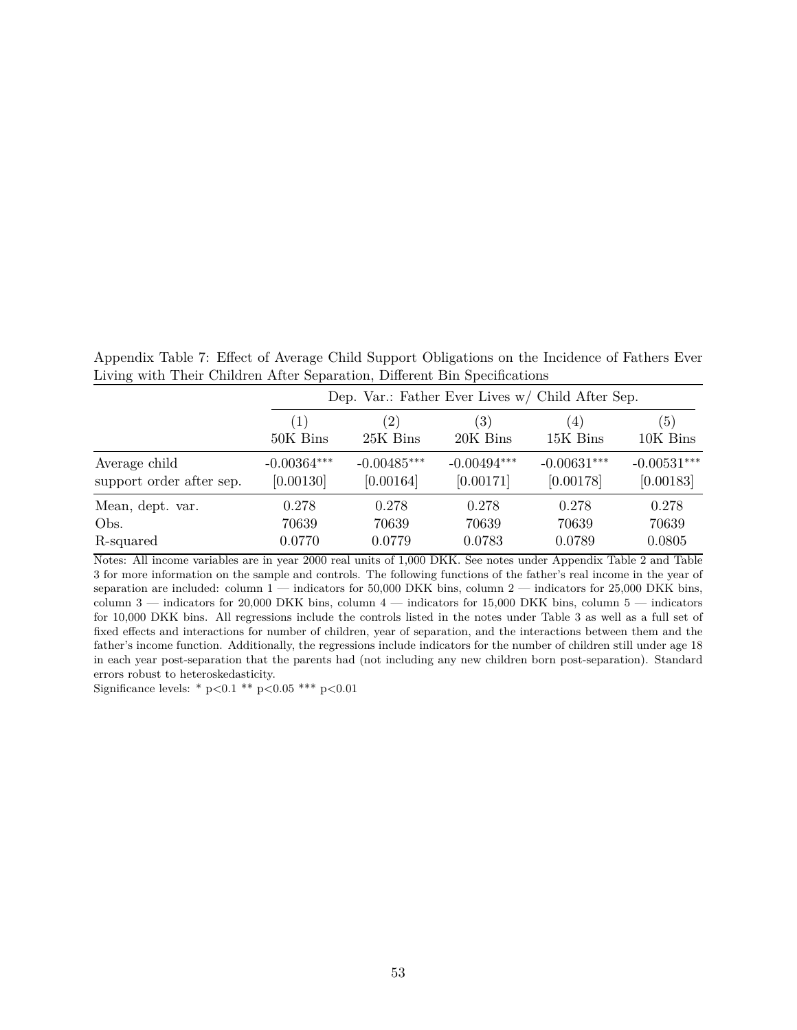Appendix Table 7: Effect of Average Child Support Obligations on the Incidence of Fathers Ever Living with Their Children After Separation, Different Bin Specifications

| | Dep. Var.: Father Ever Lives w/ Child After Sep. | | | | |
|---|---|---|---|---|---|
| | (1) | (2) | (3) | (4) | (5) |
| | 50K Bins | 25K Bins | 20K Bins | 15K Bins | 10K Bins |
| Average child support order after sep. | -0.00364*** | -0.00485*** | -0.00494*** | -0.00631*** | -0.00531*** |
| | [0.00130] | [0.00164] | [0.00171] | [0.00178] | [0.00183] |
| Mean, dept. var. | 0.278 | 0.278 | 0.278 | 0.278 | 0.278 |
| Obs. | 70639 | 70639 | 70639 | 70639 | 70639 |
| R-squared | 0.0770 | 0.0779 | 0.0783 | 0.0789 | 0.0805 |

Notes: All income variables are in year 2000 real units of 1,000 DKK. See notes under Appendix Table 2 and Table 3 for more information on the sample and controls. The following functions of the father's real income in the year of separation are included: column 1 — indicators for 50,000 DKK bins, column 2 — indicators for 25,000 DKK bins, column 3 — indicators for 20,000 DKK bins, column 4 — indicators for 15,000 DKK bins, column 5 — indicators for 10,000 DKK bins. All regressions include the controls listed in the notes under Table 3 as well as a full set of fixed effects and interactions for number of children, year of separation, and the interactions between them and the father's income function. Additionally, the regressions include indicators for the number of children still under age 18 in each year post-separation that the parents had (not including any new children born post-separation). Standard errors robust to heteroskedasticity.

Significance levels: * p<0.1 ** p<0.05 *** p<0.01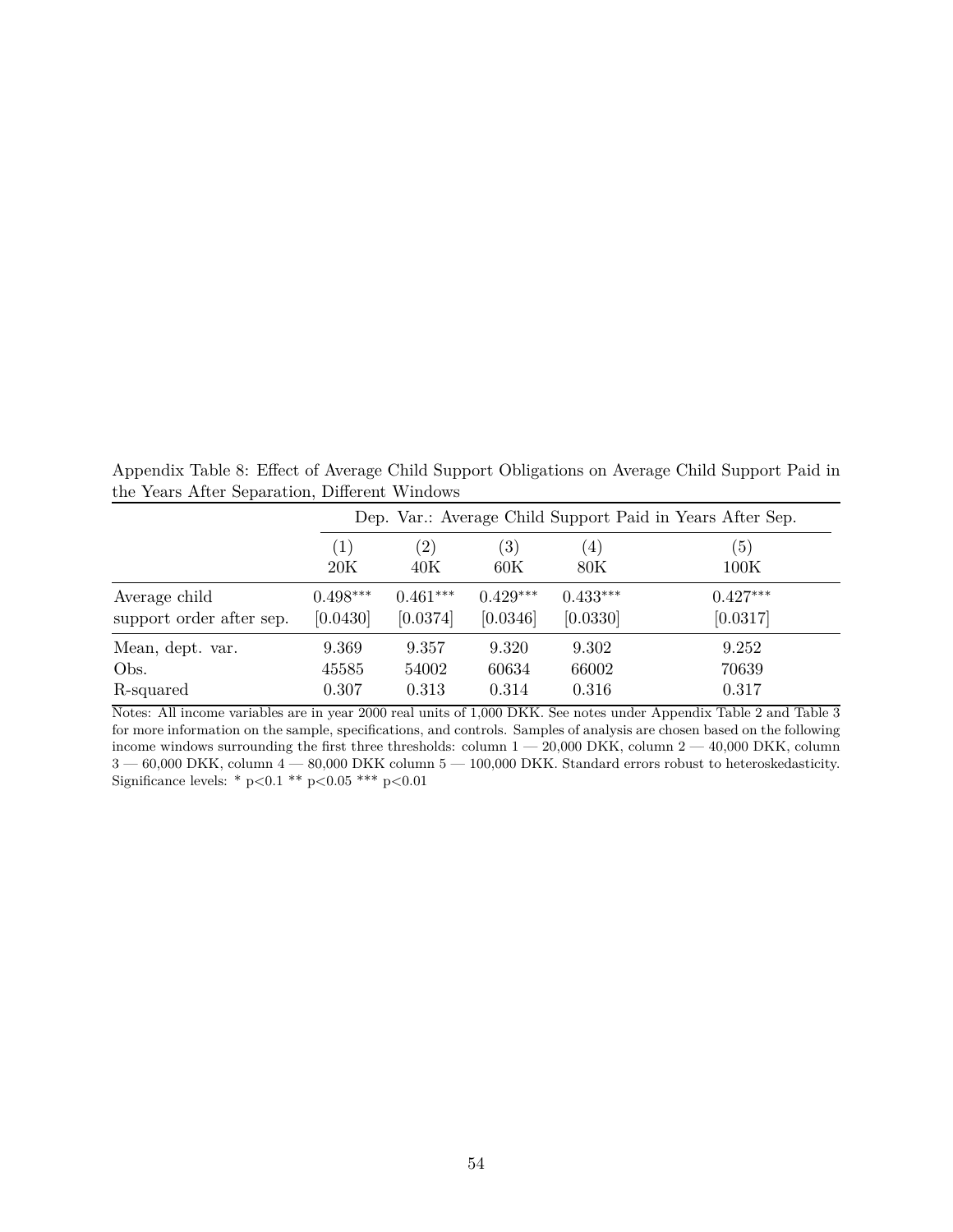Appendix Table 8: Effect of Average Child Support Obligations on Average Child Support Paid in the Years After Separation, Different Windows

| | Dep. Var.: Average Child Support Paid in Years After Sep. | | | | |
|---|---|---|---|---|---|
| | (1) | (2) | (3) | (4) | (5) |
| | 20K | 40K | 60K | 80K | 100K |
| Average child | $0.498^{***}$ | $0.461^{***}$ | $0.429^{***}$ | $0.433^{***}$ | $0.427^{***}$ |
| support order after sep. | [0.0430] | [0.0374] | [0.0346] | [0.0330] | [0.0317] |
| Mean, dept. var. | 9.369 | 9.357 | 9.320 | 9.302 | 9.252 |
| Obs. | 45585 | 54002 | 60634 | 66002 | 70639 |
| R-squared | 0.307 | 0.313 | 0.314 | 0.316 | 0.317 |

Notes: All income variables are in year 2000 real units of 1,000 DKK. See notes under Appendix Table 2 and Table 3 for more information on the sample, specifications, and controls. Samples of analysis are chosen based on the following income windows surrounding the first three thresholds: column 1 — 20,000 DKK, column 2 — 40,000 DKK, column 3 — 60,000 DKK, column 4 — 80,000 DKK column 5 — 100,000 DKK. Standard errors robust to heteroskedasticity. Significance levels: * p<0.1 ** p<0.05 *** p<0.01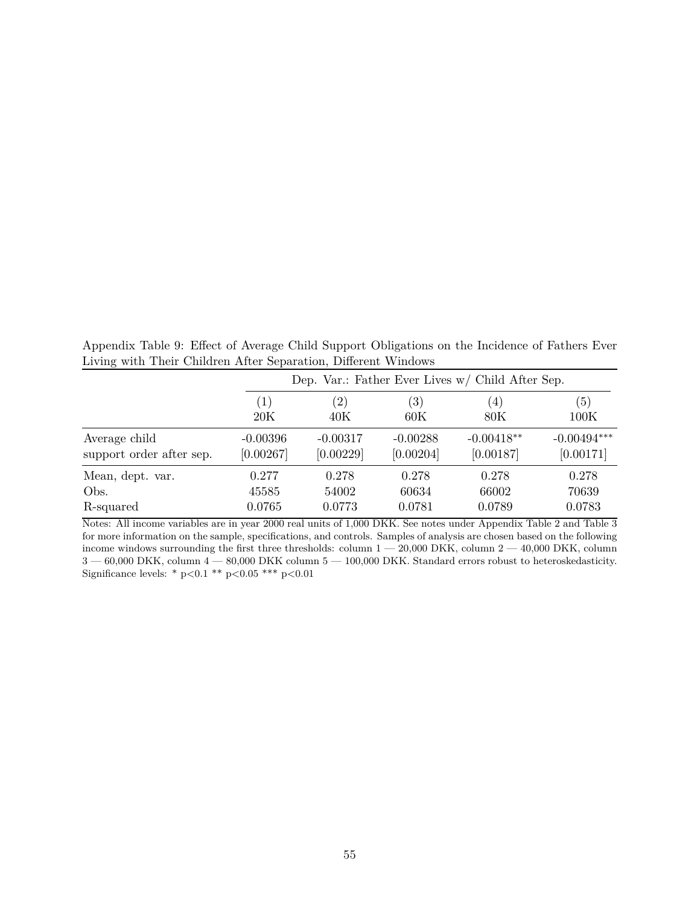Appendix Table 9: Effect of Average Child Support Obligations on the Incidence of Fathers Ever Living with Their Children After Separation, Different Windows

| | Dep. Var.: Father Ever Lives w/ Child After Sep. | | | | |
|---|---|---|---|---|---|
| | (1) | (2) | (3) | (4) | (5) |
| | 20K | 40K | 60K | 80K | 100K |
| Average child support order after sep. | -0.00396 | -0.00317 | -0.00288 | -0.00418** | -0.00494*** |
| | [0.00267] | [0.00229] | [0.00204] | [0.00187] | [0.00171] |
| Mean, dept. var. | 0.277 | 0.278 | 0.278 | 0.278 | 0.278 |
| Obs. | 45585 | 54002 | 60634 | 66002 | 70639 |
| R-squared | 0.0765 | 0.0773 | 0.0781 | 0.0789 | 0.0783 |

Notes: All income variables are in year 2000 real units of 1,000 DKK. See notes under Appendix Table 2 and Table 3 for more information on the sample, specifications, and controls. Samples of analysis are chosen based on the following income windows surrounding the first three thresholds: column 1 — 20,000 DKK, column 2 — 40,000 DKK, column 3 — 60,000 DKK, column 4 — 80,000 DKK column 5 — 100,000 DKK. Standard errors robust to heteroskedasticity. Significance levels: * p<0.1 ** p<0.05 *** p<0.01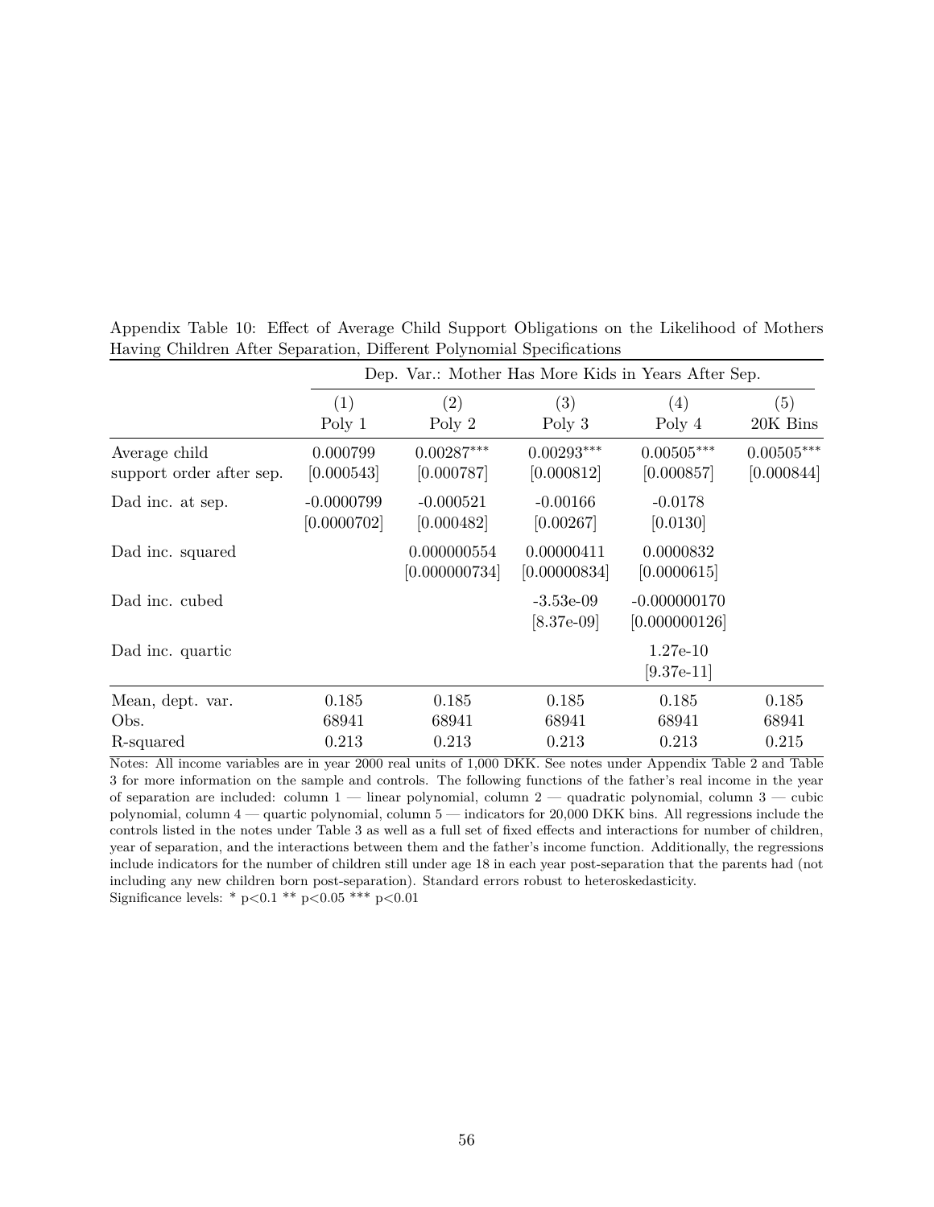Appendix Table 10: Effect of Average Child Support Obligations on the Likelihood of Mothers Having Children After Separation, Different Polynomial Specifications

| | Dep. Var.: Mother Has More Kids in Years After Sep. | | | | |
|---|---|---|---|---|---|
| | (1) | (2) | (3) | (4) | (5) |
| | Poly 1 | Poly 2 | Poly 3 | Poly 4 | 20K Bins |
| Average child support order after sep. | 0.000799 | 0.00287*** | 0.00293*** | 0.00505*** | 0.00505*** |
| | [0.000543] | [0.000787] | [0.000812] | [0.000857] | [0.000844] |
| Dad inc. at sep. | -0.0000799 | -0.000521 | -0.00166 | -0.0178 | |
| | [0.0000702] | [0.000482] | [0.00267] | [0.0130] | |
| Dad inc. squared | | 0.000000554 | 0.00000411 | 0.0000832 | |
| | | [0.000000734] | [0.00000834] | [0.0000615] | |
| Dad inc. cubed | | | -3.53e-09 | -0.000000170 | |
| | | | [8.37e-09] | [0.000000126] | |
| Dad inc. quartic | | | | 1.27e-10 | |
| | | | | [9.37e-11] | |
| Mean, dept. var. | 0.185 | 0.185 | 0.185 | 0.185 | 0.185 |
| Obs. | 68941 | 68941 | 68941 | 68941 | 68941 |
| R-squared | 0.213 | 0.213 | 0.213 | 0.213 | 0.215 |

Notes: All income variables are in year 2000 real units of 1,000 DKK. See notes under Appendix Table 2 and Table 3 for more information on the sample and controls. The following functions of the father's real income in the year of separation are included: column 1 — linear polynomial, column 2 — quadratic polynomial, column 3 — cubic polynomial, column 4 — quartic polynomial, column 5 — indicators for 20,000 DKK bins. All regressions include the controls listed in the notes under Table 3 as well as a full set of fixed effects and interactions for number of children, year of separation, and the interactions between them and the father's income function. Additionally, the regressions include indicators for the number of children still under age 18 in each year post-separation that the parents had (not including any new children born post-separation). Standard errors robust to heteroskedasticity.
Significance levels: * $p<0.1$ ** $p<0.05$ *** $p<0.01$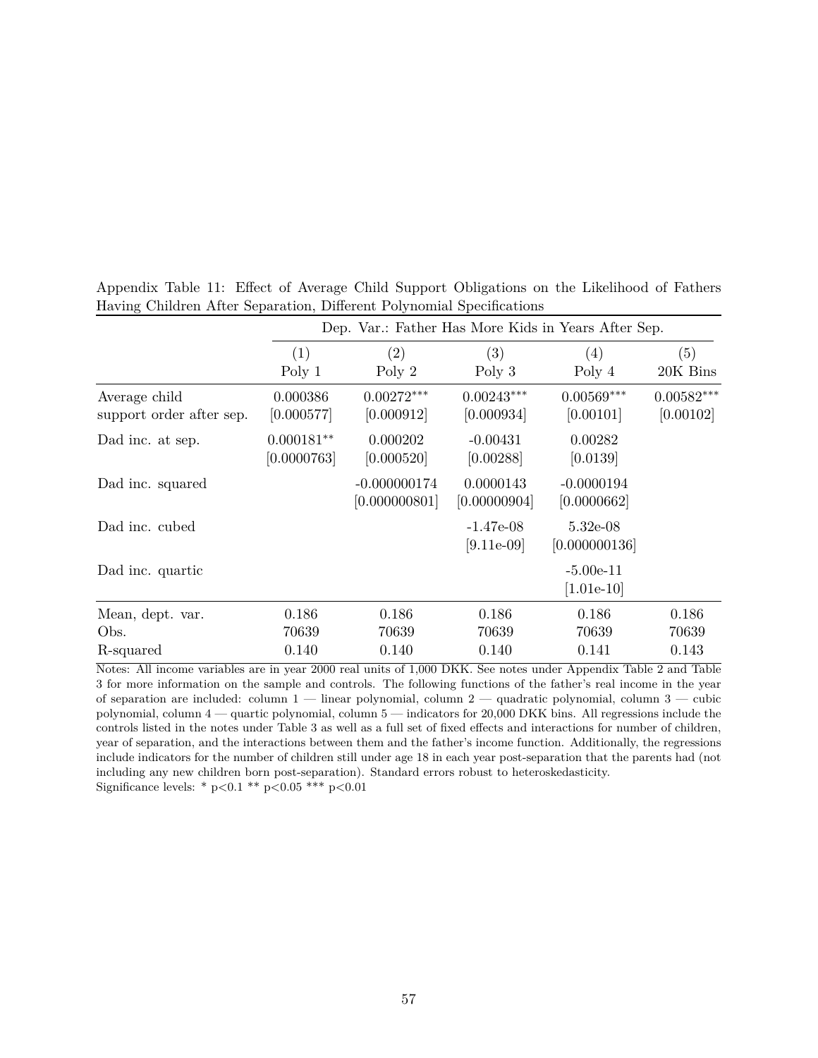Appendix Table 11: Effect of Average Child Support Obligations on the Likelihood of Fathers Having Children After Separation, Different Polynomial Specifications

| | Dep. Var.: Father Has More Kids in Years After Sep. | | | | |
|---|---|---|---|---|---|
| | (1) | (2) | (3) | (4) | (5) |
| | Poly 1 | Poly 2 | Poly 3 | Poly 4 | 20K Bins |
| Average child support order after sep. | 0.000386 | 0.00272*** | 0.00243*** | 0.00569*** | 0.00582*** |
| | [0.000577] | [0.000912] | [0.000934] | [0.00101] | [0.00102] |
| Dad inc. at sep. | 0.000181** | 0.000202 | -0.00431 | 0.00282 | |
| | [0.0000763] | [0.000520] | [0.00288] | [0.0139] | |
| Dad inc. squared | | -0.000000174 | 0.0000143 | -0.0000194 | |
| | | [0.000000801] | [0.00000904] | [0.0000662] | |
| Dad inc. cubed | | | -1.47e-08 | 5.32e-08 | |
| | | | [9.11e-09] | [0.000000136] | |
| Dad inc. quartic | | | | -5.00e-11 | |
| | | | | [1.01e-10] | |
| Mean, dept. var. | 0.186 | 0.186 | 0.186 | 0.186 | 0.186 |
| Obs. | 70639 | 70639 | 70639 | 70639 | 70639 |
| R-squared | 0.140 | 0.140 | 0.140 | 0.141 | 0.143 |

Notes: All income variables are in year 2000 real units of 1,000 DKK. See notes under Appendix Table 2 and Table 3 for more information on the sample and controls. The following functions of the father's real income in the year of separation are included: column 1 — linear polynomial, column 2 — quadratic polynomial, column 3 — cubic polynomial, column 4 — quartic polynomial, column 5 — indicators for 20,000 DKK bins. All regressions include the controls listed in the notes under Table 3 as well as a full set of fixed effects and interactions for number of children, year of separation, and the interactions between them and the father's income function. Additionally, the regressions include indicators for the number of children still under age 18 in each year post-separation that the parents had (not including any new children born post-separation). Standard errors robust to heteroskedasticity.
Significance levels: * $p<0.1$ ** $p<0.05$ *** $p<0.01$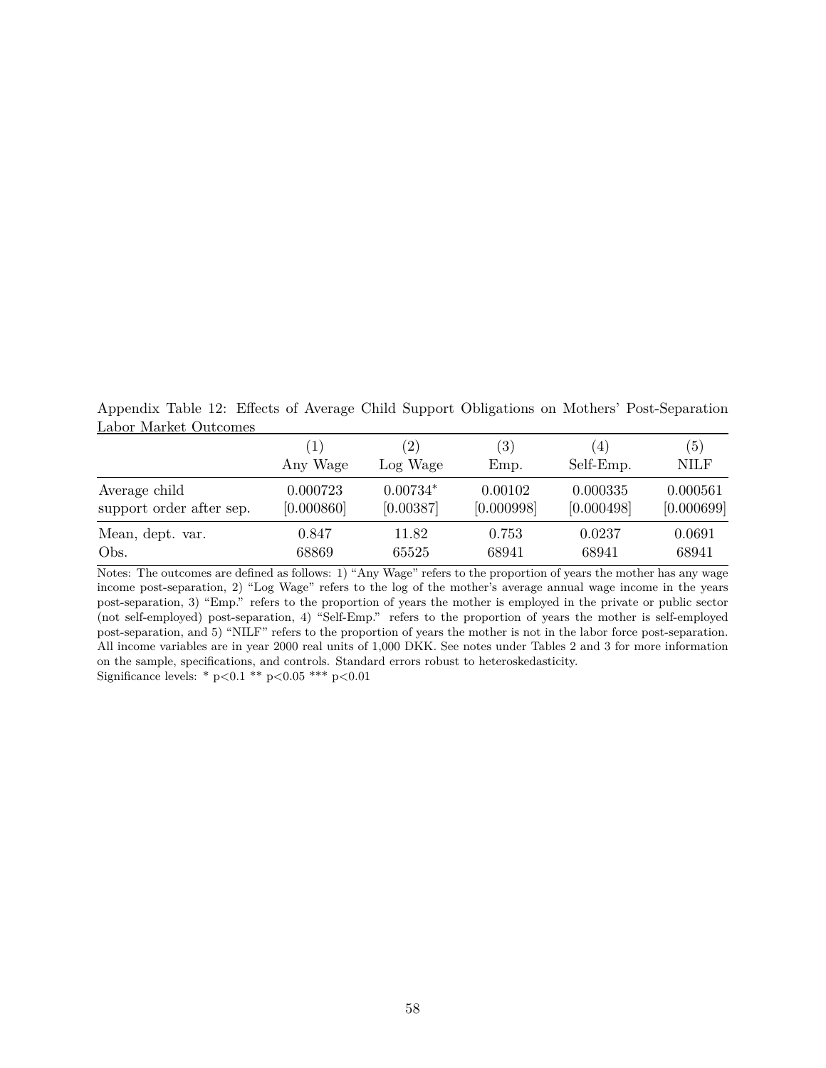Appendix Table 12: Effects of Average Child Support Obligations on Mothers' Post-Separation Labor Market Outcomes

| | (1) | (2) | (3) | (4) | (5) |
|---|---|---|---|---|---|
| | Any Wage | Log Wage | Emp. | Self-Emp. | NILF |
| Average child support order after sep. | 0.000723 | 0.00734* | 0.00102 | 0.000335 | 0.000561 |
| | [0.000860] | [0.00387] | [0.000998] | [0.000498] | [0.000699] |
| Mean, dept. var. | 0.847 | 11.82 | 0.753 | 0.0237 | 0.0691 |
| Obs. | 68869 | 65525 | 68941 | 68941 | 68941 |

Notes: The outcomes are defined as follows: 1) "Any Wage" refers to the proportion of years the mother has any wage income post-separation, 2) "Log Wage" refers to the log of the mother's average annual wage income in the years post-separation, 3) "Emp." refers to the proportion of years the mother is employed in the private or public sector (not self-employed) post-separation, 4) "Self-Emp." refers to the proportion of years the mother is self-employed post-separation, and 5) "NILF" refers to the proportion of years the mother is not in the labor force post-separation. All income variables are in year 2000 real units of 1,000 DKK. See notes under Tables 2 and 3 for more information on the sample, specifications, and controls. Standard errors robust to heteroskedasticity.
Significance levels: * p<0.1 ** p<0.05 *** p<0.01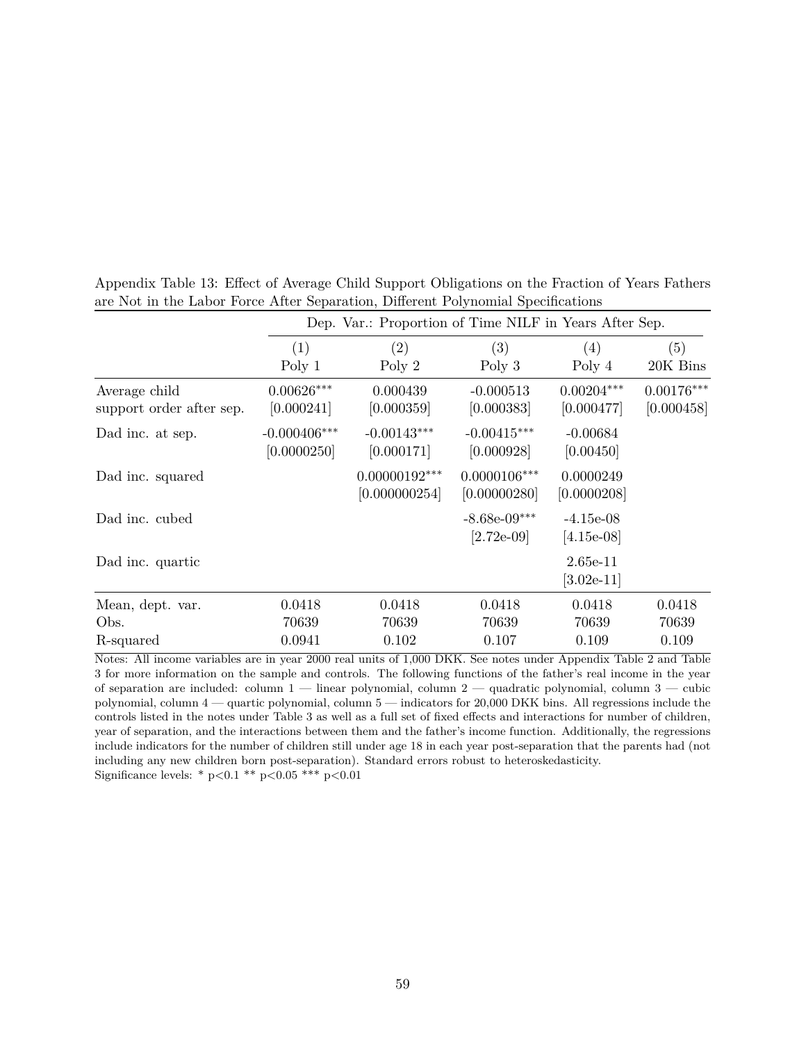Appendix Table 13: Effect of Average Child Support Obligations on the Fraction of Years Fathers are Not in the Labor Force After Separation, Different Polynomial Specifications

| | Dep. Var.: Proportion of Time NILF in Years After Sep. | | | | |
|---|---|---|---|---|---|
| | (1) | (2) | (3) | (4) | (5) |
| | Poly 1 | Poly 2 | Poly 3 | Poly 4 | 20K Bins |
| Average child support order after sep. | 0.00626*** | 0.000439 | -0.000513 | 0.00204*** | 0.00176*** |
| | [0.000241] | [0.000359] | [0.000383] | [0.000477] | [0.000458] |
| Dad inc. at sep. | -0.000406*** | -0.00143*** | -0.00415*** | -0.00684 | |
| | [0.0000250] | [0.000171] | [0.000928] | [0.00450] | |
| Dad inc. squared | | 0.00000192*** | 0.0000106*** | 0.0000249 | |
| | | [0.000000254] | [0.00000280] | [0.0000208] | |
| Dad inc. cubed | | | -8.68e-09*** | -4.15e-08 | |
| | | | [2.72e-09] | [4.15e-08] | |
| Dad inc. quartic | | | | 2.65e-11 | |
| | | | | [3.02e-11] | |
| Mean, dept. var. | 0.0418 | 0.0418 | 0.0418 | 0.0418 | 0.0418 |
| Obs. | 70639 | 70639 | 70639 | 70639 | 70639 |
| R-squared | 0.0941 | 0.102 | 0.107 | 0.109 | 0.109 |

Notes: All income variables are in year 2000 real units of 1,000 DKK. See notes under Appendix Table 2 and Table 3 for more information on the sample and controls. The following functions of the father's real income in the year of separation are included: column 1 — linear polynomial, column 2 — quadratic polynomial, column 3 — cubic polynomial, column 4 — quartic polynomial, column 5 — indicators for 20,000 DKK bins. All regressions include the controls listed in the notes under Table 3 as well as a full set of fixed effects and interactions for number of children, year of separation, and the interactions between them and the father's income function. Additionally, the regressions include indicators for the number of children still under age 18 in each year post-separation that the parents had (not including any new children born post-separation). Standard errors robust to heteroskedasticity.
Significance levels: * p<0.1 ** p<0.05 *** p<0.01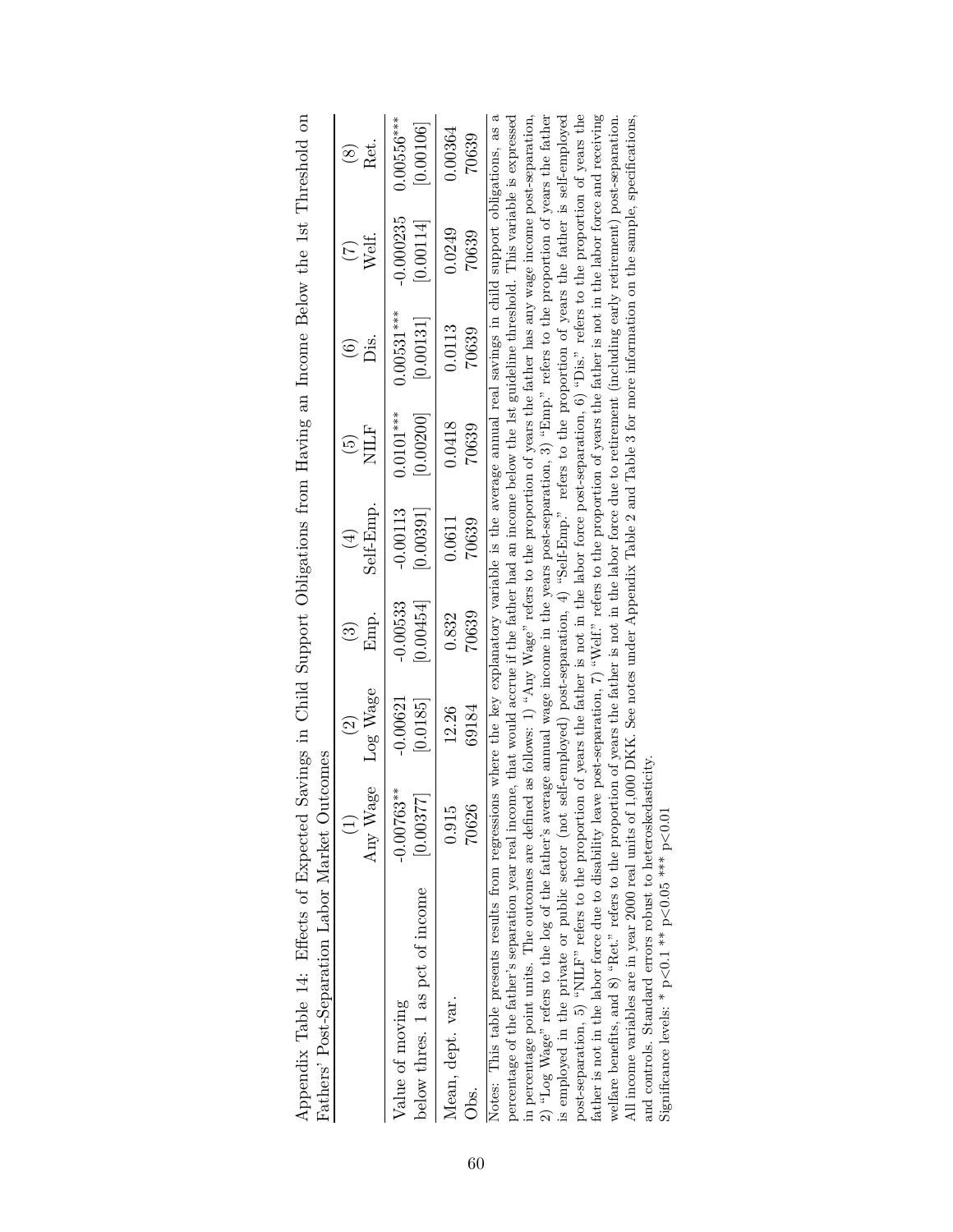Appendix Table 14: Effects of Expected Savings in Child Support Obligations from Having an Income Below the 1st Threshold on Fathers' Post-Separation Labor Market Outcomes

| | (1) Any Wage | (2) Log Wage | (3) Emp. | (4) Self-Emp. | (5) NILF | (6) Dis. | (7) Welf. | (8) Ret. |
|---|---|---|---|---|---|---|---|---|
| Value of moving below thres. 1 as pct of income | -0.00763** | -0.00621 | -0.00533 | -0.00113 | 0.0101*** | 0.00531*** | -0.000235 | 0.00556*** |
| | [0.00377] | [0.0185] | [0.00454] | [0.00391] | [0.00200] | [0.00131] | [0.00114] | [0.00106] |
| Mean, dept. var. | 0.915 | 12.26 | 0.832 | 0.0611 | 0.0418 | 0.0113 | 0.0249 | 0.00364 |
| Obs. | 70626 | 69184 | 70639 | 70639 | 70639 | 70639 | 70639 | 70639 |

Notes: This table presents results from regressions where the key explanatory variable is the average annual real savings in child support obligations, as a percentage of the father's separation year real income, that would accrue if the father had an income below the 1st guideline threshold. This variable is expressed in percentage point units. The outcomes are defined as follows: 1) "Any Wage" refers to the proportion of years the father has any wage income post-separation, 2) "Log Wage" refers to the log of the father's average annual wage income in the years post-separation, 3) "Emp." refers to the proportion of years the father is employed in the private or public sector (not self-employed) post-separation, 4) "Self-Emp." refers to the proportion of years the father is self-employed post-separation, 5) "NILF" refers to the proportion of years the father is not in the labor force post-separation, 6) "Dis." refers to the proportion of years the father is not in the labor force due to disability leave post-separation, 7) "Welf." refers to the proportion of years the father is not in the labor force and receiving welfare benefits, and 8) "Ret." refers to the proportion of years the father is not in the labor force due to retirement (including early retirement) post-separation. All income variables are in year 2000 real units of 1,000 DKK. See notes under Appendix Table 2 and Table 3 for more information on the sample, specifications, and controls. Standard errors robust to heteroskedasticity.

Significance levels: * p<0.1 ** p<0.05 *** p<0.01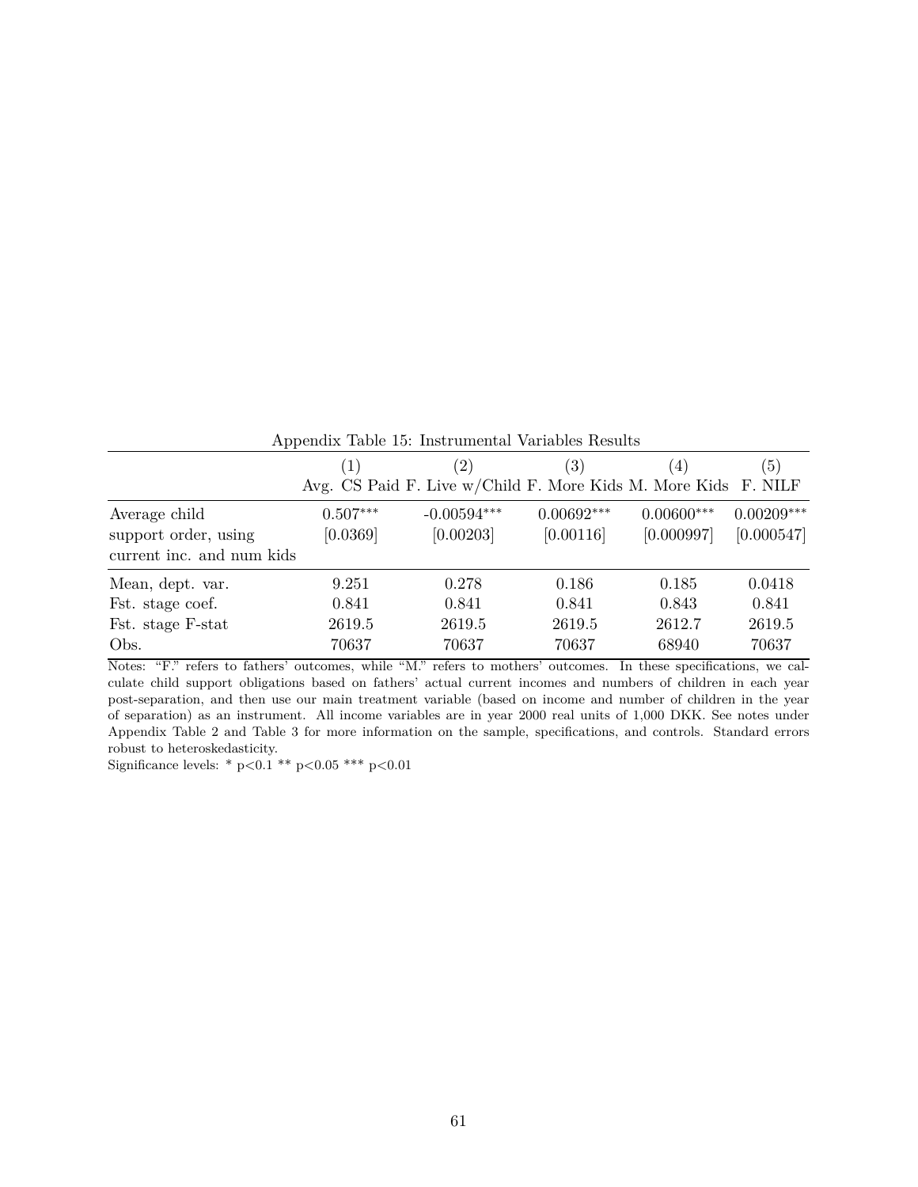Appendix Table 15: Instrumental Variables Results

| | (1) | (2) | (3) | (4) | (5) |
|---|---|---|---|---|---|
| | Avg. CS Paid | F. Live w/Child | F. More Kids | M. More Kids | F. NILF |
| Average child support order, using current inc. and num kids | 0.507*** | -0.00594*** | 0.00692*** | 0.00600*** | 0.00209*** |
| | [0.0369] | [0.00203] | [0.00116] | [0.000997] | [0.000547] |
| Mean, dept. var. | 9.251 | 0.278 | 0.186 | 0.185 | 0.0418 |
| Fst. stage coef. | 0.841 | 0.841 | 0.841 | 0.843 | 0.841 |
| Fst. stage F-stat | 2619.5 | 2619.5 | 2619.5 | 2612.7 | 2619.5 |
| Obs. | 70637 | 70637 | 70637 | 68940 | 70637 |

Notes: "F." refers to fathers' outcomes, while "M." refers to mothers' outcomes. In these specifications, we calculate child support obligations based on fathers' actual current incomes and numbers of children in each year post-separation, and then use our main treatment variable (based on income and number of children in the year of separation) as an instrument. All income variables are in year 2000 real units of 1,000 DKK. See notes under Appendix Table 2 and Table 3 for more information on the sample, specifications, and controls. Standard errors robust to heteroskedasticity.

Significance levels: * $p<0.1$ ** $p<0.05$ *** $p<0.01$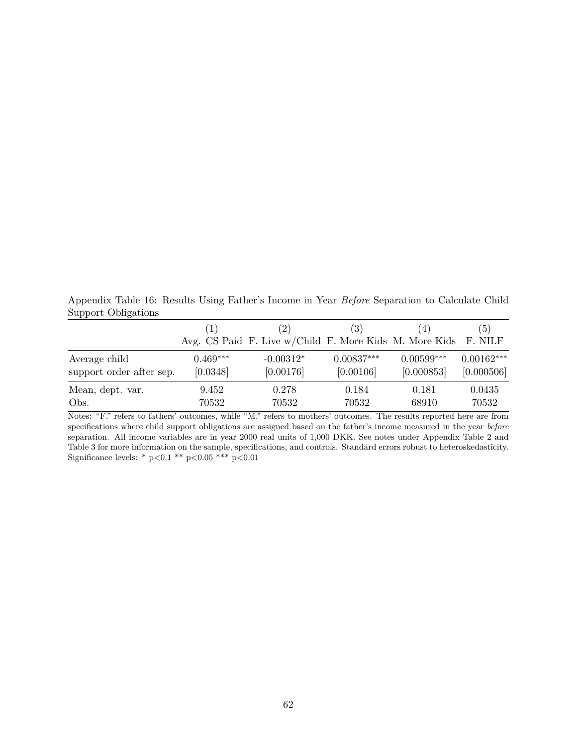Appendix Table 16: Results Using Father's Income in Year *Before* Separation to Calculate Child Support Obligations

| | (1) Avg. CS Paid | (2) F. Live w/Child | (3) F. More Kids | (4) M. More Kids | (5) F. NILF |
|---|---|---|---|---|---|
| Average child support order after sep. | 0.469*** | -0.00312* | 0.00837*** | 0.00599*** | 0.00162*** |
| | [0.0348] | [0.00176] | [0.00106] | [0.000853] | [0.000506] |
| Mean, dept. var. | 9.452 | 0.278 | 0.184 | 0.181 | 0.0435 |
| Obs. | 70532 | 70532 | 70532 | 68910 | 70532 |

Notes: "F." refers to fathers' outcomes, while "M." refers to mothers' outcomes. The results reported here are from specifications where child support obligations are assigned based on the father's income measured in the year *before* separation. All income variables are in year 2000 real units of 1,000 DKK. See notes under Appendix Table 2 and Table 3 for more information on the sample, specifications, and controls. Standard errors robust to heteroskedasticity. Significance levels: * $p<0.1$ ** $p<0.05$ *** $p<0.01$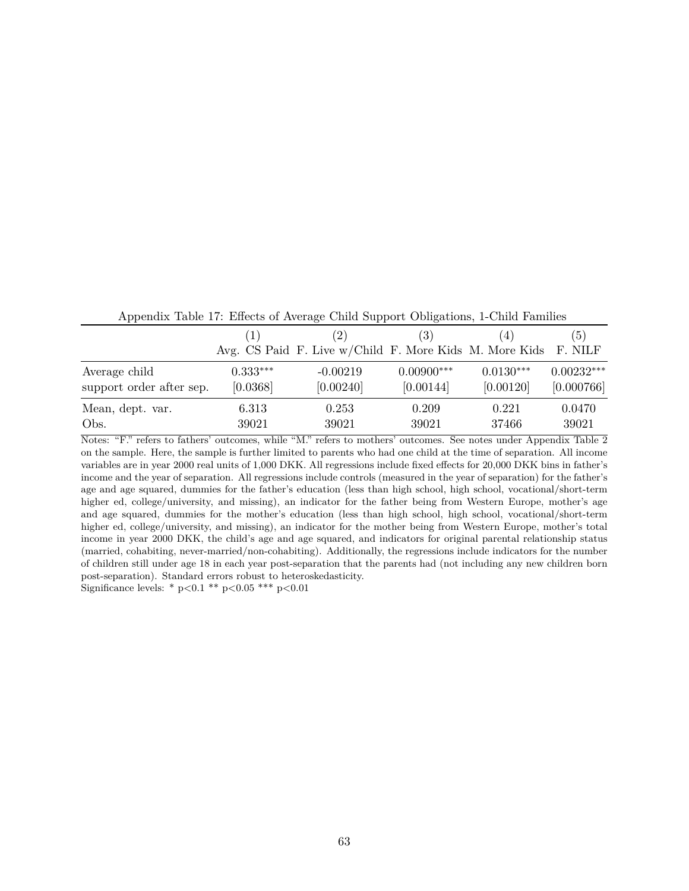Appendix Table 17: Effects of Average Child Support Obligations, 1-Child Families

| | (1) Avg. CS Paid | (2) F. Live w/Child | (3) F. More Kids | (4) M. More Kids | (5) F. NILF |
|---|---|---|---|---|---|
| Average child support order after sep. | 0.333*** | -0.00219 | 0.00900*** | 0.0130*** | 0.00232*** |
| | [0.0368] | [0.00240] | [0.00144] | [0.00120] | [0.000766] |
| Mean, dept. var. | 6.313 | 0.253 | 0.209 | 0.221 | 0.0470 |
| Obs. | 39021 | 39021 | 39021 | 37466 | 39021 |

Notes: "F." refers to fathers' outcomes, while "M." refers to mothers' outcomes. See notes under Appendix Table 2 on the sample. Here, the sample is further limited to parents who had one child at the time of separation. All income variables are in year 2000 real units of 1,000 DKK. All regressions include fixed effects for 20,000 DKK bins in father's income and the year of separation. All regressions include controls (measured in the year of separation) for the father's age and age squared, dummies for the father's education (less than high school, high school, vocational/short-term higher ed, college/university, and missing), an indicator for the father being from Western Europe, mother's age and age squared, dummies for the mother's education (less than high school, high school, vocational/short-term higher ed, college/university, and missing), an indicator for the mother being from Western Europe, mother's total income in year 2000 DKK, the child's age and age squared, and indicators for original parental relationship status (married, cohabiting, never-married/non-cohabiting). Additionally, the regressions include indicators for the number of children still under age 18 in each year post-separation that the parents had (not including any new children born post-separation). Standard errors robust to heteroskedasticity.

Significance levels: * p<0.1 ** p<0.05 *** p<0.01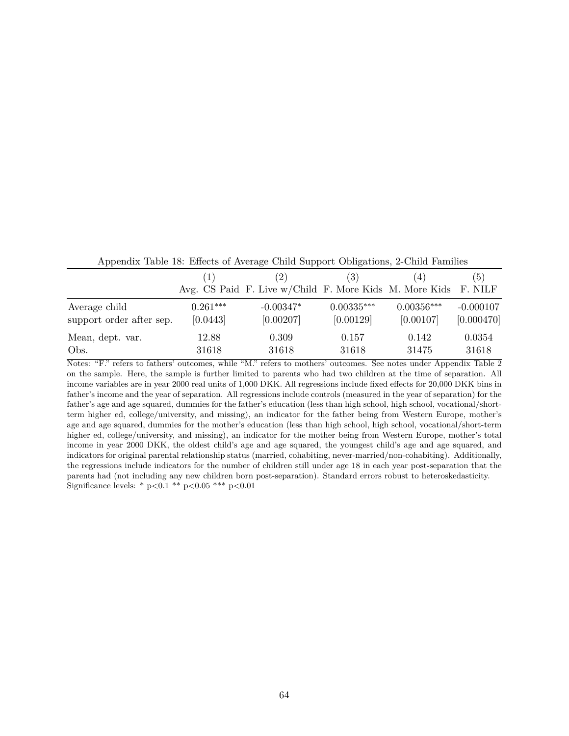Appendix Table 18: Effects of Average Child Support Obligations, 2-Child Families

| | (1) | (2) | (3) | (4) | (5) |
|---|---|---|---|---|---|
| | Avg. CS Paid | F. Live w/Child | F. More Kids | M. More Kids | F. NILF |
| Average child support order after sep. | 0.261*** | -0.00347* | 0.00335*** | 0.00356*** | -0.000107 |
| | [0.0443] | [0.00207] | [0.00129] | [0.00107] | [0.000470] |
| Mean, dept. var. | 12.88 | 0.309 | 0.157 | 0.142 | 0.0354 |
| Obs. | 31618 | 31618 | 31618 | 31475 | 31618 |

Notes: "F." refers to fathers' outcomes, while "M." refers to mothers' outcomes. See notes under Appendix Table 2 on the sample. Here, the sample is further limited to parents who had two children at the time of separation. All income variables are in year 2000 real units of 1,000 DKK. All regressions include fixed effects for 20,000 DKK bins in father's income and the year of separation. All regressions include controls (measured in the year of separation) for the father's age and age squared, dummies for the father's education (less than high school, high school, vocational/short-term higher ed, college/university, and missing), an indicator for the father being from Western Europe, mother's age and age squared, dummies for the mother's education (less than high school, high school, vocational/short-term higher ed, college/university, and missing), an indicator for the mother being from Western Europe, mother's total income in year 2000 DKK, the oldest child's age and age squared, the youngest child's age and age squared, and indicators for original parental relationship status (married, cohabiting, never-married/non-cohabiting). Additionally, the regressions include indicators for the number of children still under age 18 in each year post-separation that the parents had (not including any new children born post-separation). Standard errors robust to heteroskedasticity. Significance levels: * p<0.1 ** p<0.05 *** p<0.01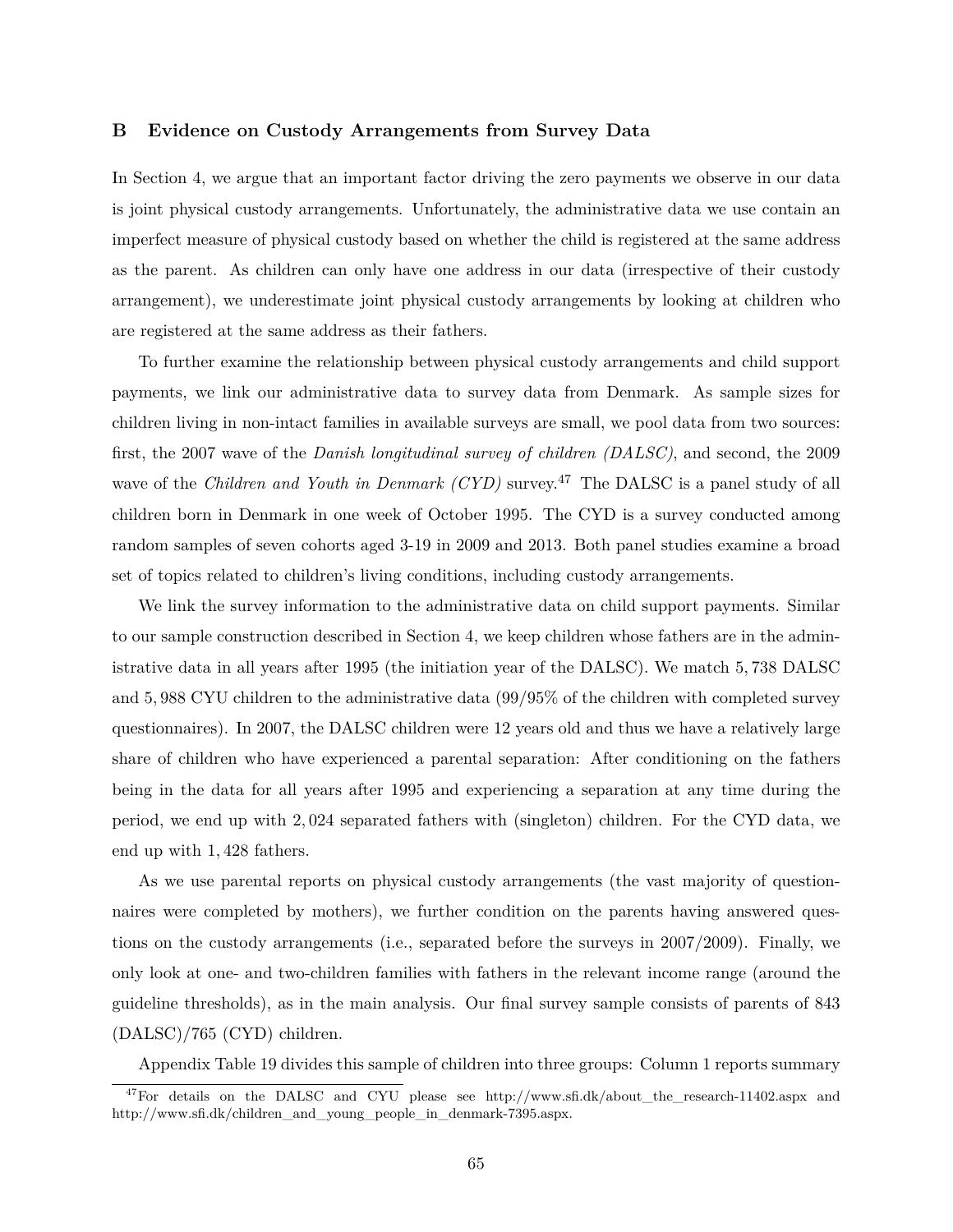## B Evidence on Custody Arrangements from Survey Data

In Section 4, we argue that an important factor driving the zero payments we observe in our data is joint physical custody arrangements. Unfortunately, the administrative data we use contain an imperfect measure of physical custody based on whether the child is registered at the same address as the parent. As children can only have one address in our data (irrespective of their custody arrangement), we underestimate joint physical custody arrangements by looking at children who are registered at the same address as their fathers.

To further examine the relationship between physical custody arrangements and child support payments, we link our administrative data to survey data from Denmark. As sample sizes for children living in non-intact families in available surveys are small, we pool data from two sources: first, the 2007 wave of the *Danish longitudinal survey of children (DALSC)*, and second, the 2009 wave of the *Children and Youth in Denmark (CYD)* survey.[47] The DALSC is a panel study of all children born in Denmark in one week of October 1995. The CYD is a survey conducted among random samples of seven cohorts aged 3-19 in 2009 and 2013. Both panel studies examine a broad set of topics related to children's living conditions, including custody arrangements.

We link the survey information to the administrative data on child support payments. Similar to our sample construction described in Section 4, we keep children whose fathers are in the administrative data in all years after 1995 (the initiation year of the DALSC). We match 5,738 DALSC and 5,988 CYU children to the administrative data (99/95% of the children with completed survey questionnaires). In 2007, the DALSC children were 12 years old and thus we have a relatively large share of children who have experienced a parental separation: After conditioning on the fathers being in the data for all years after 1995 and experiencing a separation at any time during the period, we end up with 2,024 separated fathers with (singleton) children. For the CYD data, we end up with 1,428 fathers.

As we use parental reports on physical custody arrangements (the vast majority of questionnaires were completed by mothers), we further condition on the parents having answered questions on the custody arrangements (i.e., separated before the surveys in 2007/2009). Finally, we only look at one- and two-children families with fathers in the relevant income range (around the guideline thresholds), as in the main analysis. Our final survey sample consists of parents of 843 (DALSC)/765 (CYD) children.

Appendix Table 19 divides this sample of children into three groups: Column 1 reports summary

[47] For details on the DALSC and CYU please see http://www.sfi.dk/about_the_research-11402.aspx and http://www.sfi.dk/children_and_young_people_in_denmark-7395.aspx.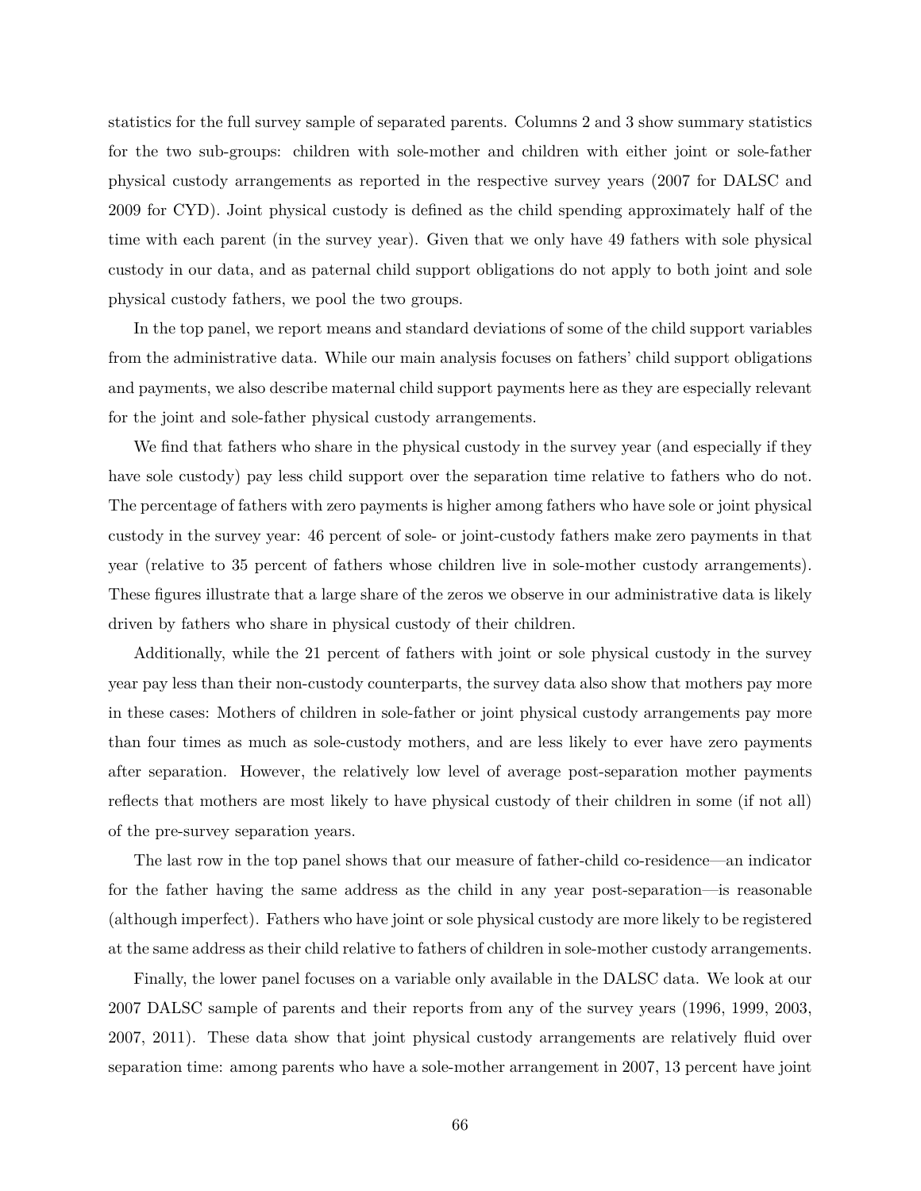statistics for the full survey sample of separated parents. Columns 2 and 3 show summary statistics for the two sub-groups: children with sole-mother and children with either joint or sole-father physical custody arrangements as reported in the respective survey years (2007 for DALSC and 2009 for CYD). Joint physical custody is defined as the child spending approximately half of the time with each parent (in the survey year). Given that we only have 49 fathers with sole physical custody in our data, and as paternal child support obligations do not apply to both joint and sole physical custody fathers, we pool the two groups.

In the top panel, we report means and standard deviations of some of the child support variables from the administrative data. While our main analysis focuses on fathers' child support obligations and payments, we also describe maternal child support payments here as they are especially relevant for the joint and sole-father physical custody arrangements.

We find that fathers who share in the physical custody in the survey year (and especially if they have sole custody) pay less child support over the separation time relative to fathers who do not. The percentage of fathers with zero payments is higher among fathers who have sole or joint physical custody in the survey year: 46 percent of sole- or joint-custody fathers make zero payments in that year (relative to 35 percent of fathers whose children live in sole-mother custody arrangements). These figures illustrate that a large share of the zeros we observe in our administrative data is likely driven by fathers who share in physical custody of their children.

Additionally, while the 21 percent of fathers with joint or sole physical custody in the survey year pay less than their non-custody counterparts, the survey data also show that mothers pay more in these cases: Mothers of children in sole-father or joint physical custody arrangements pay more than four times as much as sole-custody mothers, and are less likely to ever have zero payments after separation. However, the relatively low level of average post-separation mother payments reflects that mothers are most likely to have physical custody of their children in some (if not all) of the pre-survey separation years.

The last row in the top panel shows that our measure of father-child co-residence—an indicator for the father having the same address as the child in any year post-separation—is reasonable (although imperfect). Fathers who have joint or sole physical custody are more likely to be registered at the same address as their child relative to fathers of children in sole-mother custody arrangements.

Finally, the lower panel focuses on a variable only available in the DALSC data. We look at our 2007 DALSC sample of parents and their reports from any of the survey years (1996, 1999, 2003, 2007, 2011). These data show that joint physical custody arrangements are relatively fluid over separation time: among parents who have a sole-mother arrangement in 2007, 13 percent have joint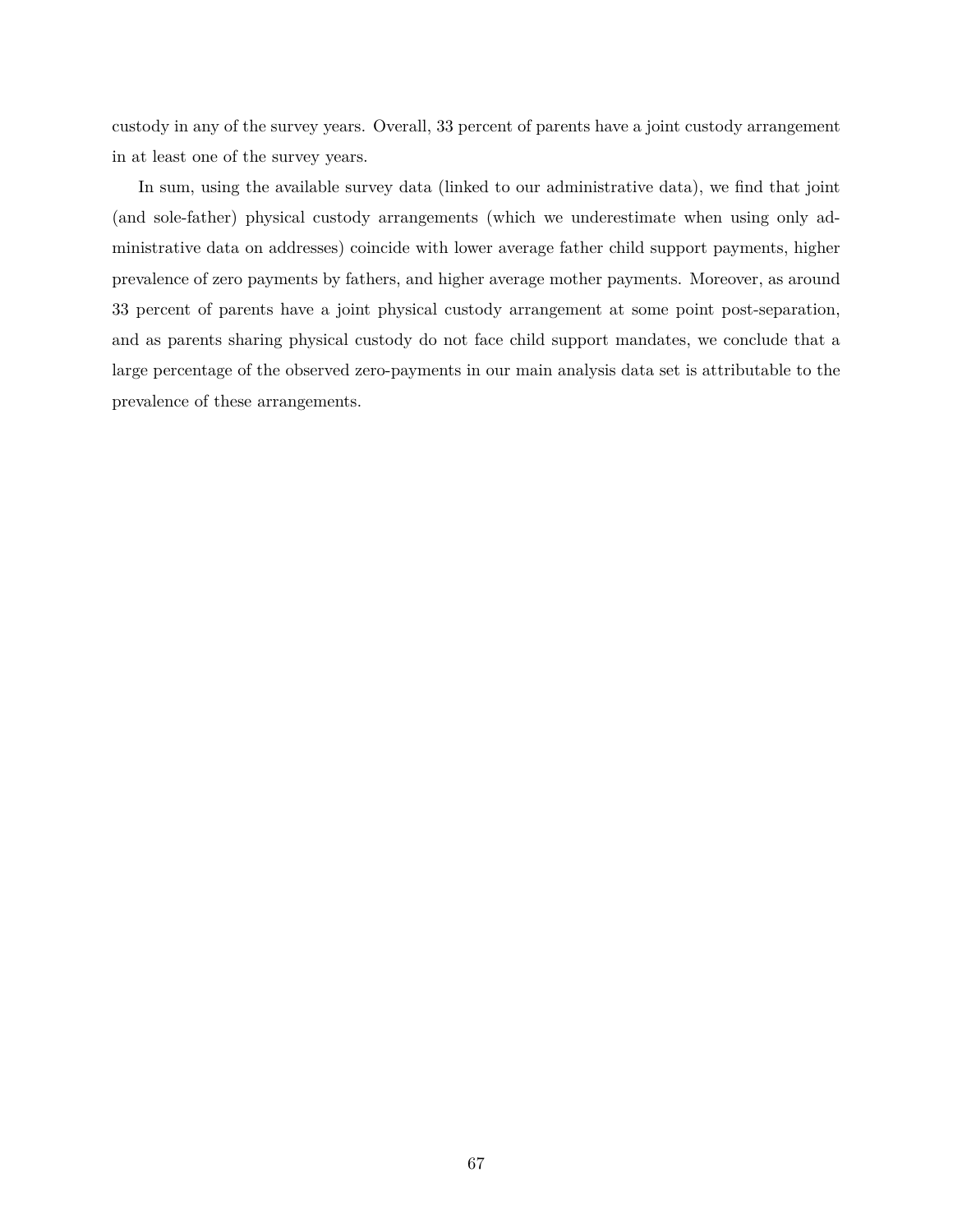custody in any of the survey years. Overall, 33 percent of parents have a joint custody arrangement in at least one of the survey years.

In sum, using the available survey data (linked to our administrative data), we find that joint (and sole-father) physical custody arrangements (which we underestimate when using only administrative data on addresses) coincide with lower average father child support payments, higher prevalence of zero payments by fathers, and higher average mother payments. Moreover, as around 33 percent of parents have a joint physical custody arrangement at some point post-separation, and as parents sharing physical custody do not face child support mandates, we conclude that a large percentage of the observed zero-payments in our main analysis data set is attributable to the prevalence of these arrangements.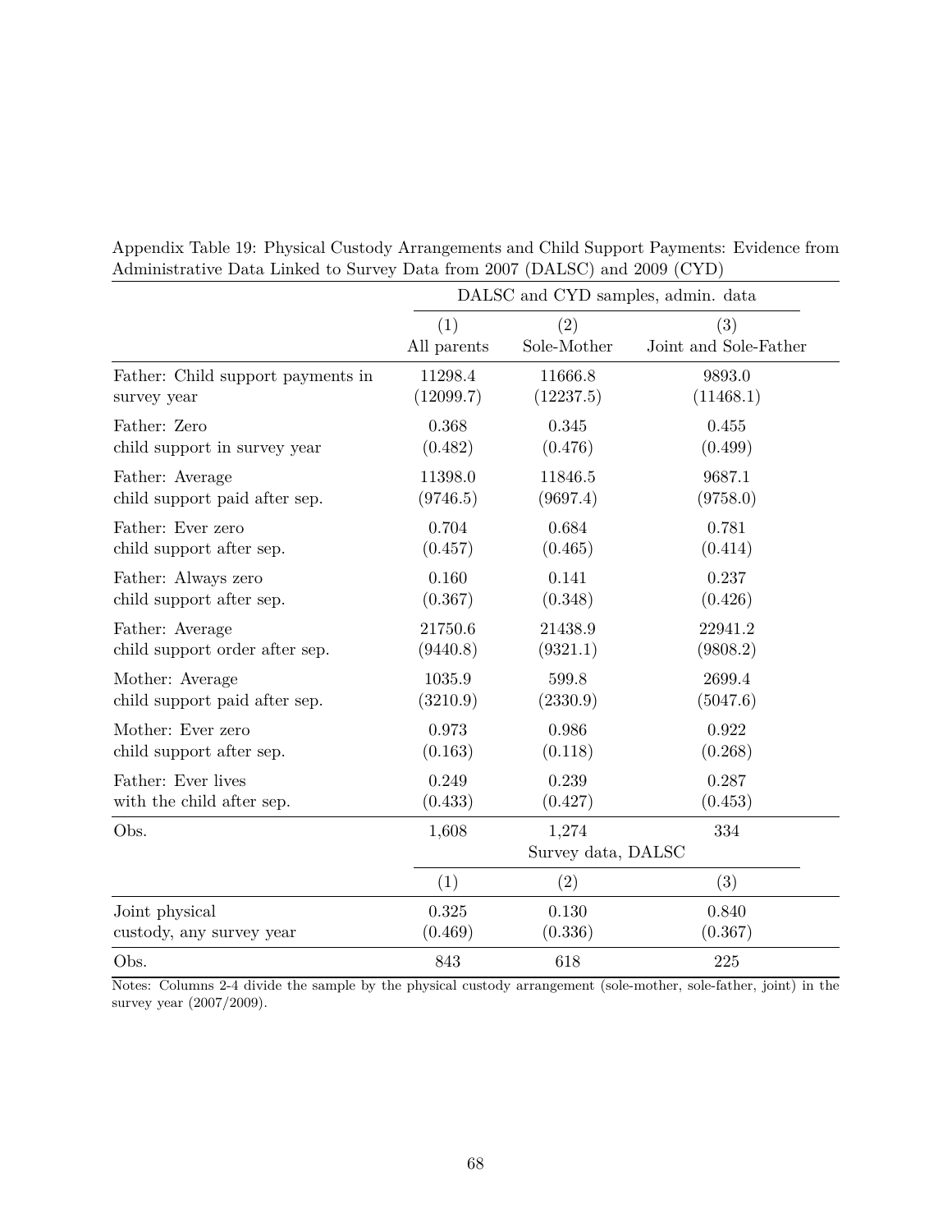Appendix Table 19: Physical Custody Arrangements and Child Support Payments: Evidence from Administrative Data Linked to Survey Data from 2007 (DALSC) and 2009 (CYD)

| | DALSC and CYD samples, admin. data | | |
|---|---|---|---|
| | (1) | (2) | (3) |
| | All parents | Sole-Mother | Joint and Sole-Father |
| Father: Child support payments in survey year | 11298.4 | 11666.8 | 9893.0 |
| | (12099.7) | (12237.5) | (11468.1) |
| Father: Zero child support in survey year | 0.368 | 0.345 | 0.455 |
| | (0.482) | (0.476) | (0.499) |
| Father: Average child support paid after sep. | 11398.0 | 11846.5 | 9687.1 |
| | (9746.5) | (9697.4) | (9758.0) |
| Father: Ever zero child support after sep. | 0.704 | 0.684 | 0.781 |
| | (0.457) | (0.465) | (0.414) |
| Father: Always zero child support after sep. | 0.160 | 0.141 | 0.237 |
| | (0.367) | (0.348) | (0.426) |
| Father: Average child support order after sep. | 21750.6 | 21438.9 | 22941.2 |
| | (9440.8) | (9321.1) | (9808.2) |
| Mother: Average child support paid after sep. | 1035.9 | 599.8 | 2699.4 |
| | (3210.9) | (2330.9) | (5047.6) |
| Mother: Ever zero child support after sep. | 0.973 | 0.986 | 0.922 |
| | (0.163) | (0.118) | (0.268) |
| Father: Ever lives with the child after sep. | 0.249 | 0.239 | 0.287 |
| | (0.433) | (0.427) | (0.453) |
| Obs. | 1,608 | 1,274 | 334 |
| | Survey data, DALSC | | |
| | (1) | (2) | (3) |
| Joint physical custody, any survey year | 0.325 | 0.130 | 0.840 |
| | (0.469) | (0.336) | (0.367) |
| Obs. | 843 | 618 | 225 |

Notes: Columns 2-4 divide the sample by the physical custody arrangement (sole-mother, sole-father, joint) in the survey year (2007/2009).